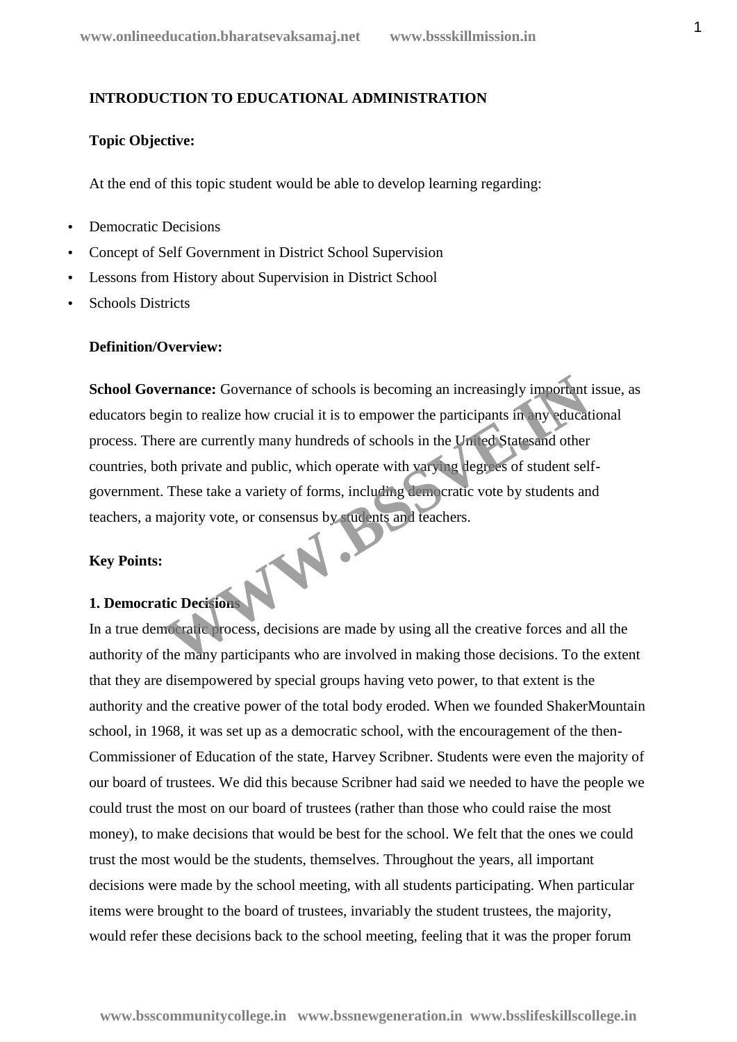**INTRODUCTION TO EDUCATIONAL ADMINISTRATION**

**Topic Objective:**

At the end of this topic student would be able to develop learning regarding:

- Democratic Decisions
- Concept of Self Government in District School Supervision
- Lessons from History about Supervision in District School
- Schools Districts

**Definition/Overview:**

**School Governance:** Governance of schools is becoming an increasingly important issue, as educators begin to realize how crucial it is to empower the participants in any educational process. There are currently many hundreds of schools in the United Statesand other countries, both private and public, which operate with varying degrees of student self-government. These take a variety of forms, including democratic vote by students and teachers, a majority vote, or consensus by students and teachers.

**Key Points:**

**1. Democratic Decisions**

In a true democratic process, decisions are made by using all the creative forces and all the authority of the many participants who are involved in making those decisions. To the extent that they are disempowered by special groups having veto power, to that extent is the authority and the creative power of the total body eroded. When we founded ShakerMountain school, in 1968, it was set up as a democratic school, with the encouragement of the then-Commissioner of Education of the state, Harvey Scribner. Students were even the majority of our board of trustees. We did this because Scribner had said we needed to have the people we could trust the most on our board of trustees (rather than those who could raise the most money), to make decisions that would be best for the school. We felt that the ones we could trust the most would be the students, themselves. Throughout the years, all important decisions were made by the school meeting, with all students participating. When particular items were brought to the board of trustees, invariably the student trustees, the majority, would refer these decisions back to the school meeting, feeling that it was the proper forum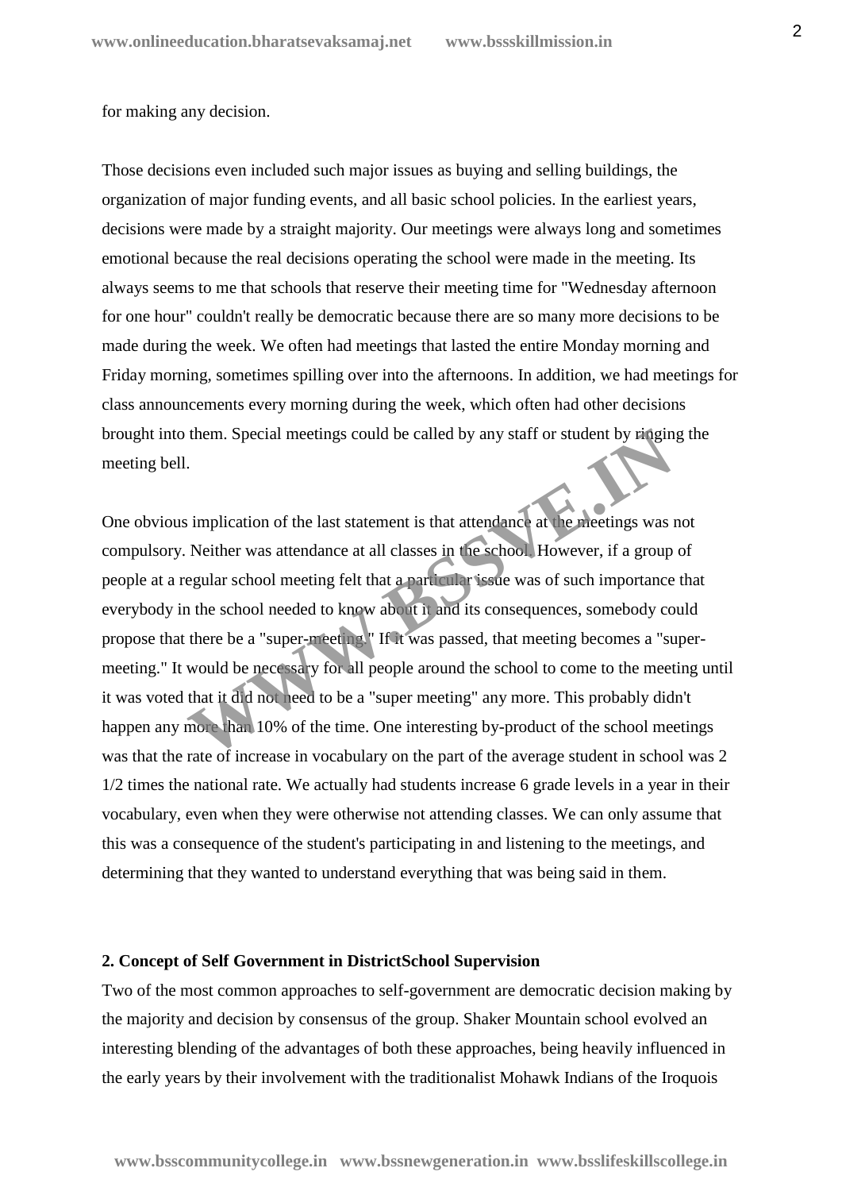for making any decision.

Those decisions even included such major issues as buying and selling buildings, the organization of major funding events, and all basic school policies. In the earliest years, decisions were made by a straight majority. Our meetings were always long and sometimes emotional because the real decisions operating the school were made in the meeting. Its always seems to me that schools that reserve their meeting time for "Wednesday afternoon for one hour" couldn't really be democratic because there are so many more decisions to be made during the week. We often had meetings that lasted the entire Monday morning and Friday morning, sometimes spilling over into the afternoons. In addition, we had meetings for class announcements every morning during the week, which often had other decisions brought into them. Special meetings could be called by any staff or student by ringing the meeting bell.

One obvious implication of the last statement is that attendance at the meetings was not compulsory. Neither was attendance at all classes in the school. However, if a group of people at a regular school meeting felt that a particular issue was of such importance that everybody in the school needed to know about it and its consequences, somebody could propose that there be a "super-meeting." If it was passed, that meeting becomes a "super-meeting." It would be necessary for all people around the school to come to the meeting until it was voted that it did not need to be a "super meeting" any more. This probably didn't happen any more than 10% of the time. One interesting by-product of the school meetings was that the rate of increase in vocabulary on the part of the average student in school was 2 1/2 times the national rate. We actually had students increase 6 grade levels in a year in their vocabulary, even when they were otherwise not attending classes. We can only assume that this was a consequence of the student's participating in and listening to the meetings, and determining that they wanted to understand everything that was being said in them.

## 2. Concept of Self Government in DistrictSchool Supervision

Two of the most common approaches to self-government are democratic decision making by the majority and decision by consensus of the group. Shaker Mountain school evolved an interesting blending of the advantages of both these approaches, being heavily influenced in the early years by their involvement with the traditionalist Mohawk Indians of the Iroquois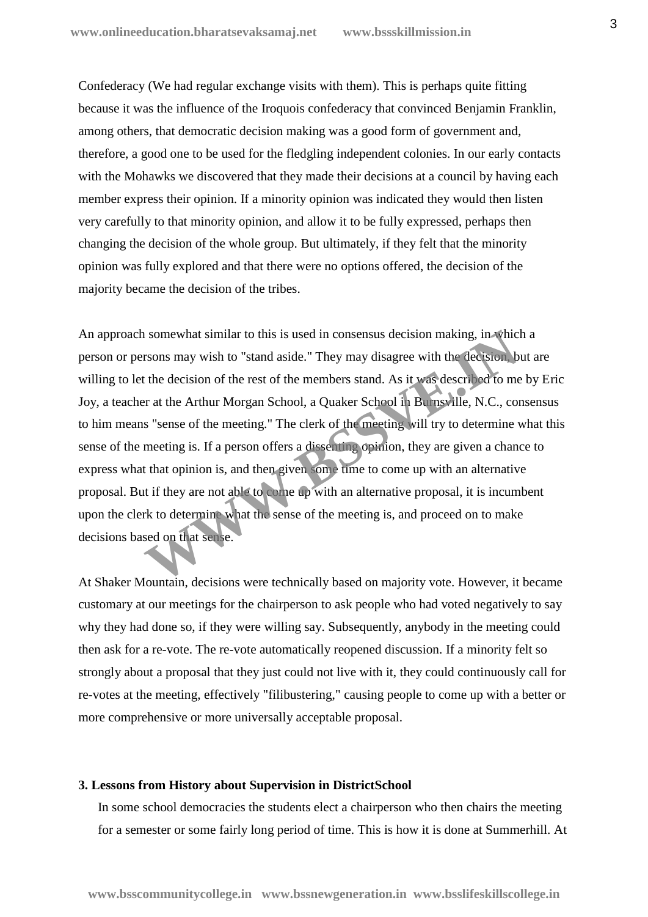Confederacy (We had regular exchange visits with them). This is perhaps quite fitting because it was the influence of the Iroquois confederacy that convinced Benjamin Franklin, among others, that democratic decision making was a good form of government and, therefore, a good one to be used for the fledgling independent colonies. In our early contacts with the Mohawks we discovered that they made their decisions at a council by having each member express their opinion. If a minority opinion was indicated they would then listen very carefully to that minority opinion, and allow it to be fully expressed, perhaps then changing the decision of the whole group. But ultimately, if they felt that the minority opinion was fully explored and that there were no options offered, the decision of the majority became the decision of the tribes.

An approach somewhat similar to this is used in consensus decision making, in which a person or persons may wish to "stand aside." They may disagree with the decision, but are willing to let the decision of the rest of the members stand. As it was described to me by Eric Joy, a teacher at the Arthur Morgan School, a Quaker School in Burnsville, N.C., consensus to him means "sense of the meeting." The clerk of the meeting will try to determine what this sense of the meeting is. If a person offers a dissenting opinion, they are given a chance to express what that opinion is, and then given some time to come up with an alternative proposal. But if they are not able to come up with an alternative proposal, it is incumbent upon the clerk to determine what the sense of the meeting is, and proceed on to make decisions based on that sense.

At Shaker Mountain, decisions were technically based on majority vote. However, it became customary at our meetings for the chairperson to ask people who had voted negatively to say why they had done so, if they were willing say. Subsequently, anybody in the meeting could then ask for a re-vote. The re-vote automatically reopened discussion. If a minority felt so strongly about a proposal that they just could not live with it, they could continuously call for re-votes at the meeting, effectively "filibustering," causing people to come up with a better or more comprehensive or more universally acceptable proposal.

### 3. Lessons from History about Supervision in DistrictSchool

In some school democracies the students elect a chairperson who then chairs the meeting for a semester or some fairly long period of time. This is how it is done at Summerhill. At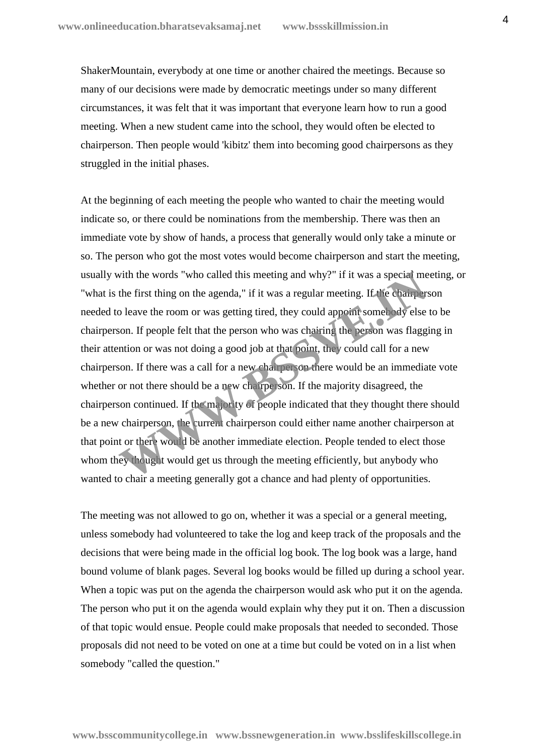ShakerMountain, everybody at one time or another chaired the meetings. Because so many of our decisions were made by democratic meetings under so many different circumstances, it was felt that it was important that everyone learn how to run a good meeting. When a new student came into the school, they would often be elected to chairperson. Then people would 'kibitz' them into becoming good chairpersons as they struggled in the initial phases.

At the beginning of each meeting the people who wanted to chair the meeting would indicate so, or there could be nominations from the membership. There was then an immediate vote by show of hands, a process that generally would only take a minute or so. The person who got the most votes would become chairperson and start the meeting, usually with the words "who called this meeting and why?" if it was a special meeting, or "what is the first thing on the agenda," if it was a regular meeting. If the chairperson needed to leave the room or was getting tired, they could appoint somebody else to be chairperson. If people felt that the person who was chairing the person was flagging in their attention or was not doing a good job at that point, they could call for a new chairperson. If there was a call for a new chairperson there would be an immediate vote whether or not there should be a new chairperson. If the majority disagreed, the chairperson continued. If the majority of people indicated that they thought there should be a new chairperson, the current chairperson could either name another chairperson at that point or there would be another immediate election. People tended to elect those whom they thought would get us through the meeting efficiently, but anybody who wanted to chair a meeting generally got a chance and had plenty of opportunities.

The meeting was not allowed to go on, whether it was a special or a general meeting, unless somebody had volunteered to take the log and keep track of the proposals and the decisions that were being made in the official log book. The log book was a large, hand bound volume of blank pages. Several log books would be filled up during a school year. When a topic was put on the agenda the chairperson would ask who put it on the agenda. The person who put it on the agenda would explain why they put it on. Then a discussion of that topic would ensue. People could make proposals that needed to seconded. Those proposals did not need to be voted on one at a time but could be voted on in a list when somebody "called the question."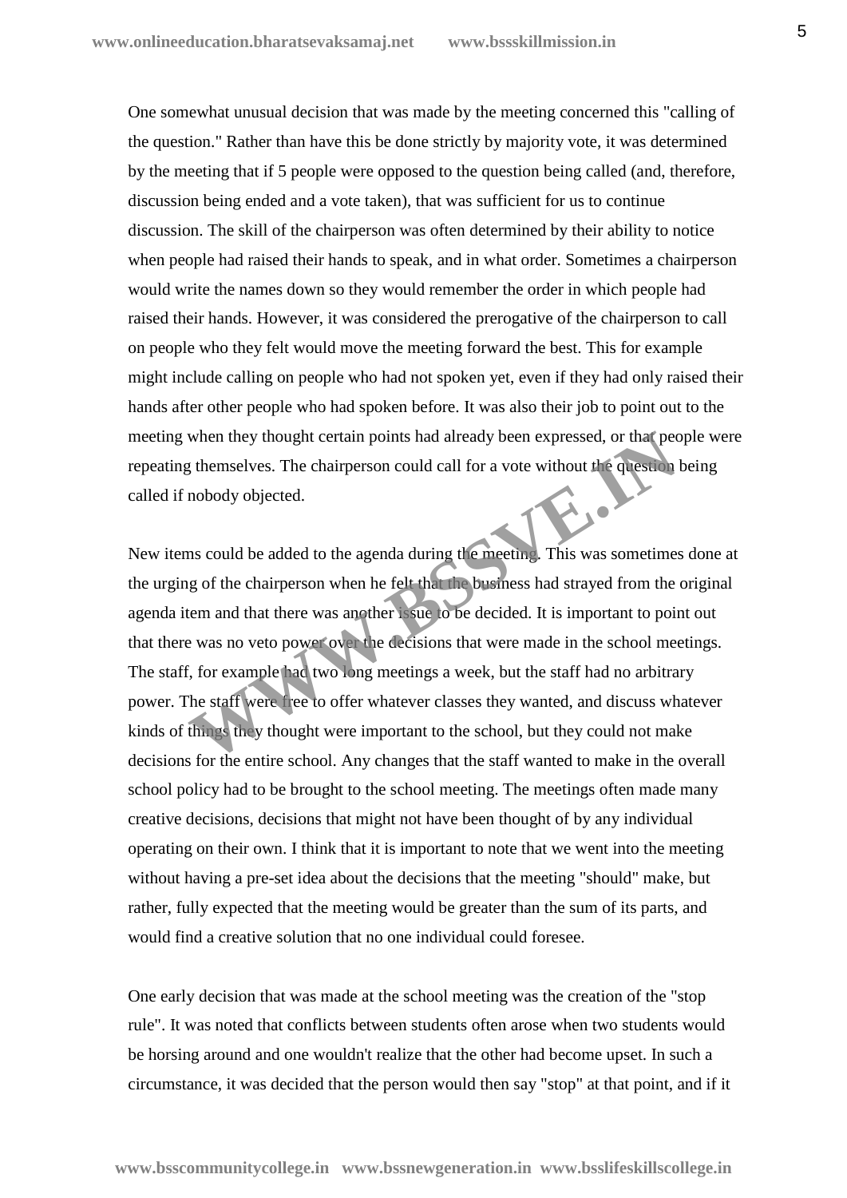One somewhat unusual decision that was made by the meeting concerned this "calling of the question." Rather than have this be done strictly by majority vote, it was determined by the meeting that if 5 people were opposed to the question being called (and, therefore, discussion being ended and a vote taken), that was sufficient for us to continue discussion. The skill of the chairperson was often determined by their ability to notice when people had raised their hands to speak, and in what order. Sometimes a chairperson would write the names down so they would remember the order in which people had raised their hands. However, it was considered the prerogative of the chairperson to call on people who they felt would move the meeting forward the best. This for example might include calling on people who had not spoken yet, even if they had only raised their hands after other people who had spoken before. It was also their job to point out to the meeting when they thought certain points had already been expressed, or that people were repeating themselves. The chairperson could call for a vote without the question being called if nobody objected.

New items could be added to the agenda during the meeting. This was sometimes done at the urging of the chairperson when he felt that the business had strayed from the original agenda item and that there was another issue to be decided. It is important to point out that there was no veto power over the decisions that were made in the school meetings. The staff, for example had two long meetings a week, but the staff had no arbitrary power. The staff were free to offer whatever classes they wanted, and discuss whatever kinds of things they thought were important to the school, but they could not make decisions for the entire school. Any changes that the staff wanted to make in the overall school policy had to be brought to the school meeting. The meetings often made many creative decisions, decisions that might not have been thought of by any individual operating on their own. I think that it is important to note that we went into the meeting without having a pre-set idea about the decisions that the meeting "should" make, but rather, fully expected that the meeting would be greater than the sum of its parts, and would find a creative solution that no one individual could foresee.

One early decision that was made at the school meeting was the creation of the "stop rule". It was noted that conflicts between students often arose when two students would be horsing around and one wouldn't realize that the other had become upset. In such a circumstance, it was decided that the person would then say "stop" at that point, and if it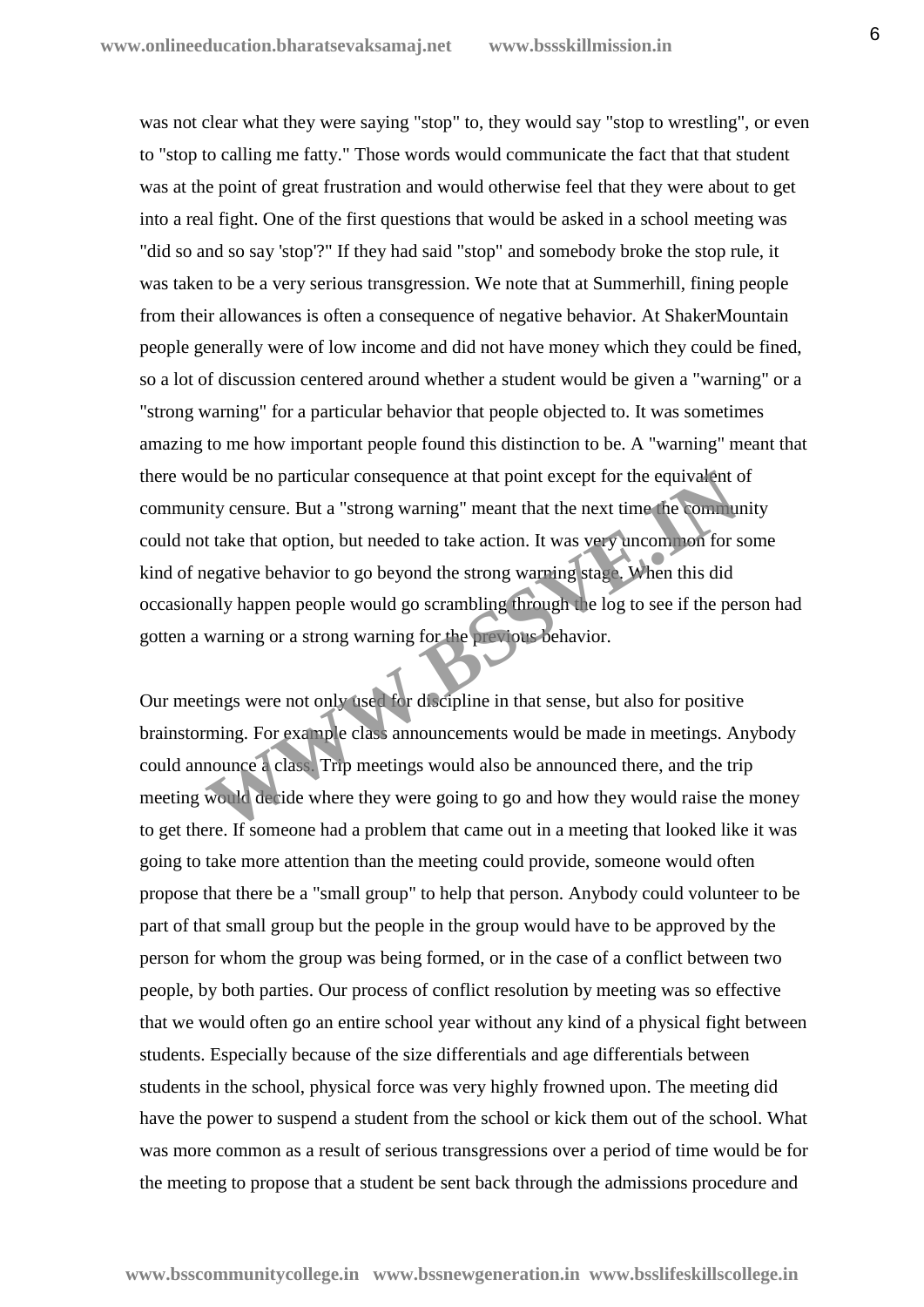was not clear what they were saying "stop" to, they would say "stop to wrestling", or even to "stop to calling me fatty." Those words would communicate the fact that that student was at the point of great frustration and would otherwise feel that they were about to get into a real fight. One of the first questions that would be asked in a school meeting was "did so and so say 'stop'?" If they had said "stop" and somebody broke the stop rule, it was taken to be a very serious transgression. We note that at Summerhill, fining people from their allowances is often a consequence of negative behavior. At ShakerMountain people generally were of low income and did not have money which they could be fined, so a lot of discussion centered around whether a student would be given a "warning" or a "strong warning" for a particular behavior that people objected to. It was sometimes amazing to me how important people found this distinction to be. A "warning" meant that there would be no particular consequence at that point except for the equivalent of community censure. But a "strong warning" meant that the next time the community could not take that option, but needed to take action. It was very uncommon for some kind of negative behavior to go beyond the strong warning stage. When this did occasionally happen people would go scrambling through the log to see if the person had gotten a warning or a strong warning for the previous behavior.

Our meetings were not only used for discipline in that sense, but also for positive brainstorming. For example class announcements would be made in meetings. Anybody could announce a class. Trip meetings would also be announced there, and the trip meeting would decide where they were going to go and how they would raise the money to get there. If someone had a problem that came out in a meeting that looked like it was going to take more attention than the meeting could provide, someone would often propose that there be a "small group" to help that person. Anybody could volunteer to be part of that small group but the people in the group would have to be approved by the person for whom the group was being formed, or in the case of a conflict between two people, by both parties. Our process of conflict resolution by meeting was so effective that we would often go an entire school year without any kind of a physical fight between students. Especially because of the size differentials and age differentials between students in the school, physical force was very highly frowned upon. The meeting did have the power to suspend a student from the school or kick them out of the school. What was more common as a result of serious transgressions over a period of time would be for the meeting to propose that a student be sent back through the admissions procedure and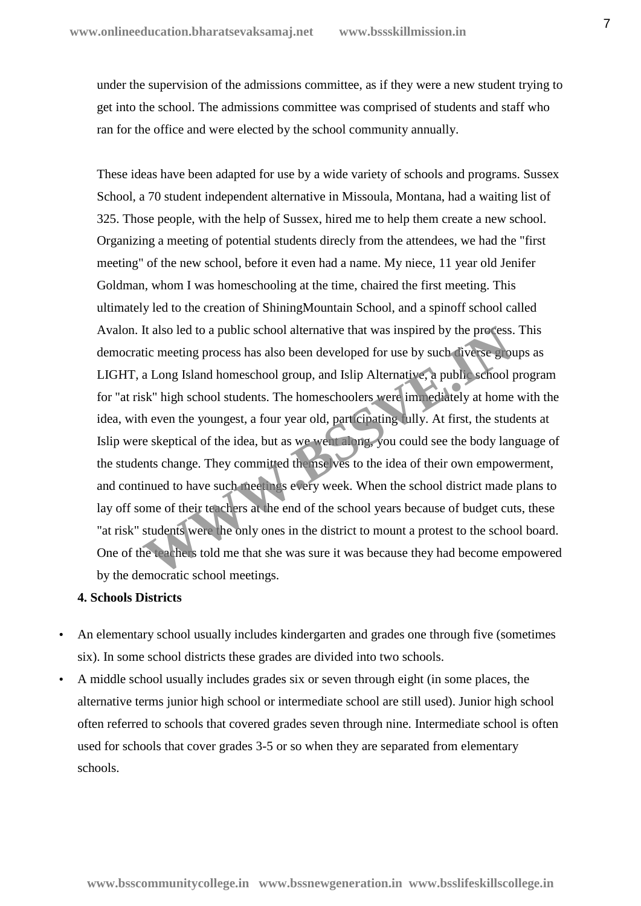under the supervision of the admissions committee, as if they were a new student trying to get into the school. The admissions committee was comprised of students and staff who ran for the office and were elected by the school community annually.

These ideas have been adapted for use by a wide variety of schools and programs. Sussex School, a 70 student independent alternative in Missoula, Montana, had a waiting list of 325. Those people, with the help of Sussex, hired me to help them create a new school. Organizing a meeting of potential students direcly from the attendees, we had the "first meeting" of the new school, before it even had a name. My niece, 11 year old Jenifer Goldman, whom I was homeschooling at the time, chaired the first meeting. This ultimately led to the creation of ShiningMountain School, and a spinoff school called Avalon. It also led to a public school alternative that was inspired by the process. This democratic meeting process has also been developed for use by such diverse groups as LIGHT, a Long Island homeschool group, and Islip Alternative, a public school program for "at risk" high school students. The homeschoolers were immediately at home with the idea, with even the youngest, a four year old, participating fully. At first, the students at Islip were skeptical of the idea, but as we went along, you could see the body language of the students change. They committed themselves to the idea of their own empowerment, and continued to have such meetings every week. When the school district made plans to lay off some of their teachers at the end of the school years because of budget cuts, these "at risk" students were the only ones in the district to mount a protest to the school board. One of the teachers told me that she was sure it was because they had become empowered by the democratic school meetings.

**4. Schools Districts**

- An elementary school usually includes kindergarten and grades one through five (sometimes six). In some school districts these grades are divided into two schools.
- A middle school usually includes grades six or seven through eight (in some places, the alternative terms junior high school or intermediate school are still used). Junior high school often referred to schools that covered grades seven through nine. Intermediate school is often used for schools that cover grades 3-5 or so when they are separated from elementary schools.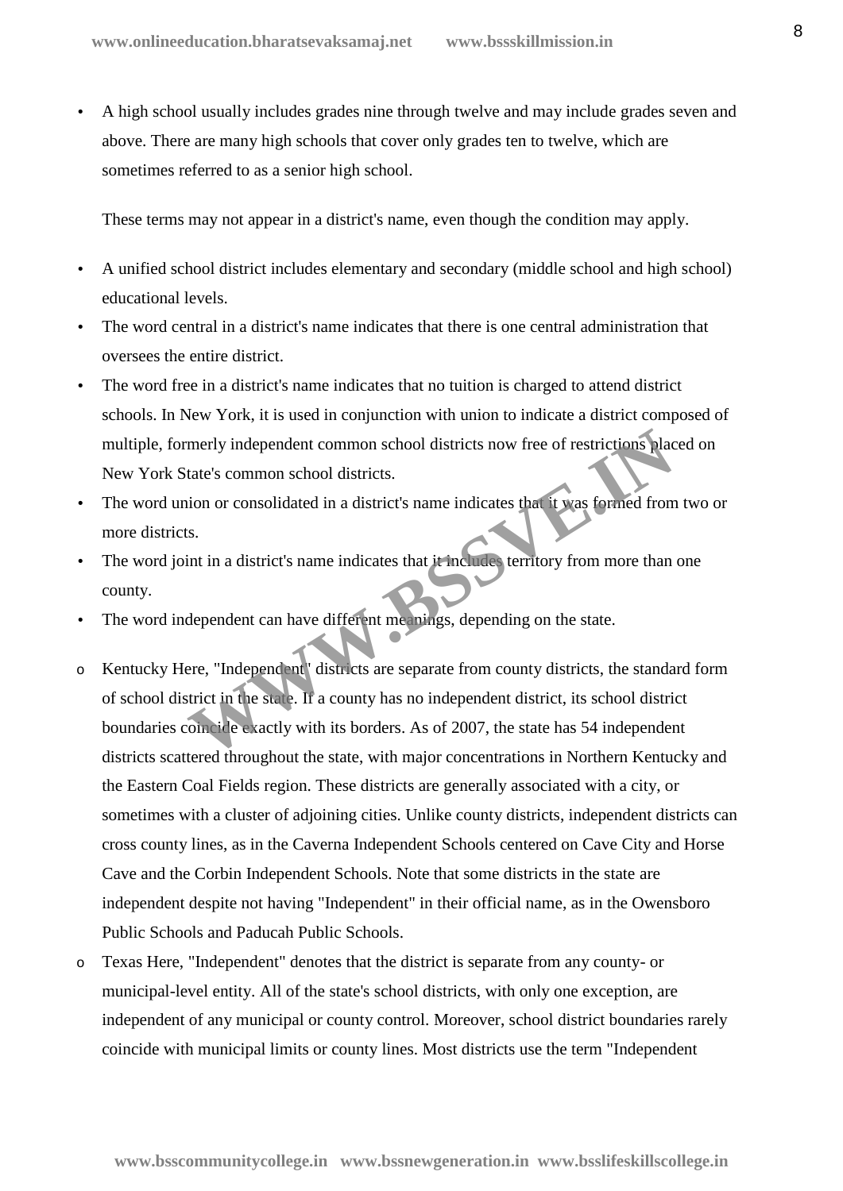- A high school usually includes grades nine through twelve and may include grades seven and above. There are many high schools that cover only grades ten to twelve, which are sometimes referred to as a senior high school.

  These terms may not appear in a district's name, even though the condition may apply.

- A unified school district includes elementary and secondary (middle school and high school) educational levels.
- The word central in a district's name indicates that there is one central administration that oversees the entire district.
- The word free in a district's name indicates that no tuition is charged to attend district schools. In New York, it is used in conjunction with union to indicate a district composed of multiple, formerly independent common school districts now free of restrictions placed on New York State's common school districts.
- The word union or consolidated in a district's name indicates that it was formed from two or more districts.
- The word joint in a district's name indicates that it includes territory from more than one county.
- The word independent can have different meanings, depending on the state.

  - Kentucky Here, "Independent" districts are separate from county districts, the standard form of school district in the state. If a county has no independent district, its school district boundaries coincide exactly with its borders. As of 2007, the state has 54 independent districts scattered throughout the state, with major concentrations in Northern Kentucky and the Eastern Coal Fields region. These districts are generally associated with a city, or sometimes with a cluster of adjoining cities. Unlike county districts, independent districts can cross county lines, as in the Caverna Independent Schools centered on Cave City and Horse Cave and the Corbin Independent Schools. Note that some districts in the state are independent despite not having "Independent" in their official name, as in the Owensboro Public Schools and Paducah Public Schools.
  - Texas Here, "Independent" denotes that the district is separate from any county- or municipal-level entity. All of the state's school districts, with only one exception, are independent of any municipal or county control. Moreover, school district boundaries rarely coincide with municipal limits or county lines. Most districts use the term "Independent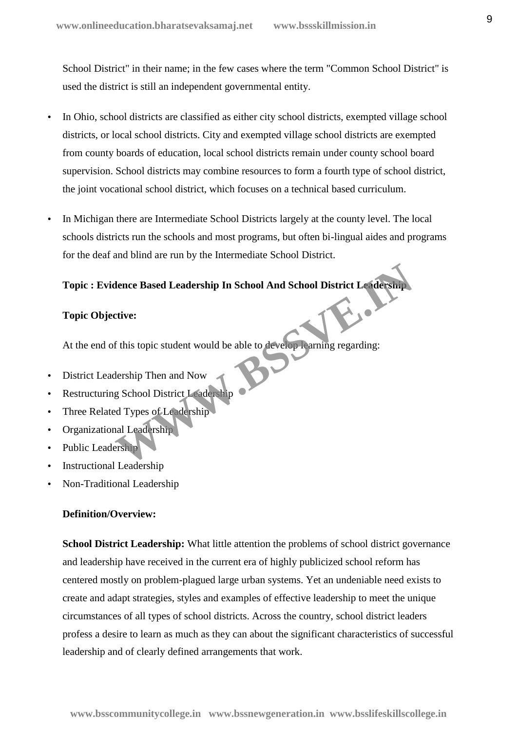School District" in their name; in the few cases where the term "Common School District" is used the district is still an independent governmental entity.

- In Ohio, school districts are classified as either city school districts, exempted village school districts, or local school districts. City and exempted village school districts are exempted from county boards of education, local school districts remain under county school board supervision. School districts may combine resources to form a fourth type of school district, the joint vocational school district, which focuses on a technical based curriculum.
- In Michigan there are Intermediate School Districts largely at the county level. The local schools districts run the schools and most programs, but often bi-lingual aides and programs for the deaf and blind are run by the Intermediate School District.

**Topic : Evidence Based Leadership In School And School District Leadership**

**Topic Objective:**

At the end of this topic student would be able to develop learning regarding:

- District Leadership Then and Now
- Restructuring School District Leadership
- Three Related Types of Leadership
- Organizational Leadership
- Public Leadership
- Instructional Leadership
- Non-Traditional Leadership

**Definition/Overview:**

**School District Leadership:** What little attention the problems of school district governance and leadership have received in the current era of highly publicized school reform has centered mostly on problem-plagued large urban systems. Yet an undeniable need exists to create and adapt strategies, styles and examples of effective leadership to meet the unique circumstances of all types of school districts. Across the country, school district leaders profess a desire to learn as much as they can about the significant characteristics of successful leadership and of clearly defined arrangements that work.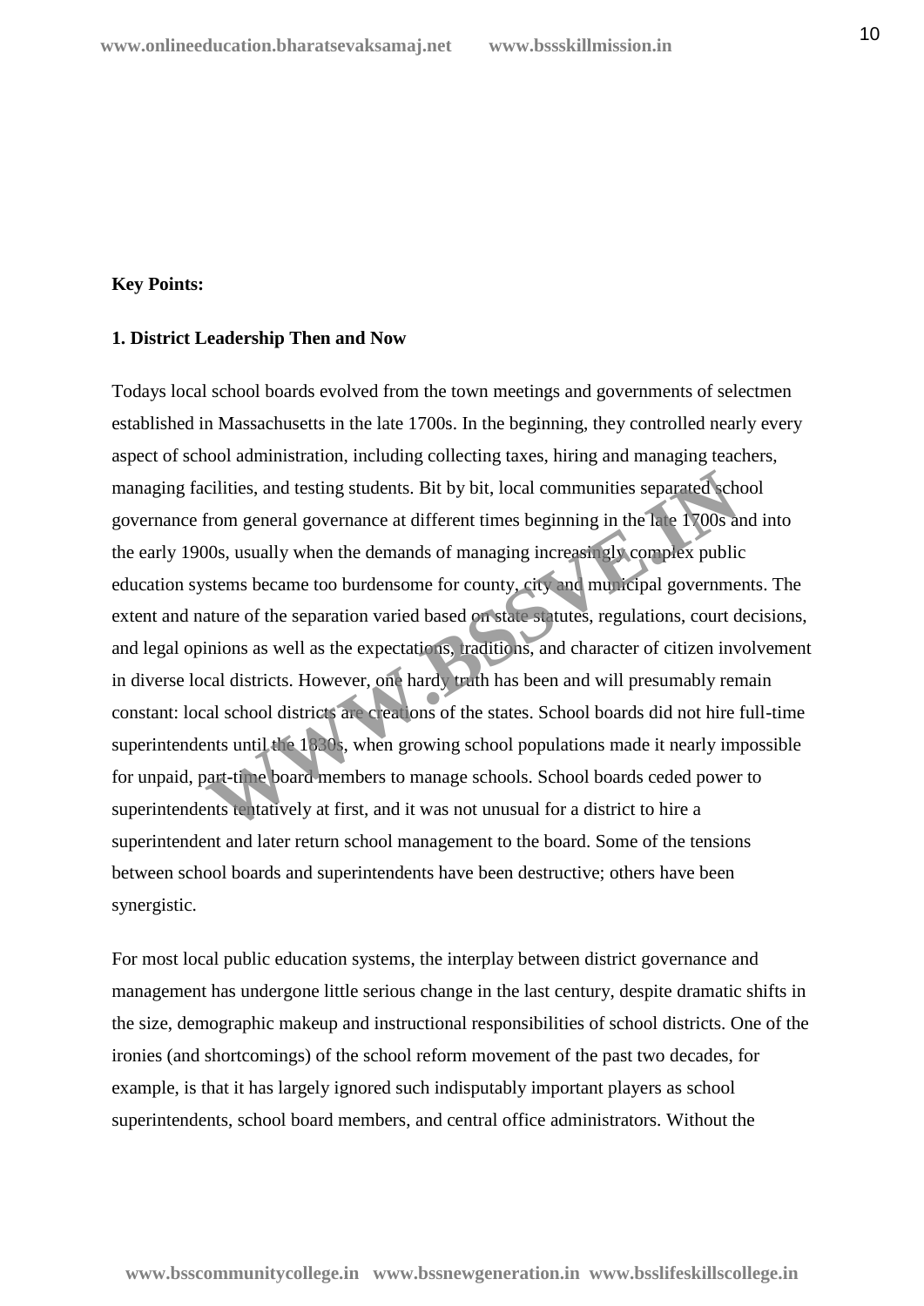**Key Points:**

**1. District Leadership Then and Now**

Todays local school boards evolved from the town meetings and governments of selectmen established in Massachusetts in the late 1700s. In the beginning, they controlled nearly every aspect of school administration, including collecting taxes, hiring and managing teachers, managing facilities, and testing students. Bit by bit, local communities separated school governance from general governance at different times beginning in the late 1700s and into the early 1900s, usually when the demands of managing increasingly complex public education systems became too burdensome for county, city and municipal governments. The extent and nature of the separation varied based on state statutes, regulations, court decisions, and legal opinions as well as the expectations, traditions, and character of citizen involvement in diverse local districts. However, one hardy truth has been and will presumably remain constant: local school districts are creations of the states. School boards did not hire full-time superintendents until the 1830s, when growing school populations made it nearly impossible for unpaid, part-time board members to manage schools. School boards ceded power to superintendents tentatively at first, and it was not unusual for a district to hire a superintendent and later return school management to the board. Some of the tensions between school boards and superintendents have been destructive; others have been synergistic.

For most local public education systems, the interplay between district governance and management has undergone little serious change in the last century, despite dramatic shifts in the size, demographic makeup and instructional responsibilities of school districts. One of the ironies (and shortcomings) of the school reform movement of the past two decades, for example, is that it has largely ignored such indisputably important players as school superintendents, school board members, and central office administrators. Without the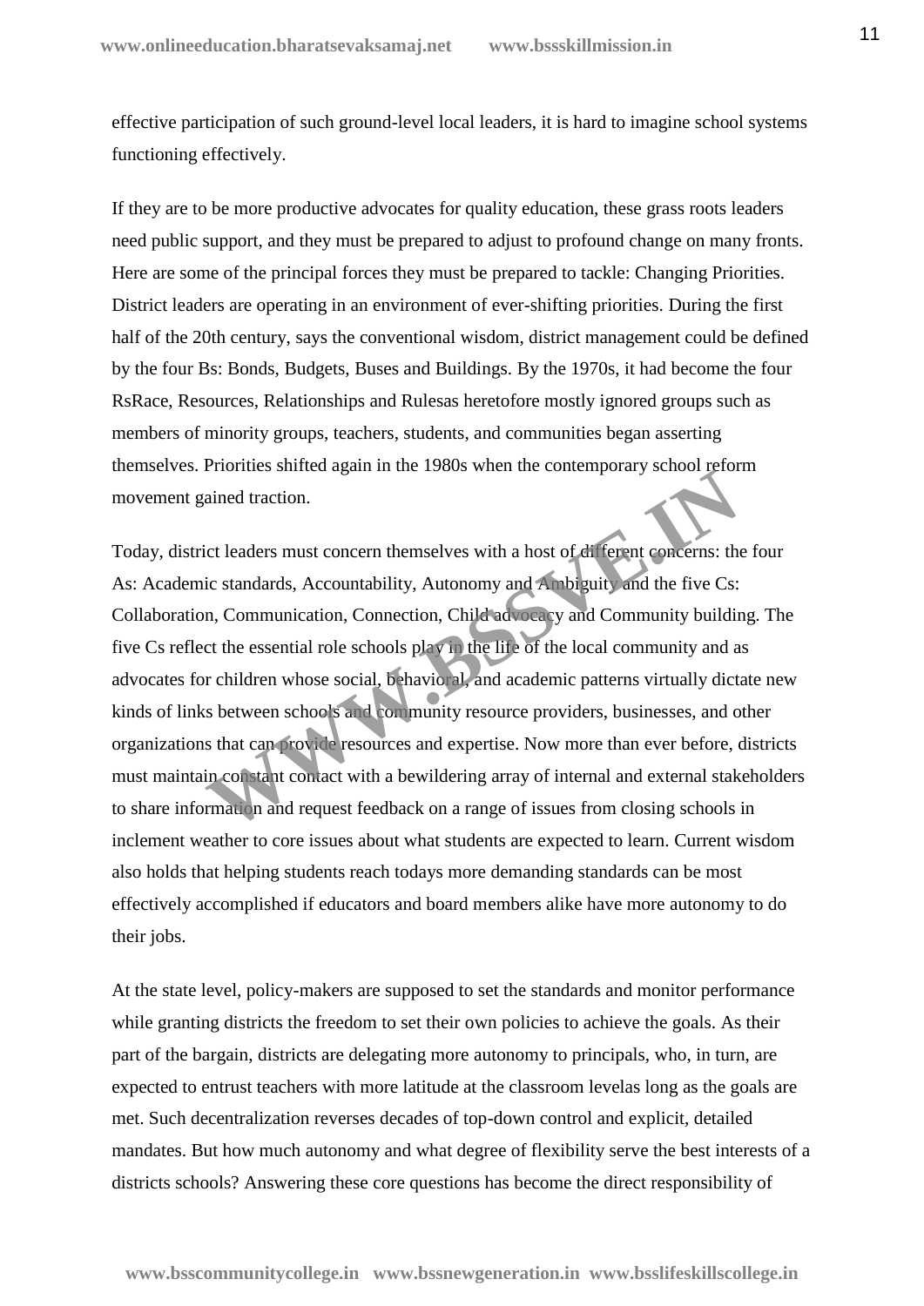effective participation of such ground-level local leaders, it is hard to imagine school systems functioning effectively.

If they are to be more productive advocates for quality education, these grass roots leaders need public support, and they must be prepared to adjust to profound change on many fronts. Here are some of the principal forces they must be prepared to tackle: Changing Priorities. District leaders are operating in an environment of ever-shifting priorities. During the first half of the 20th century, says the conventional wisdom, district management could be defined by the four Bs: Bonds, Budgets, Buses and Buildings. By the 1970s, it had become the four RsRace, Resources, Relationships and Rulesas heretofore mostly ignored groups such as members of minority groups, teachers, students, and communities began asserting themselves. Priorities shifted again in the 1980s when the contemporary school reform movement gained traction.

Today, district leaders must concern themselves with a host of different concerns: the four As: Academic standards, Accountability, Autonomy and Ambiguity and the five Cs: Collaboration, Communication, Connection, Child advocacy and Community building. The five Cs reflect the essential role schools play in the life of the local community and as advocates for children whose social, behavioral, and academic patterns virtually dictate new kinds of links between schools and community resource providers, businesses, and other organizations that can provide resources and expertise. Now more than ever before, districts must maintain constant contact with a bewildering array of internal and external stakeholders to share information and request feedback on a range of issues from closing schools in inclement weather to core issues about what students are expected to learn. Current wisdom also holds that helping students reach todays more demanding standards can be most effectively accomplished if educators and board members alike have more autonomy to do their jobs.

At the state level, policy-makers are supposed to set the standards and monitor performance while granting districts the freedom to set their own policies to achieve the goals. As their part of the bargain, districts are delegating more autonomy to principals, who, in turn, are expected to entrust teachers with more latitude at the classroom levelas long as the goals are met. Such decentralization reverses decades of top-down control and explicit, detailed mandates. But how much autonomy and what degree of flexibility serve the best interests of a districts schools? Answering these core questions has become the direct responsibility of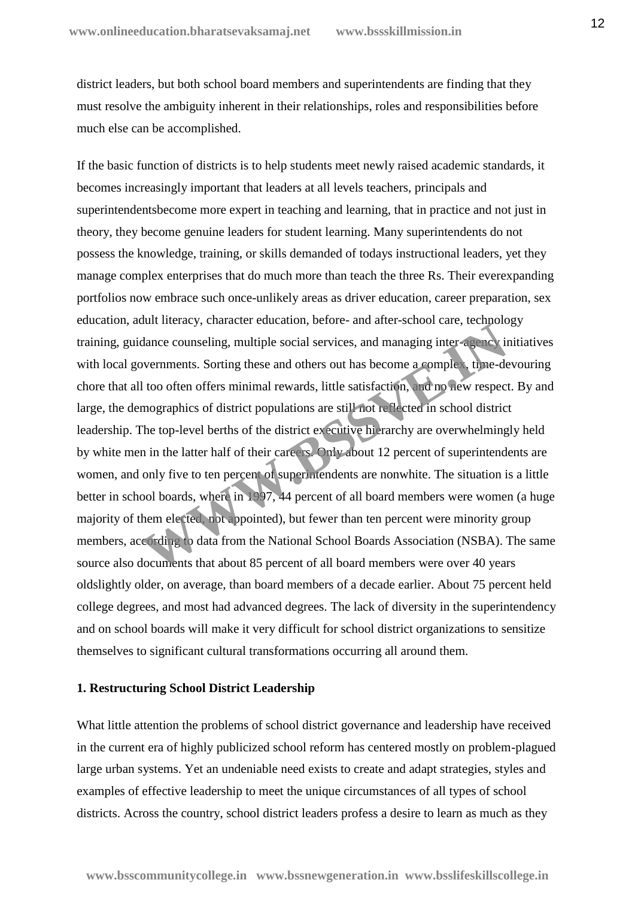district leaders, but both school board members and superintendents are finding that they must resolve the ambiguity inherent in their relationships, roles and responsibilities before much else can be accomplished.

If the basic function of districts is to help students meet newly raised academic standards, it becomes increasingly important that leaders at all levels teachers, principals and superintendentsbecome more expert in teaching and learning, that in practice and not just in theory, they become genuine leaders for student learning. Many superintendents do not possess the knowledge, training, or skills demanded of todays instructional leaders, yet they manage complex enterprises that do much more than teach the three Rs. Their everexpanding portfolios now embrace such once-unlikely areas as driver education, career preparation, sex education, adult literacy, character education, before- and after-school care, technology training, guidance counseling, multiple social services, and managing inter-agency initiatives with local governments. Sorting these and others out has become a complex, time-devouring chore that all too often offers minimal rewards, little satisfaction, and no new respect. By and large, the demographics of district populations are still not reflected in school district leadership. The top-level berths of the district executive hierarchy are overwhelmingly held by white men in the latter half of their careers. Only about 12 percent of superintendents are women, and only five to ten percent of superintendents are nonwhite. The situation is a little better in school boards, where in 1997, 44 percent of all board members were women (a huge majority of them elected, not appointed), but fewer than ten percent were minority group members, according to data from the National School Boards Association (NSBA). The same source also documents that about 85 percent of all board members were over 40 years oldslightly older, on average, than board members of a decade earlier. About 75 percent held college degrees, and most had advanced degrees. The lack of diversity in the superintendency and on school boards will make it very difficult for school district organizations to sensitize themselves to significant cultural transformations occurring all around them.

**1. Restructuring School District Leadership**

What little attention the problems of school district governance and leadership have received in the current era of highly publicized school reform has centered mostly on problem-plagued large urban systems. Yet an undeniable need exists to create and adapt strategies, styles and examples of effective leadership to meet the unique circumstances of all types of school districts. Across the country, school district leaders profess a desire to learn as much as they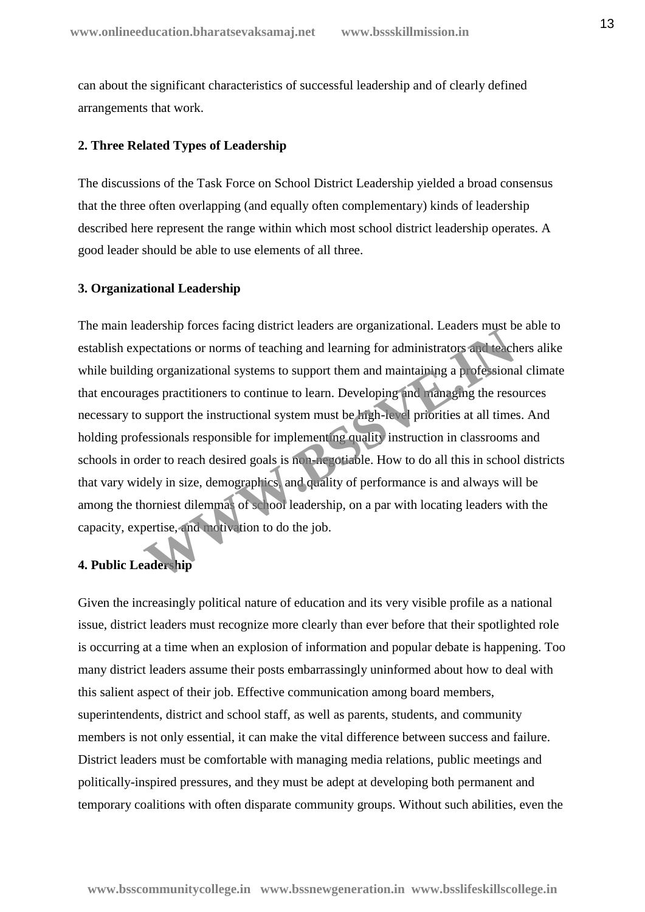can about the significant characteristics of successful leadership and of clearly defined arrangements that work.

**2. Three Related Types of Leadership**

The discussions of the Task Force on School District Leadership yielded a broad consensus that the three often overlapping (and equally often complementary) kinds of leadership described here represent the range within which most school district leadership operates. A good leader should be able to use elements of all three.

**3. Organizational Leadership**

The main leadership forces facing district leaders are organizational. Leaders must be able to establish expectations or norms of teaching and learning for administrators and teachers alike while building organizational systems to support them and maintaining a professional climate that encourages practitioners to continue to learn. Developing and managing the resources necessary to support the instructional system must be high-level priorities at all times. And holding professionals responsible for implementing quality instruction in classrooms and schools in order to reach desired goals is non-negotiable. How to do all this in school districts that vary widely in size, demographics, and quality of performance is and always will be among the thorniest dilemmas of school leadership, on a par with locating leaders with the capacity, expertise, and motivation to do the job.

**4. Public Leadership**

Given the increasingly political nature of education and its very visible profile as a national issue, district leaders must recognize more clearly than ever before that their spotlighted role is occurring at a time when an explosion of information and popular debate is happening. Too many district leaders assume their posts embarrassingly uninformed about how to deal with this salient aspect of their job. Effective communication among board members, superintendents, district and school staff, as well as parents, students, and community members is not only essential, it can make the vital difference between success and failure. District leaders must be comfortable with managing media relations, public meetings and politically-inspired pressures, and they must be adept at developing both permanent and temporary coalitions with often disparate community groups. Without such abilities, even the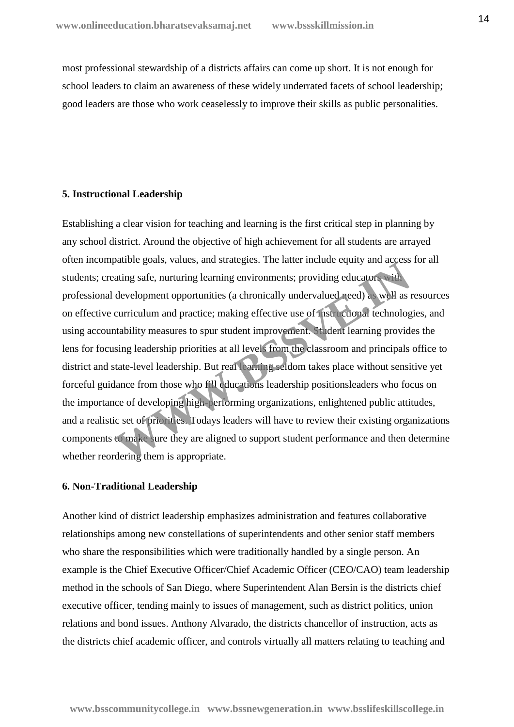most professional stewardship of a districts affairs can come up short. It is not enough for school leaders to claim an awareness of these widely underrated facets of school leadership; good leaders are those who work ceaselessly to improve their skills as public personalities.

**5. Instructional Leadership**

Establishing a clear vision for teaching and learning is the first critical step in planning by any school district. Around the objective of high achievement for all students are arrayed often incompatible goals, values, and strategies. The latter include equity and access for all students; creating safe, nurturing learning environments; providing educators with professional development opportunities (a chronically undervalued need) as well as resources on effective curriculum and practice; making effective use of instructional technologies, and using accountability measures to spur student improvement. Student learning provides the lens for focusing leadership priorities at all levels from the classroom and principals office to district and state-level leadership. But real learning seldom takes place without sensitive yet forceful guidance from those who fill educations leadership positionsleaders who focus on the importance of developing high-performing organizations, enlightened public attitudes, and a realistic set of priorities. Todays leaders will have to review their existing organizations components to make sure they are aligned to support student performance and then determine whether reordering them is appropriate.

**6. Non-Traditional Leadership**

Another kind of district leadership emphasizes administration and features collaborative relationships among new constellations of superintendents and other senior staff members who share the responsibilities which were traditionally handled by a single person. An example is the Chief Executive Officer/Chief Academic Officer (CEO/CAO) team leadership method in the schools of San Diego, where Superintendent Alan Bersin is the districts chief executive officer, tending mainly to issues of management, such as district politics, union relations and bond issues. Anthony Alvarado, the districts chancellor of instruction, acts as the districts chief academic officer, and controls virtually all matters relating to teaching and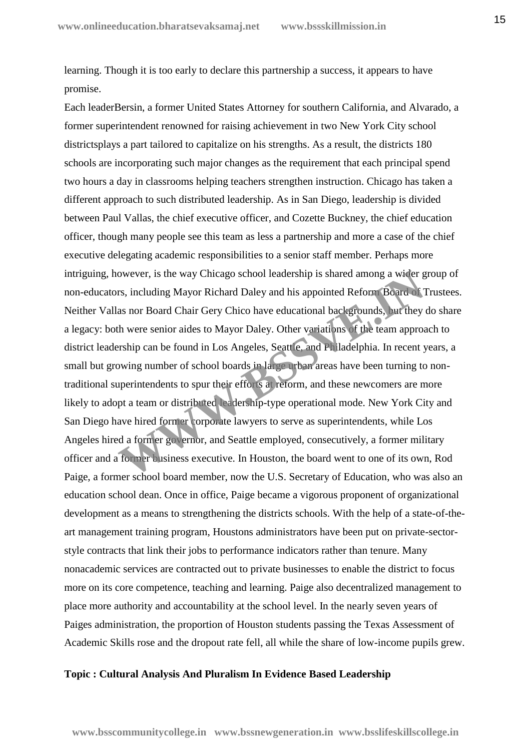learning. Though it is too early to declare this partnership a success, it appears to have promise.

Each leaderBersin, a former United States Attorney for southern California, and Alvarado, a former superintendent renowned for raising achievement in two New York City school districtsplays a part tailored to capitalize on his strengths. As a result, the districts 180 schools are incorporating such major changes as the requirement that each principal spend two hours a day in classrooms helping teachers strengthen instruction. Chicago has taken a different approach to such distributed leadership. As in San Diego, leadership is divided between Paul Vallas, the chief executive officer, and Cozette Buckney, the chief education officer, though many people see this team as less a partnership and more a case of the chief executive delegating academic responsibilities to a senior staff member. Perhaps more intriguing, however, is the way Chicago school leadership is shared among a wider group of non-educators, including Mayor Richard Daley and his appointed Reform Board of Trustees. Neither Vallas nor Board Chair Gery Chico have educational backgrounds, but they do share a legacy: both were senior aides to Mayor Daley. Other variations of the team approach to district leadership can be found in Los Angeles, Seattle, and Philadelphia. In recent years, a small but growing number of school boards in large urban areas have been turning to non-traditional superintendents to spur their efforts at reform, and these newcomers are more likely to adopt a team or distributed leadership-type operational mode. New York City and San Diego have hired former corporate lawyers to serve as superintendents, while Los Angeles hired a former governor, and Seattle employed, consecutively, a former military officer and a former business executive. In Houston, the board went to one of its own, Rod Paige, a former school board member, now the U.S. Secretary of Education, who was also an education school dean. Once in office, Paige became a vigorous proponent of organizational development as a means to strengthening the districts schools. With the help of a state-of-the-art management training program, Houstons administrators have been put on private-sector-style contracts that link their jobs to performance indicators rather than tenure. Many nonacademic services are contracted out to private businesses to enable the district to focus more on its core competence, teaching and learning. Paige also decentralized management to place more authority and accountability at the school level. In the nearly seven years of Paiges administration, the proportion of Houston students passing the Texas Assessment of Academic Skills rose and the dropout rate fell, all while the share of low-income pupils grew.

**Topic : Cultural Analysis And Pluralism In Evidence Based Leadership**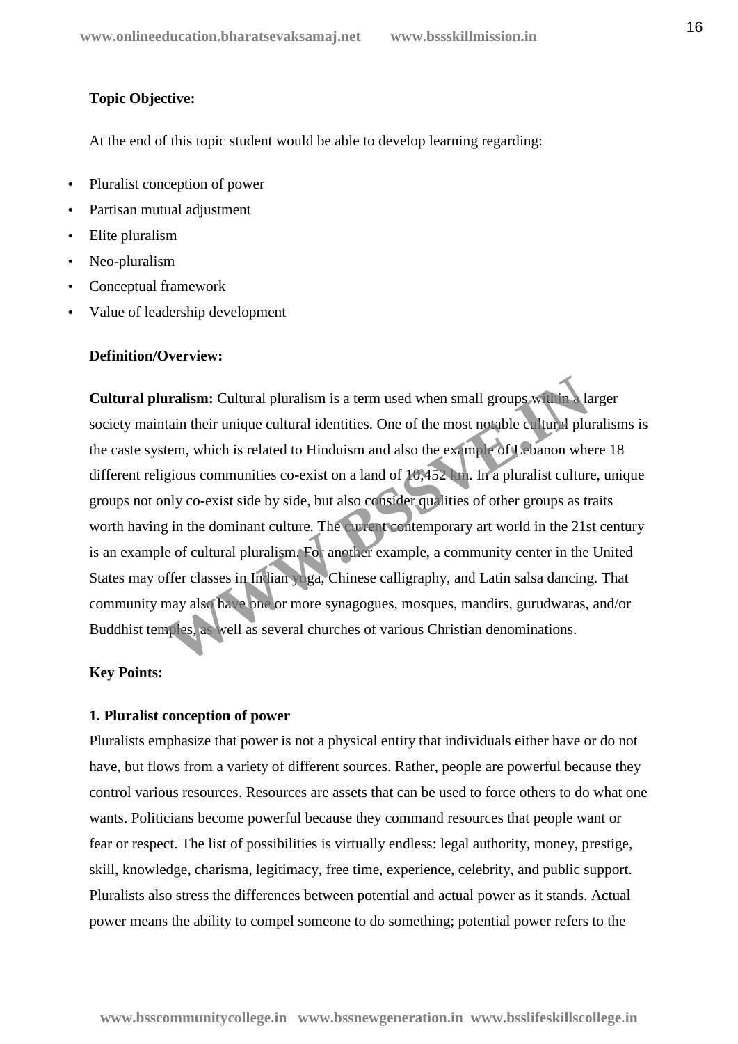**Topic Objective:**

At the end of this topic student would be able to develop learning regarding:

- Pluralist conception of power
- Partisan mutual adjustment
- Elite pluralism
- Neo-pluralism
- Conceptual framework
- Value of leadership development

**Definition/Overview:**

**Cultural pluralism:** Cultural pluralism is a term used when small groups within a larger society maintain their unique cultural identities. One of the most notable cultural pluralisms is the caste system, which is related to Hinduism and also the example of Lebanon where 18 different religious communities co-exist on a land of 10,452 km. In a pluralist culture, unique groups not only co-exist side by side, but also consider qualities of other groups as traits worth having in the dominant culture. The current contemporary art world in the 21st century is an example of cultural pluralism. For another example, a community center in the United States may offer classes in Indian yoga, Chinese calligraphy, and Latin salsa dancing. That community may also have one or more synagogues, mosques, mandirs, gurudwaras, and/or Buddhist temples, as well as several churches of various Christian denominations.

**Key Points:**

**1. Pluralist conception of power**

Pluralists emphasize that power is not a physical entity that individuals either have or do not have, but flows from a variety of different sources. Rather, people are powerful because they control various resources. Resources are assets that can be used to force others to do what one wants. Politicians become powerful because they command resources that people want or fear or respect. The list of possibilities is virtually endless: legal authority, money, prestige, skill, knowledge, charisma, legitimacy, free time, experience, celebrity, and public support. Pluralists also stress the differences between potential and actual power as it stands. Actual power means the ability to compel someone to do something; potential power refers to the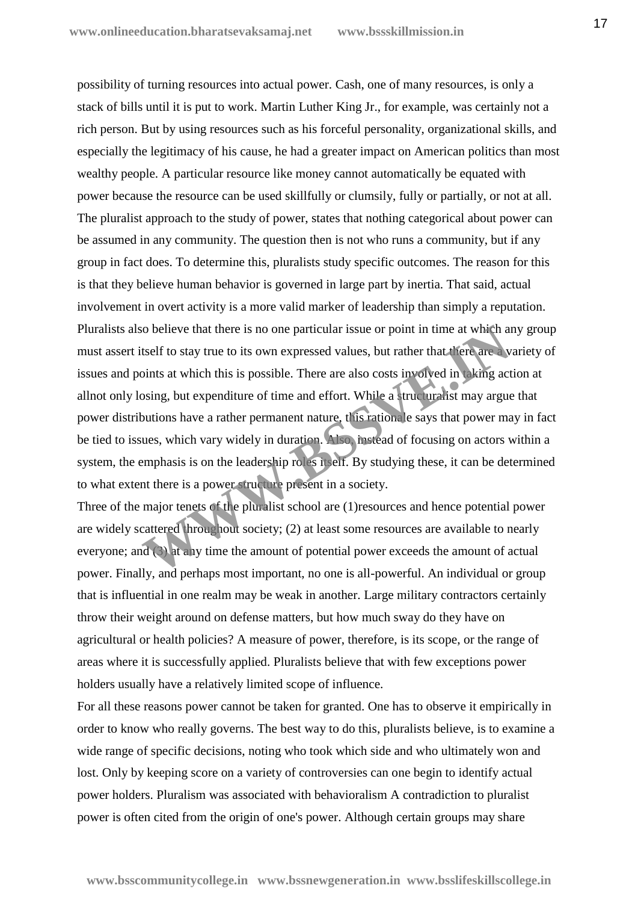possibility of turning resources into actual power. Cash, one of many resources, is only a stack of bills until it is put to work. Martin Luther King Jr., for example, was certainly not a rich person. But by using resources such as his forceful personality, organizational skills, and especially the legitimacy of his cause, he had a greater impact on American politics than most wealthy people. A particular resource like money cannot automatically be equated with power because the resource can be used skillfully or clumsily, fully or partially, or not at all. The pluralist approach to the study of power, states that nothing categorical about power can be assumed in any community. The question then is not who runs a community, but if any group in fact does. To determine this, pluralists study specific outcomes. The reason for this is that they believe human behavior is governed in large part by inertia. That said, actual involvement in overt activity is a more valid marker of leadership than simply a reputation. Pluralists also believe that there is no one particular issue or point in time at which any group must assert itself to stay true to its own expressed values, but rather that there are a variety of issues and points at which this is possible. There are also costs involved in taking action at allnot only losing, but expenditure of time and effort. While a structuralist may argue that power distributions have a rather permanent nature, this rationale says that power may in fact be tied to issues, which vary widely in duration. Also, instead of focusing on actors within a system, the emphasis is on the leadership roles itself. By studying these, it can be determined to what extent there is a power structure present in a society.

Three of the major tenets of the pluralist school are (1)resources and hence potential power are widely scattered throughout society; (2) at least some resources are available to nearly everyone; and (3) at any time the amount of potential power exceeds the amount of actual power. Finally, and perhaps most important, no one is all-powerful. An individual or group that is influential in one realm may be weak in another. Large military contractors certainly throw their weight around on defense matters, but how much sway do they have on agricultural or health policies? A measure of power, therefore, is its scope, or the range of areas where it is successfully applied. Pluralists believe that with few exceptions power holders usually have a relatively limited scope of influence.

For all these reasons power cannot be taken for granted. One has to observe it empirically in order to know who really governs. The best way to do this, pluralists believe, is to examine a wide range of specific decisions, noting who took which side and who ultimately won and lost. Only by keeping score on a variety of controversies can one begin to identify actual power holders. Pluralism was associated with behavioralism A contradiction to pluralist power is often cited from the origin of one's power. Although certain groups may share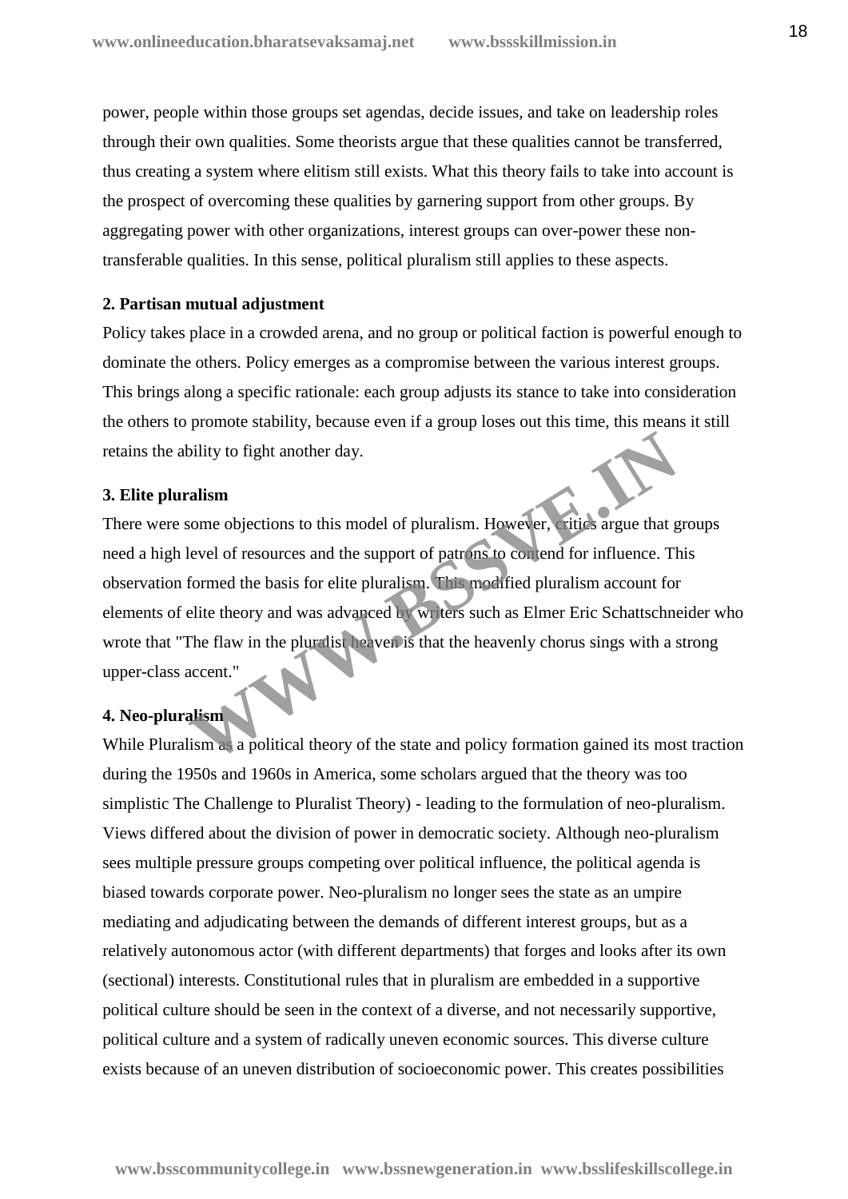power, people within those groups set agendas, decide issues, and take on leadership roles through their own qualities. Some theorists argue that these qualities cannot be transferred, thus creating a system where elitism still exists. What this theory fails to take into account is the prospect of overcoming these qualities by garnering support from other groups. By aggregating power with other organizations, interest groups can over-power these non-transferable qualities. In this sense, political pluralism still applies to these aspects.

**2. Partisan mutual adjustment**

Policy takes place in a crowded arena, and no group or political faction is powerful enough to dominate the others. Policy emerges as a compromise between the various interest groups. This brings along a specific rationale: each group adjusts its stance to take into consideration the others to promote stability, because even if a group loses out this time, this means it still retains the ability to fight another day.

**3. Elite pluralism**

There were some objections to this model of pluralism. However, critics argue that groups need a high level of resources and the support of patrons to contend for influence. This observation formed the basis for elite pluralism. This modified pluralism account for elements of elite theory and was advanced by writers such as Elmer Eric Schattschneider who wrote that "The flaw in the pluralist heaven is that the heavenly chorus sings with a strong upper-class accent."

**4. Neo-pluralism**

While Pluralism as a political theory of the state and policy formation gained its most traction during the 1950s and 1960s in America, some scholars argued that the theory was too simplistic The Challenge to Pluralist Theory) - leading to the formulation of neo-pluralism. Views differed about the division of power in democratic society. Although neo-pluralism sees multiple pressure groups competing over political influence, the political agenda is biased towards corporate power. Neo-pluralism no longer sees the state as an umpire mediating and adjudicating between the demands of different interest groups, but as a relatively autonomous actor (with different departments) that forges and looks after its own (sectional) interests. Constitutional rules that in pluralism are embedded in a supportive political culture should be seen in the context of a diverse, and not necessarily supportive, political culture and a system of radically uneven economic sources. This diverse culture exists because of an uneven distribution of socioeconomic power. This creates possibilities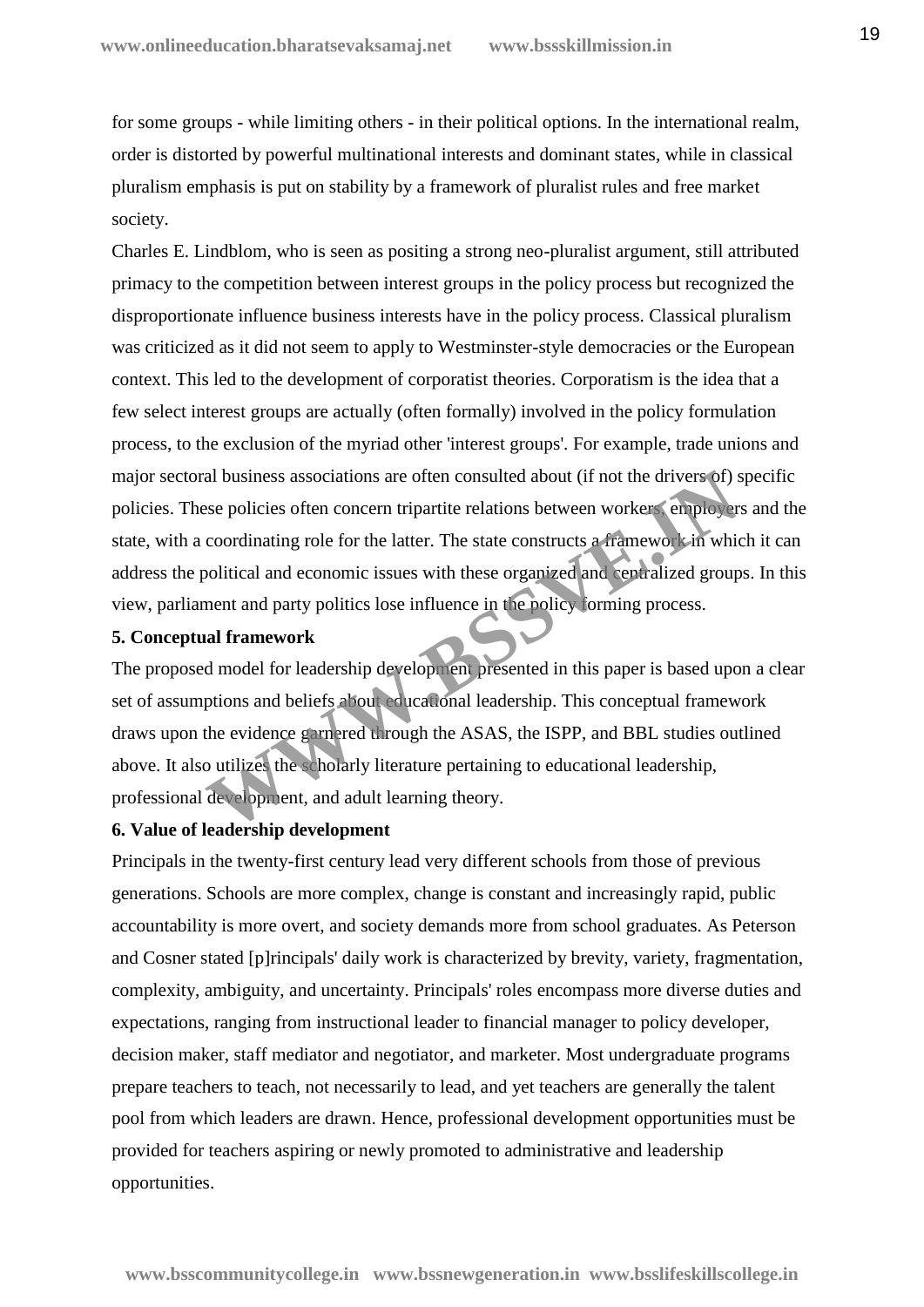for some groups - while limiting others - in their political options. In the international realm, order is distorted by powerful multinational interests and dominant states, while in classical pluralism emphasis is put on stability by a framework of pluralist rules and free market society.

Charles E. Lindblom, who is seen as positing a strong neo-pluralist argument, still attributed primacy to the competition between interest groups in the policy process but recognized the disproportionate influence business interests have in the policy process. Classical pluralism was criticized as it did not seem to apply to Westminster-style democracies or the European context. This led to the development of corporatist theories. Corporatism is the idea that a few select interest groups are actually (often formally) involved in the policy formulation process, to the exclusion of the myriad other 'interest groups'. For example, trade unions and major sectoral business associations are often consulted about (if not the drivers of) specific policies. These policies often concern tripartite relations between workers, employers and the state, with a coordinating role for the latter. The state constructs a framework in which it can address the political and economic issues with these organized and centralized groups. In this view, parliament and party politics lose influence in the policy forming process.

**5. Conceptual framework**

The proposed model for leadership development presented in this paper is based upon a clear set of assumptions and beliefs about educational leadership. This conceptual framework draws upon the evidence garnered through the ASAS, the ISPP, and BBL studies outlined above. It also utilizes the scholarly literature pertaining to educational leadership, professional development, and adult learning theory.

**6. Value of leadership development**

Principals in the twenty-first century lead very different schools from those of previous generations. Schools are more complex, change is constant and increasingly rapid, public accountability is more overt, and society demands more from school graduates. As Peterson and Cosner stated [p]rincipals' daily work is characterized by brevity, variety, fragmentation, complexity, ambiguity, and uncertainty. Principals' roles encompass more diverse duties and expectations, ranging from instructional leader to financial manager to policy developer, decision maker, staff mediator and negotiator, and marketer. Most undergraduate programs prepare teachers to teach, not necessarily to lead, and yet teachers are generally the talent pool from which leaders are drawn. Hence, professional development opportunities must be provided for teachers aspiring or newly promoted to administrative and leadership opportunities.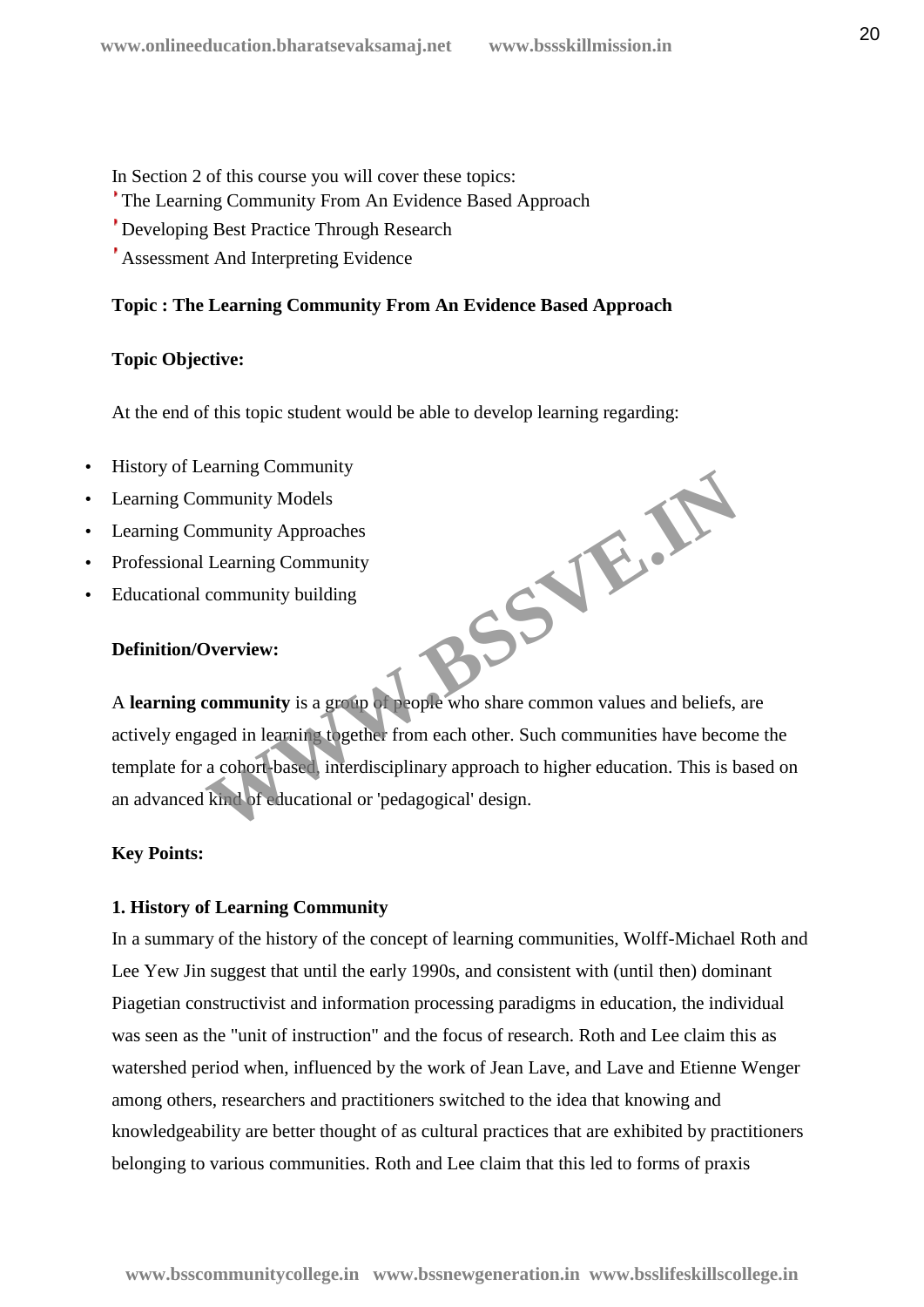In Section 2 of this course you will cover these topics:

- The Learning Community From An Evidence Based Approach
- Developing Best Practice Through Research
- Assessment And Interpreting Evidence

**Topic : The Learning Community From An Evidence Based Approach**

**Topic Objective:**

At the end of this topic student would be able to develop learning regarding:

- History of Learning Community
- Learning Community Models
- Learning Community Approaches
- Professional Learning Community
- Educational community building

**Definition/Overview:**

A **learning community** is a group of people who share common values and beliefs, are actively engaged in learning together from each other. Such communities have become the template for a cohort-based, interdisciplinary approach to higher education. This is based on an advanced kind of educational or 'pedagogical' design.

**Key Points:**

**1. History of Learning Community**

In a summary of the history of the concept of learning communities, Wolff-Michael Roth and Lee Yew Jin suggest that until the early 1990s, and consistent with (until then) dominant Piagetian constructivist and information processing paradigms in education, the individual was seen as the "unit of instruction" and the focus of research. Roth and Lee claim this as watershed period when, influenced by the work of Jean Lave, and Lave and Etienne Wenger among others, researchers and practitioners switched to the idea that knowing and knowledgeability are better thought of as cultural practices that are exhibited by practitioners belonging to various communities. Roth and Lee claim that this led to forms of praxis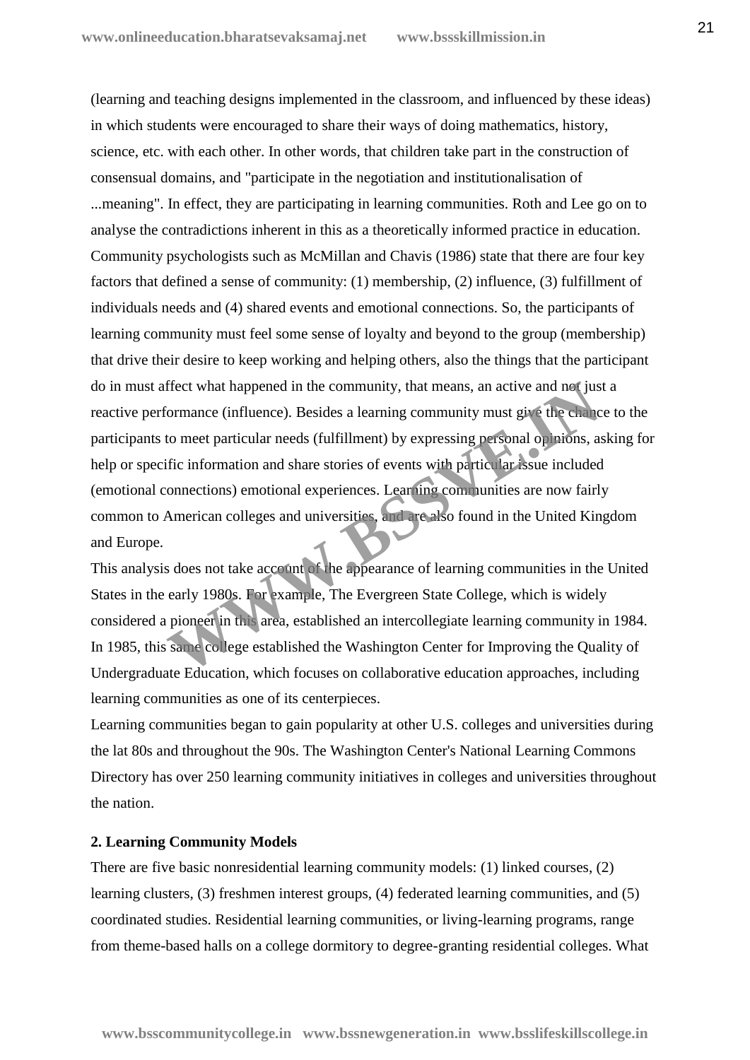(learning and teaching designs implemented in the classroom, and influenced by these ideas) in which students were encouraged to share their ways of doing mathematics, history, science, etc. with each other. In other words, that children take part in the construction of consensual domains, and "participate in the negotiation and institutionalisation of ...meaning". In effect, they are participating in learning communities. Roth and Lee go on to analyse the contradictions inherent in this as a theoretically informed practice in education. Community psychologists such as McMillan and Chavis (1986) state that there are four key factors that defined a sense of community: (1) membership, (2) influence, (3) fulfillment of individuals needs and (4) shared events and emotional connections. So, the participants of learning community must feel some sense of loyalty and beyond to the group (membership) that drive their desire to keep working and helping others, also the things that the participant do in must affect what happened in the community, that means, an active and not just a reactive performance (influence). Besides a learning community must give the chance to the participants to meet particular needs (fulfillment) by expressing personal opinions, asking for help or specific information and share stories of events with particular issue included (emotional connections) emotional experiences. Learning communities are now fairly common to American colleges and universities, and are also found in the United Kingdom and Europe.

This analysis does not take account of the appearance of learning communities in the United States in the early 1980s. For example, The Evergreen State College, which is widely considered a pioneer in this area, established an intercollegiate learning community in 1984. In 1985, this same college established the Washington Center for Improving the Quality of Undergraduate Education, which focuses on collaborative education approaches, including learning communities as one of its centerpieces.

Learning communities began to gain popularity at other U.S. colleges and universities during the lat 80s and throughout the 90s. The Washington Center's National Learning Commons Directory has over 250 learning community initiatives in colleges and universities throughout the nation.

**2. Learning Community Models**

There are five basic nonresidential learning community models: (1) linked courses, (2) learning clusters, (3) freshmen interest groups, (4) federated learning communities, and (5) coordinated studies. Residential learning communities, or living-learning programs, range from theme-based halls on a college dormitory to degree-granting residential colleges. What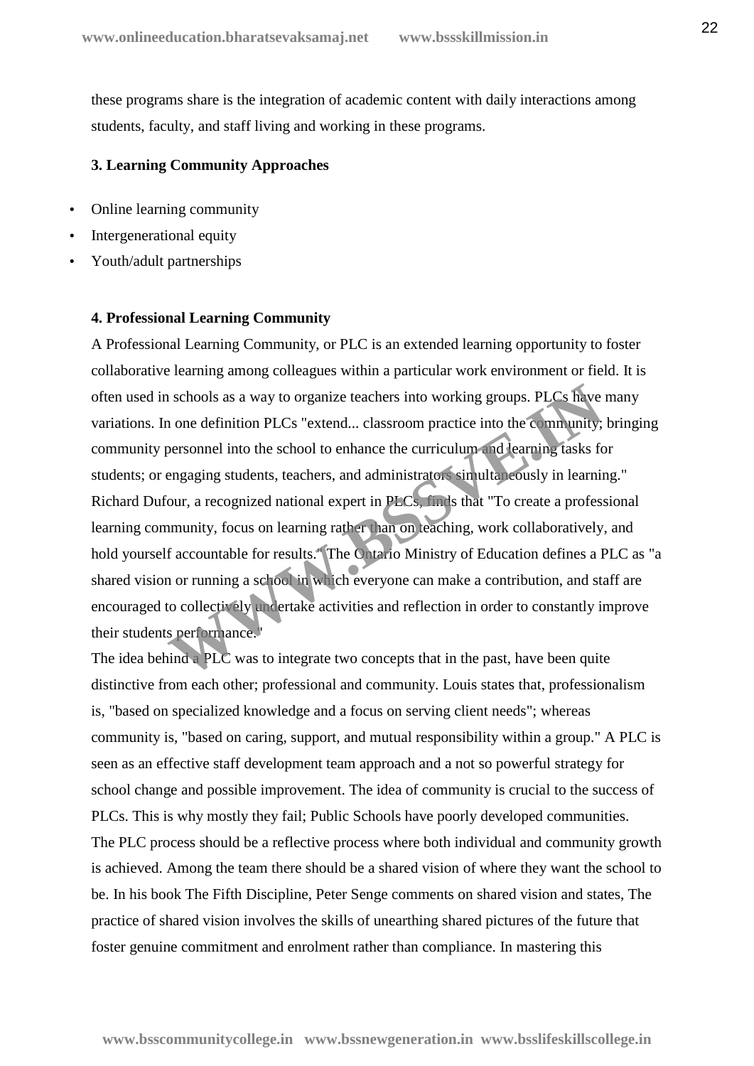these programs share is the integration of academic content with daily interactions among students, faculty, and staff living and working in these programs.

**3. Learning Community Approaches**

- Online learning community
- Intergenerational equity
- Youth/adult partnerships

**4. Professional Learning Community**

A Professional Learning Community, or PLC is an extended learning opportunity to foster collaborative learning among colleagues within a particular work environment or field. It is often used in schools as a way to organize teachers into working groups. PLCs have many variations. In one definition PLCs "extend... classroom practice into the community; bringing community personnel into the school to enhance the curriculum and learning tasks for students; or engaging students, teachers, and administrators simultaneously in learning." Richard Dufour, a recognized national expert in PLCs, finds that "To create a professional learning community, focus on learning rather than on teaching, work collaboratively, and hold yourself accountable for results." The Ontario Ministry of Education defines a PLC as "a shared vision or running a school in which everyone can make a contribution, and staff are encouraged to collectively undertake activities and reflection in order to constantly improve their students performance."

The idea behind a PLC was to integrate two concepts that in the past, have been quite distinctive from each other; professional and community. Louis states that, professionalism is, "based on specialized knowledge and a focus on serving client needs"; whereas community is, "based on caring, support, and mutual responsibility within a group." A PLC is seen as an effective staff development team approach and a not so powerful strategy for school change and possible improvement. The idea of community is crucial to the success of PLCs. This is why mostly they fail; Public Schools have poorly developed communities.

The PLC process should be a reflective process where both individual and community growth is achieved. Among the team there should be a shared vision of where they want the school to be. In his book The Fifth Discipline, Peter Senge comments on shared vision and states, The practice of shared vision involves the skills of unearthing shared pictures of the future that foster genuine commitment and enrolment rather than compliance. In mastering this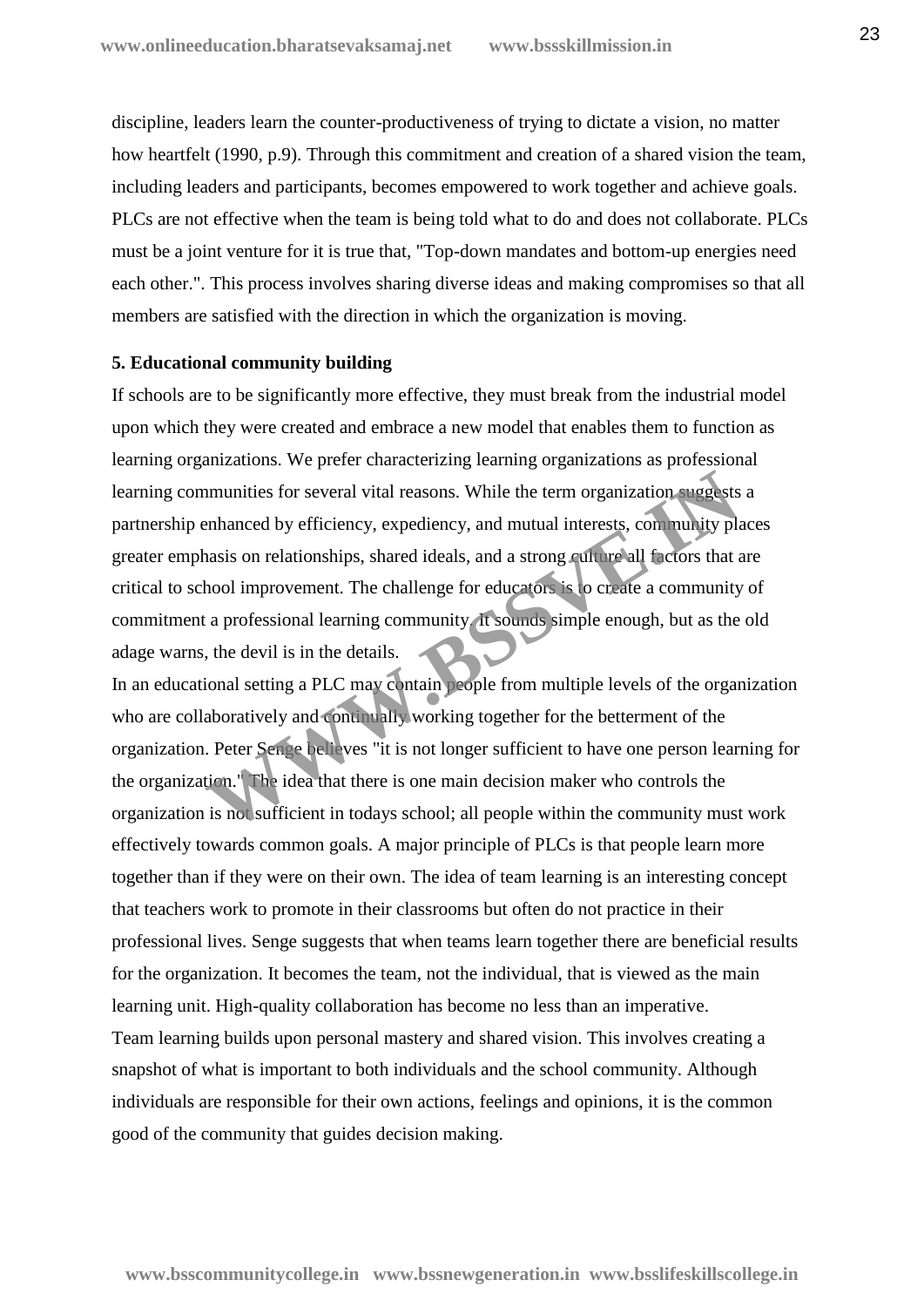discipline, leaders learn the counter-productiveness of trying to dictate a vision, no matter how heartfelt (1990, p.9). Through this commitment and creation of a shared vision the team, including leaders and participants, becomes empowered to work together and achieve goals. PLCs are not effective when the team is being told what to do and does not collaborate. PLCs must be a joint venture for it is true that, "Top-down mandates and bottom-up energies need each other.". This process involves sharing diverse ideas and making compromises so that all members are satisfied with the direction in which the organization is moving.

**5. Educational community building**

If schools are to be significantly more effective, they must break from the industrial model upon which they were created and embrace a new model that enables them to function as learning organizations. We prefer characterizing learning organizations as professional learning communities for several vital reasons. While the term organization suggests a partnership enhanced by efficiency, expediency, and mutual interests, community places greater emphasis on relationships, shared ideals, and a strong culture all factors that are critical to school improvement. The challenge for educators is to create a community of commitment a professional learning community. It sounds simple enough, but as the old adage warns, the devil is in the details.

In an educational setting a PLC may contain people from multiple levels of the organization who are collaboratively and continually working together for the betterment of the organization. Peter Senge believes "it is not longer sufficient to have one person learning for the organization." The idea that there is one main decision maker who controls the organization is not sufficient in todays school; all people within the community must work effectively towards common goals. A major principle of PLCs is that people learn more together than if they were on their own. The idea of team learning is an interesting concept that teachers work to promote in their classrooms but often do not practice in their professional lives. Senge suggests that when teams learn together there are beneficial results for the organization. It becomes the team, not the individual, that is viewed as the main learning unit. High-quality collaboration has become no less than an imperative.

Team learning builds upon personal mastery and shared vision. This involves creating a snapshot of what is important to both individuals and the school community. Although individuals are responsible for their own actions, feelings and opinions, it is the common good of the community that guides decision making.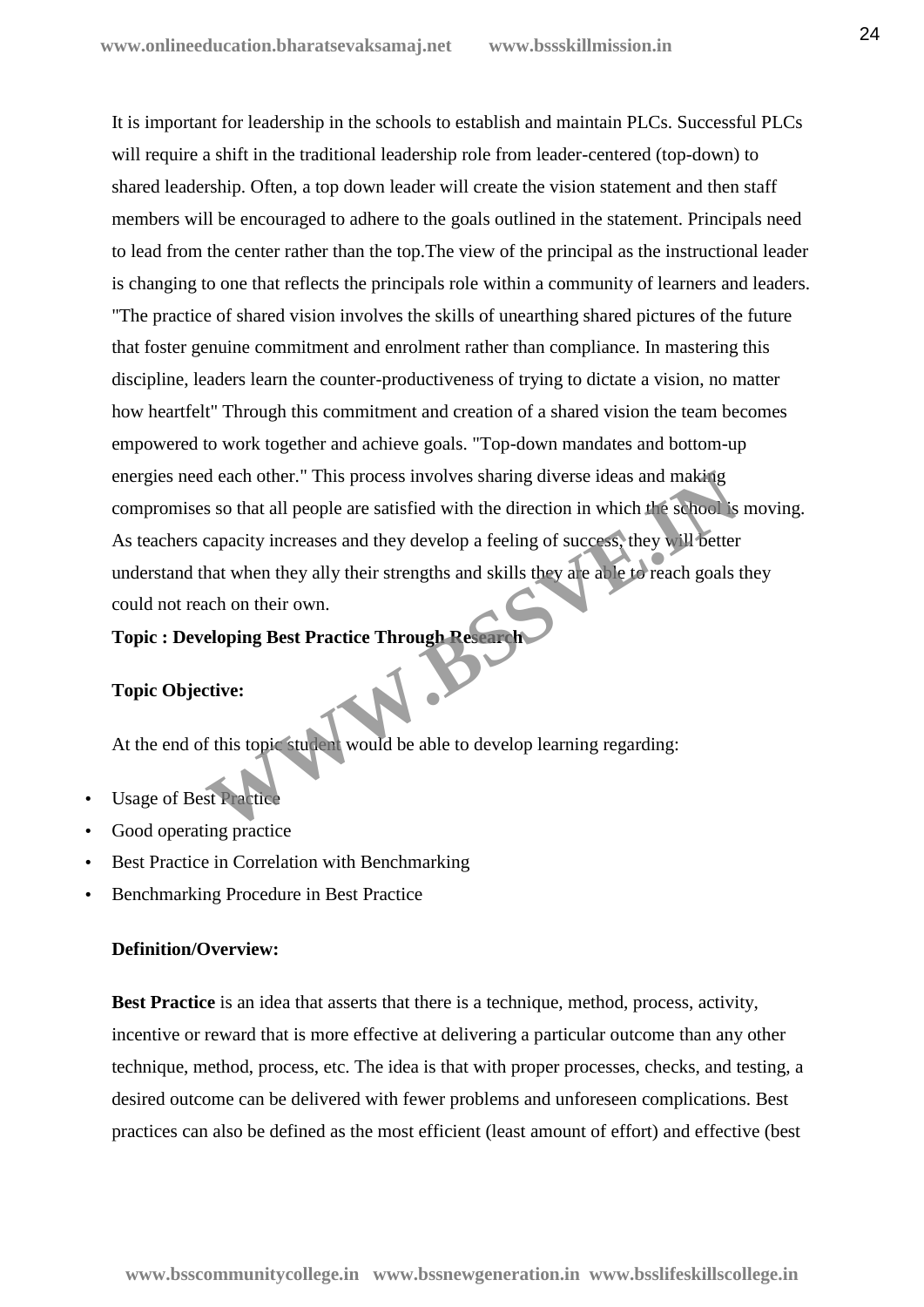It is important for leadership in the schools to establish and maintain PLCs. Successful PLCs will require a shift in the traditional leadership role from leader-centered (top-down) to shared leadership. Often, a top down leader will create the vision statement and then staff members will be encouraged to adhere to the goals outlined in the statement. Principals need to lead from the center rather than the top.The view of the principal as the instructional leader is changing to one that reflects the principals role within a community of learners and leaders. "The practice of shared vision involves the skills of unearthing shared pictures of the future that foster genuine commitment and enrolment rather than compliance. In mastering this discipline, leaders learn the counter-productiveness of trying to dictate a vision, no matter how heartfelt" Through this commitment and creation of a shared vision the team becomes empowered to work together and achieve goals. "Top-down mandates and bottom-up energies need each other." This process involves sharing diverse ideas and making compromises so that all people are satisfied with the direction in which the school is moving. As teachers capacity increases and they develop a feeling of success, they will better understand that when they ally their strengths and skills they are able to reach goals they could not reach on their own.

**Topic : Developing Best Practice Through Research**

**Topic Objective:**

At the end of this topic student would be able to develop learning regarding:

- Usage of Best Practice
- Good operating practice
- Best Practice in Correlation with Benchmarking
- Benchmarking Procedure in Best Practice

**Definition/Overview:**

**Best Practice** is an idea that asserts that there is a technique, method, process, activity, incentive or reward that is more effective at delivering a particular outcome than any other technique, method, process, etc. The idea is that with proper processes, checks, and testing, a desired outcome can be delivered with fewer problems and unforeseen complications. Best practices can also be defined as the most efficient (least amount of effort) and effective (best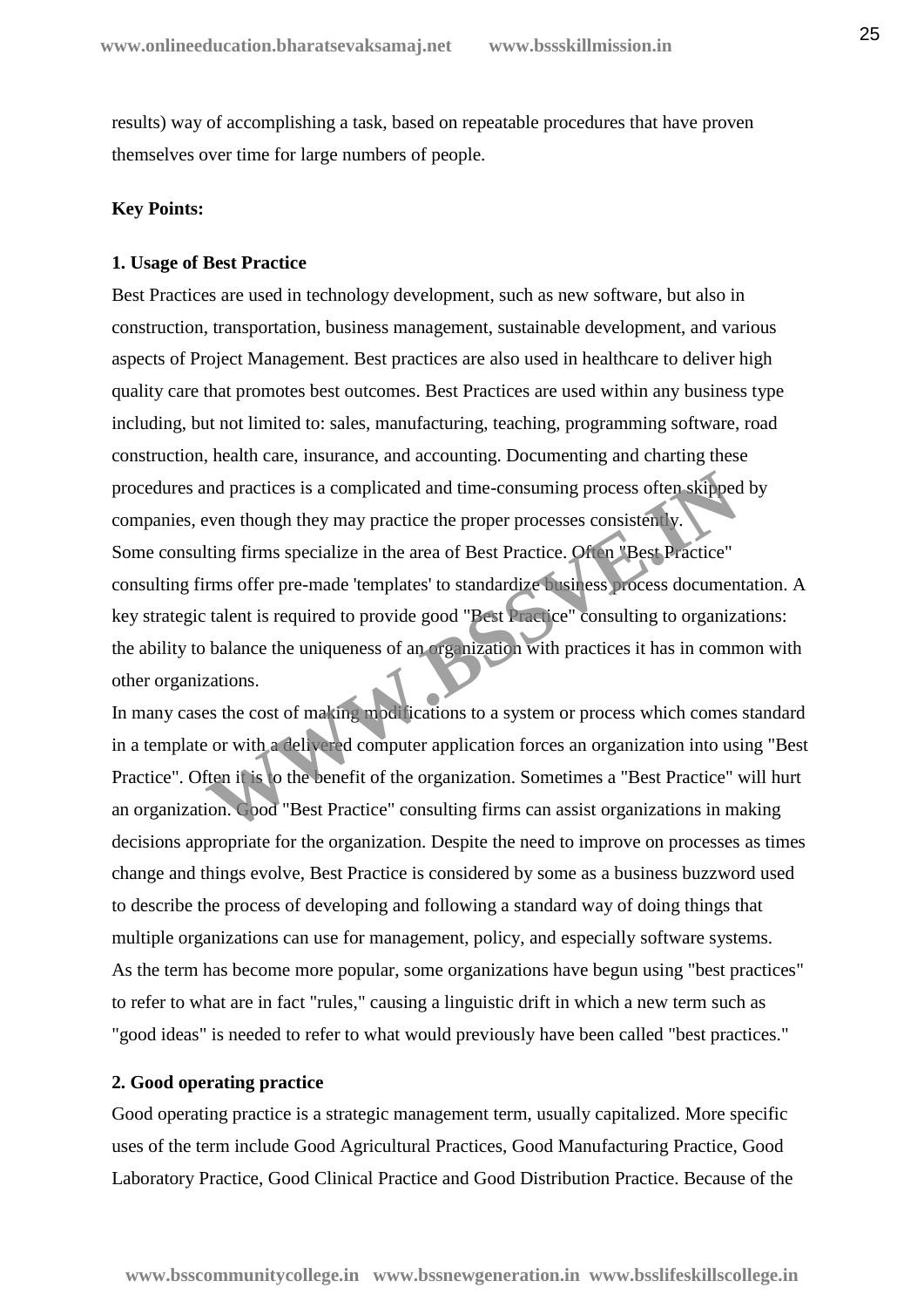results) way of accomplishing a task, based on repeatable procedures that have proven themselves over time for large numbers of people.

**Key Points:**

**1. Usage of Best Practice**

Best Practices are used in technology development, such as new software, but also in construction, transportation, business management, sustainable development, and various aspects of Project Management. Best practices are also used in healthcare to deliver high quality care that promotes best outcomes. Best Practices are used within any business type including, but not limited to: sales, manufacturing, teaching, programming software, road construction, health care, insurance, and accounting. Documenting and charting these procedures and practices is a complicated and time-consuming process often skipped by companies, even though they may practice the proper processes consistently.

Some consulting firms specialize in the area of Best Practice. Often "Best Practice" consulting firms offer pre-made 'templates' to standardize business process documentation. A key strategic talent is required to provide good "Best Practice" consulting to organizations: the ability to balance the uniqueness of an organization with practices it has in common with other organizations.

In many cases the cost of making modifications to a system or process which comes standard in a template or with a delivered computer application forces an organization into using "Best Practice". Often it is to the benefit of the organization. Sometimes a "Best Practice" will hurt an organization. Good "Best Practice" consulting firms can assist organizations in making decisions appropriate for the organization. Despite the need to improve on processes as times change and things evolve, Best Practice is considered by some as a business buzzword used to describe the process of developing and following a standard way of doing things that multiple organizations can use for management, policy, and especially software systems.

As the term has become more popular, some organizations have begun using "best practices" to refer to what are in fact "rules," causing a linguistic drift in which a new term such as "good ideas" is needed to refer to what would previously have been called "best practices."

**2. Good operating practice**

Good operating practice is a strategic management term, usually capitalized. More specific uses of the term include Good Agricultural Practices, Good Manufacturing Practice, Good Laboratory Practice, Good Clinical Practice and Good Distribution Practice. Because of the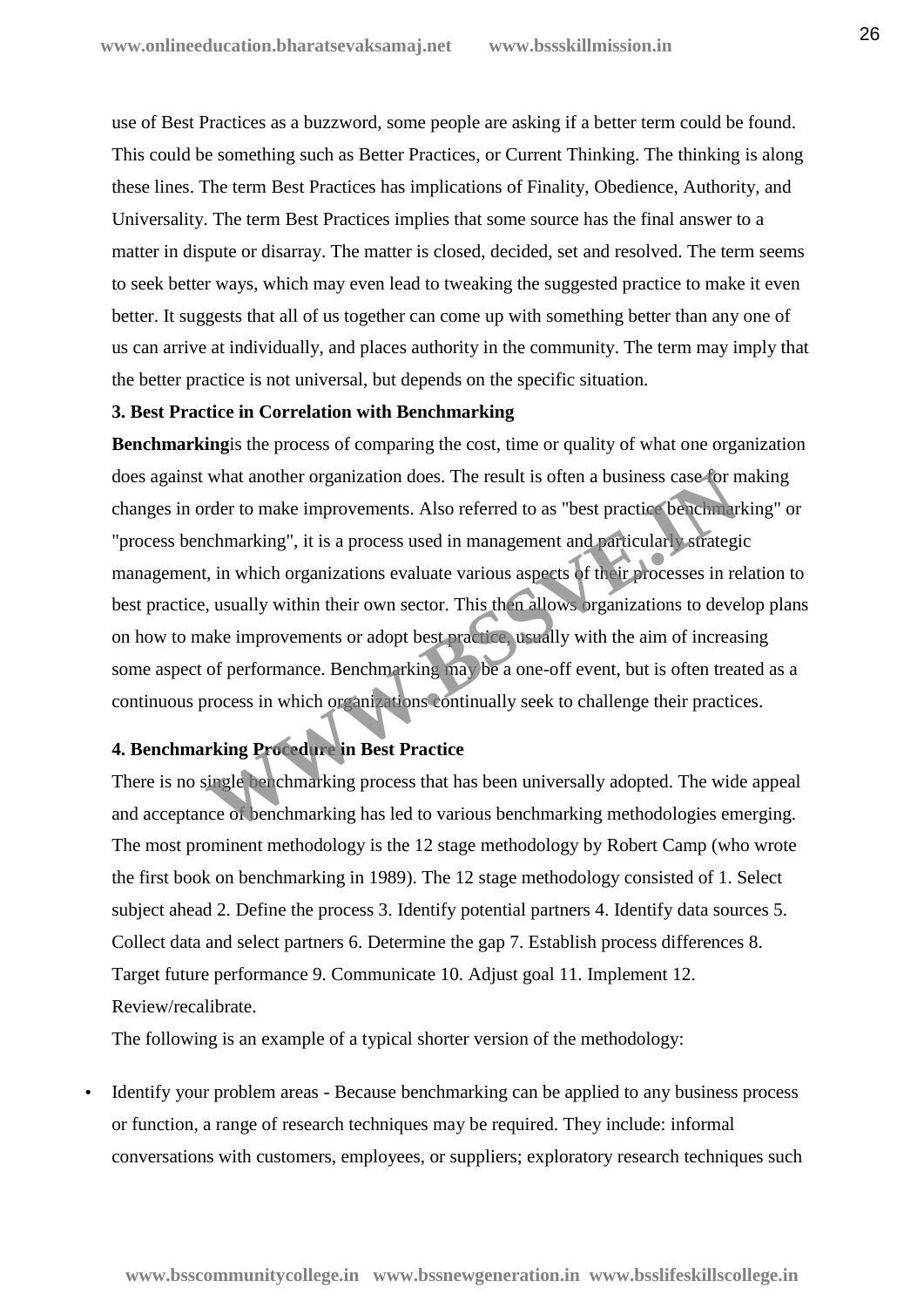use of Best Practices as a buzzword, some people are asking if a better term could be found. This could be something such as Better Practices, or Current Thinking. The thinking is along these lines. The term Best Practices has implications of Finality, Obedience, Authority, and Universality. The term Best Practices implies that some source has the final answer to a matter in dispute or disarray. The matter is closed, decided, set and resolved. The term seems to seek better ways, which may even lead to tweaking the suggested practice to make it even better. It suggests that all of us together can come up with something better than any one of us can arrive at individually, and places authority in the community. The term may imply that the better practice is not universal, but depends on the specific situation.

**3. Best Practice in Correlation with Benchmarking**

**Benchmarking**is the process of comparing the cost, time or quality of what one organization does against what another organization does. The result is often a business case for making changes in order to make improvements. Also referred to as "best practice benchmarking" or "process benchmarking", it is a process used in management and particularly strategic management, in which organizations evaluate various aspects of their processes in relation to best practice, usually within their own sector. This then allows organizations to develop plans on how to make improvements or adopt best practice, usually with the aim of increasing some aspect of performance. Benchmarking may be a one-off event, but is often treated as a continuous process in which organizations continually seek to challenge their practices.

**4. Benchmarking Procedure in Best Practice**

There is no single benchmarking process that has been universally adopted. The wide appeal and acceptance of benchmarking has led to various benchmarking methodologies emerging. The most prominent methodology is the 12 stage methodology by Robert Camp (who wrote the first book on benchmarking in 1989). The 12 stage methodology consisted of 1. Select subject ahead 2. Define the process 3. Identify potential partners 4. Identify data sources 5. Collect data and select partners 6. Determine the gap 7. Establish process differences 8. Target future performance 9. Communicate 10. Adjust goal 11. Implement 12. Review/recalibrate.

The following is an example of a typical shorter version of the methodology:

- Identify your problem areas - Because benchmarking can be applied to any business process or function, a range of research techniques may be required. They include: informal conversations with customers, employees, or suppliers; exploratory research techniques such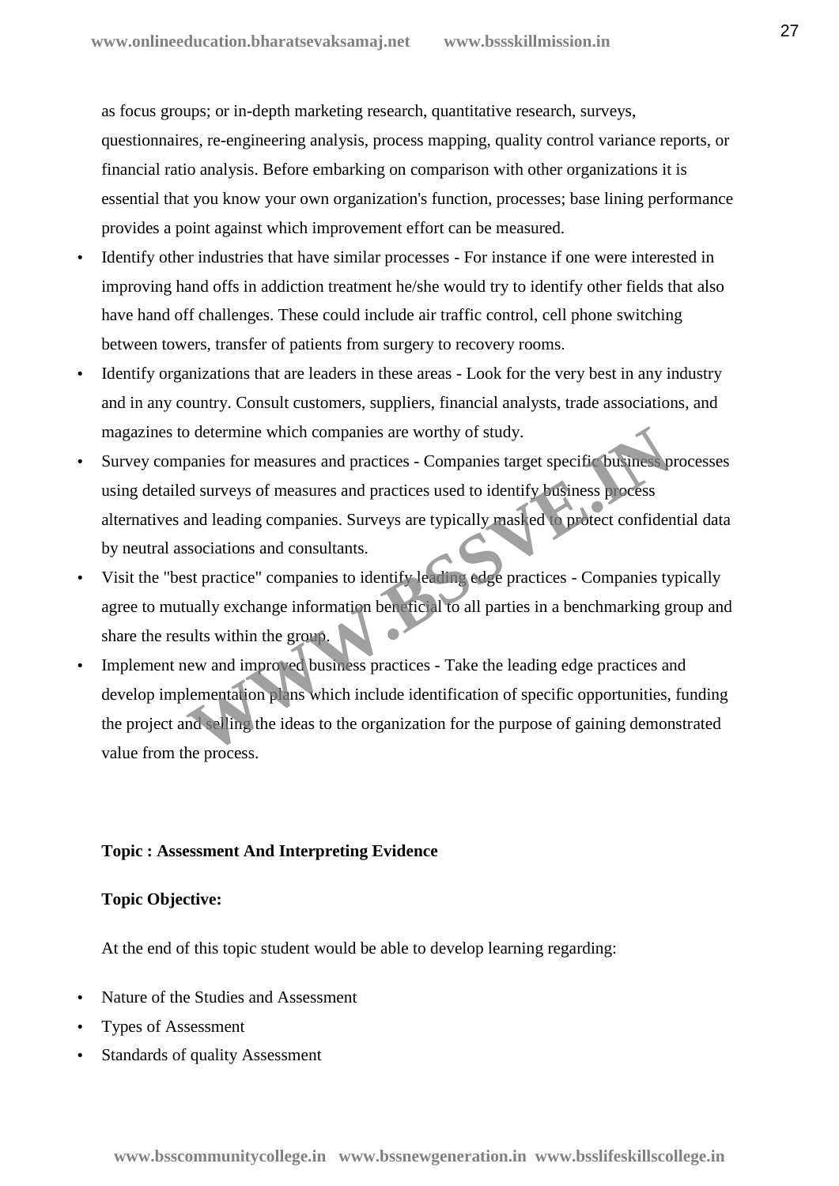as focus groups; or in-depth marketing research, quantitative research, surveys, questionnaires, re-engineering analysis, process mapping, quality control variance reports, or financial ratio analysis. Before embarking on comparison with other organizations it is essential that you know your own organization's function, processes; base lining performance provides a point against which improvement effort can be measured.

- Identify other industries that have similar processes - For instance if one were interested in improving hand offs in addiction treatment he/she would try to identify other fields that also have hand off challenges. These could include air traffic control, cell phone switching between towers, transfer of patients from surgery to recovery rooms.
- Identify organizations that are leaders in these areas - Look for the very best in any industry and in any country. Consult customers, suppliers, financial analysts, trade associations, and magazines to determine which companies are worthy of study.
- Survey companies for measures and practices - Companies target specific business processes using detailed surveys of measures and practices used to identify business process alternatives and leading companies. Surveys are typically masked to protect confidential data by neutral associations and consultants.
- Visit the "best practice" companies to identify leading edge practices - Companies typically agree to mutually exchange information beneficial to all parties in a benchmarking group and share the results within the group.
- Implement new and improved business practices - Take the leading edge practices and develop implementation plans which include identification of specific opportunities, funding the project and selling the ideas to the organization for the purpose of gaining demonstrated value from the process.

**Topic : Assessment And Interpreting Evidence**

**Topic Objective:**

At the end of this topic student would be able to develop learning regarding:

- Nature of the Studies and Assessment
- Types of Assessment
- Standards of quality Assessment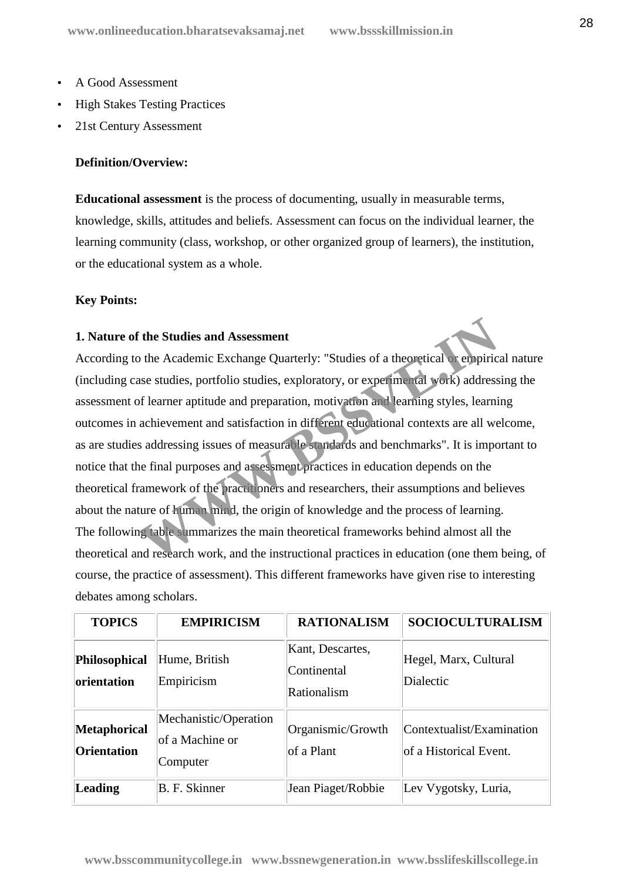- A Good Assessment
- High Stakes Testing Practices
- 21st Century Assessment

**Definition/Overview:**

**Educational assessment** is the process of documenting, usually in measurable terms, knowledge, skills, attitudes and beliefs. Assessment can focus on the individual learner, the learning community (class, workshop, or other organized group of learners), the institution, or the educational system as a whole.

**Key Points:**

**1. Nature of the Studies and Assessment**

According to the Academic Exchange Quarterly: "Studies of a theoretical or empirical nature (including case studies, portfolio studies, exploratory, or experimental work) addressing the assessment of learner aptitude and preparation, motivation and learning styles, learning outcomes in achievement and satisfaction in different educational contexts are all welcome, as are studies addressing issues of measurable standards and benchmarks". It is important to notice that the final purposes and assessment practices in education depends on the theoretical framework of the practitioners and researchers, their assumptions and believes about the nature of human mind, the origin of knowledge and the process of learning.
The following table summarizes the main theoretical frameworks behind almost all the theoretical and research work, and the instructional practices in education (one them being, of course, the practice of assessment). This different frameworks have given rise to interesting debates among scholars.

| TOPICS | EMPIRICISM | RATIONALISM | SOCIOCULTURALISM |
|---|---|---|---|
| **Philosophical orientation** | Hume, British Empiricism | Kant, Descartes, Continental Rationalism | Hegel, Marx, Cultural Dialectic |
| **Metaphorical Orientation** | Mechanistic/Operation of a Machine or Computer | Organismic/Growth of a Plant | Contextualist/Examination of a Historical Event. |
| **Leading** | B. F. Skinner | Jean Piaget/Robbie | Lev Vygotsky, Luria, |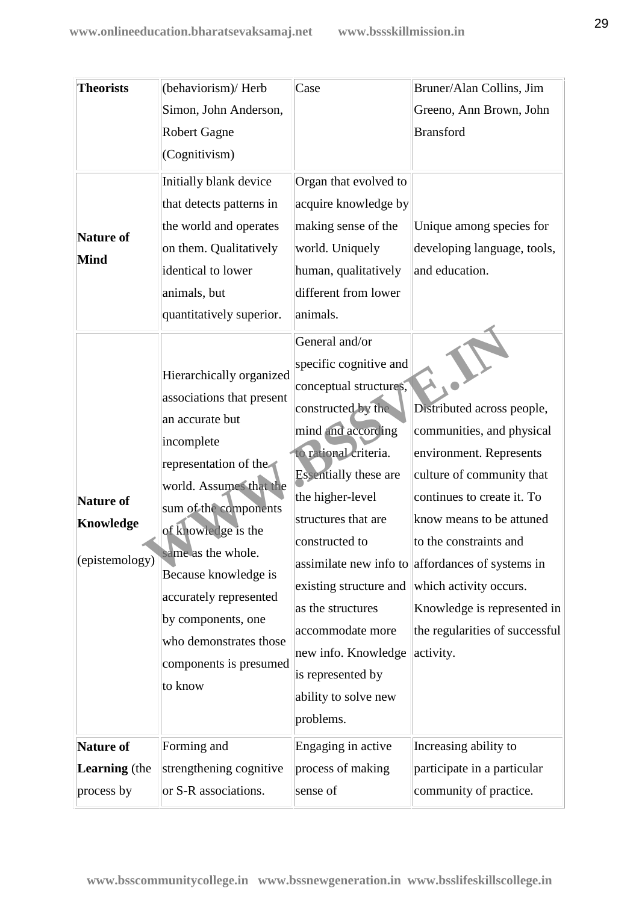| Theorists | (behaviorism)/ Herb Simon, John Anderson, Robert Gagne (Cognitivism) | Case | Bruner/Alan Collins, Jim Greeno, Ann Brown, John Bransford |
|---|---|---|---|
| **Nature of Mind** | Initially blank device that detects patterns in the world and operates on them. Qualitatively identical to lower animals, but quantitatively superior. | Organ that evolved to acquire knowledge by making sense of the world. Uniquely human, qualitatively different from lower animals. | Unique among species for developing language, tools, and education. |
| **Nature of Knowledge** (epistemology) | Hierarchically organized associations that present an accurate but incomplete representation of the world. Assumes that the sum of the components of knowledge is the same as the whole. Because knowledge is accurately represented by components, one who demonstrates those components is presumed to know | General and/or specific cognitive and conceptual structures, constructed by the mind and according to rational criteria. Essentially these are the higher-level structures that are constructed to assimilate new info to existing structure and as the structures accommodate more new info. Knowledge is represented by ability to solve new problems. | Distributed across people, communities, and physical environment. Represents culture of community that continues to create it. To know means to be attuned to the constraints and affordances of systems in which activity occurs. Knowledge is represented in the regularities of successful activity. |
| **Nature of Learning** (the process by | Forming and strengthening cognitive or S-R associations. | Engaging in active process of making sense of | Increasing ability to participate in a particular community of practice. |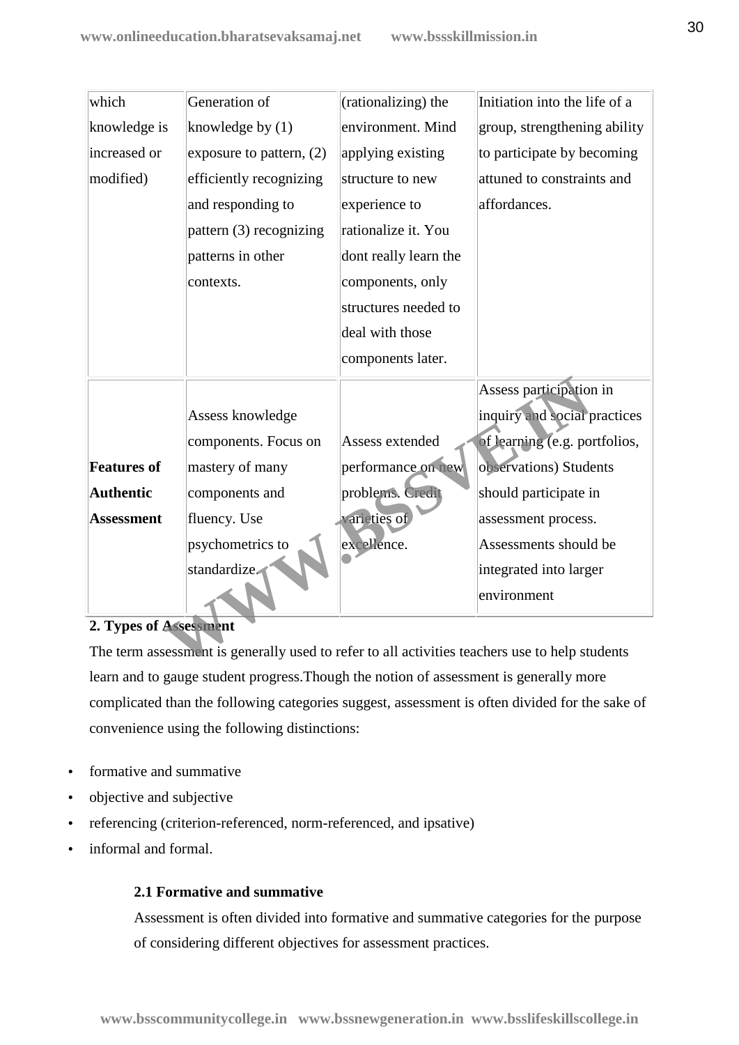| which knowledge is increased or modified) | Generation of knowledge by (1) exposure to pattern, (2) efficiently recognizing and responding to pattern (3) recognizing patterns in other contexts. | (rationalizing) the environment. Mind applying existing structure to new experience to rationalize it. You dont really learn the components, only structures needed to deal with those components later. | Initiation into the life of a group, strengthening ability to participate by becoming attuned to constraints and affordances. |
|---|---|---|---|
| **Features of Authentic Assessment** | Assess knowledge components. Focus on mastery of many components and fluency. Use psychometrics to standardize. | Assess extended performance on new problems. Credit varieties of excellence. | Assess participation in inquiry and social practices of learning (e.g. portfolios, observations) Students should participate in assessment process. Assessments should be integrated into larger environment |

**2. Types of Assessment**

The term assessment is generally used to refer to all activities teachers use to help students learn and to gauge student progress.Though the notion of assessment is generally more complicated than the following categories suggest, assessment is often divided for the sake of convenience using the following distinctions:

- formative and summative
- objective and subjective
- referencing (criterion-referenced, norm-referenced, and ipsative)
- informal and formal.

**2.1 Formative and summative**

Assessment is often divided into formative and summative categories for the purpose of considering different objectives for assessment practices.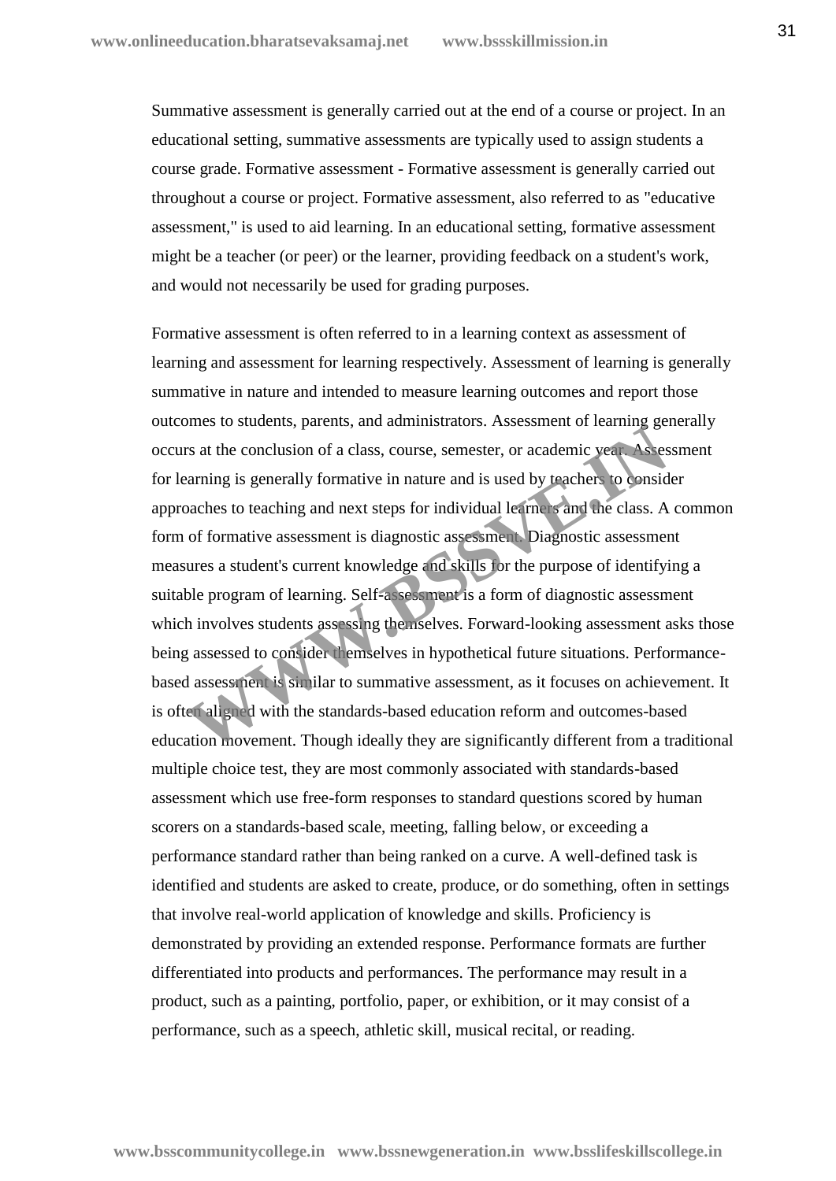Summative assessment is generally carried out at the end of a course or project. In an educational setting, summative assessments are typically used to assign students a course grade. Formative assessment - Formative assessment is generally carried out throughout a course or project. Formative assessment, also referred to as "educative assessment," is used to aid learning. In an educational setting, formative assessment might be a teacher (or peer) or the learner, providing feedback on a student's work, and would not necessarily be used for grading purposes.

Formative assessment is often referred to in a learning context as assessment of learning and assessment for learning respectively. Assessment of learning is generally summative in nature and intended to measure learning outcomes and report those outcomes to students, parents, and administrators. Assessment of learning generally occurs at the conclusion of a class, course, semester, or academic year. Assessment for learning is generally formative in nature and is used by teachers to consider approaches to teaching and next steps for individual learners and the class. A common form of formative assessment is diagnostic assessment. Diagnostic assessment measures a student's current knowledge and skills for the purpose of identifying a suitable program of learning. Self-assessment is a form of diagnostic assessment which involves students assessing themselves. Forward-looking assessment asks those being assessed to consider themselves in hypothetical future situations. Performance-based assessment is similar to summative assessment, as it focuses on achievement. It is often aligned with the standards-based education reform and outcomes-based education movement. Though ideally they are significantly different from a traditional multiple choice test, they are most commonly associated with standards-based assessment which use free-form responses to standard questions scored by human scorers on a standards-based scale, meeting, falling below, or exceeding a performance standard rather than being ranked on a curve. A well-defined task is identified and students are asked to create, produce, or do something, often in settings that involve real-world application of knowledge and skills. Proficiency is demonstrated by providing an extended response. Performance formats are further differentiated into products and performances. The performance may result in a product, such as a painting, portfolio, paper, or exhibition, or it may consist of a performance, such as a speech, athletic skill, musical recital, or reading.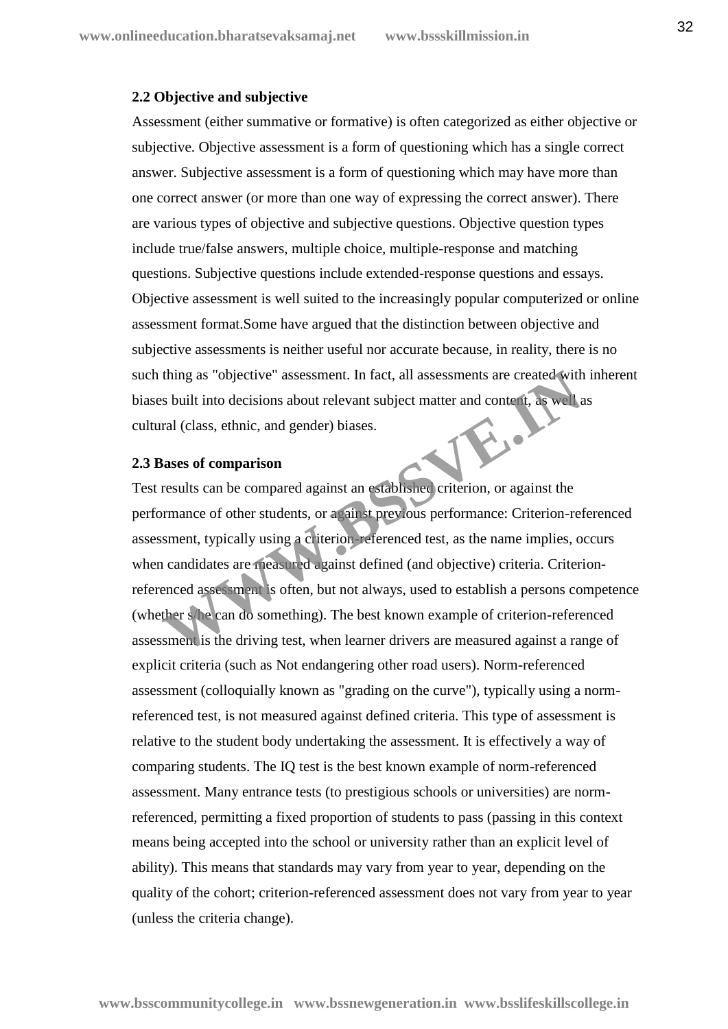**2.2 Objective and subjective**

Assessment (either summative or formative) is often categorized as either objective or subjective. Objective assessment is a form of questioning which has a single correct answer. Subjective assessment is a form of questioning which may have more than one correct answer (or more than one way of expressing the correct answer). There are various types of objective and subjective questions. Objective question types include true/false answers, multiple choice, multiple-response and matching questions. Subjective questions include extended-response questions and essays. Objective assessment is well suited to the increasingly popular computerized or online assessment format.Some have argued that the distinction between objective and subjective assessments is neither useful nor accurate because, in reality, there is no such thing as "objective" assessment. In fact, all assessments are created with inherent biases built into decisions about relevant subject matter and content, as well as cultural (class, ethnic, and gender) biases.

**2.3 Bases of comparison**

Test results can be compared against an established criterion, or against the performance of other students, or against previous performance: Criterion-referenced assessment, typically using a criterion-referenced test, as the name implies, occurs when candidates are measured against defined (and objective) criteria. Criterion-referenced assessment is often, but not always, used to establish a persons competence (whether s/he can do something). The best known example of criterion-referenced assessment is the driving test, when learner drivers are measured against a range of explicit criteria (such as Not endangering other road users). Norm-referenced assessment (colloquially known as "grading on the curve"), typically using a norm-referenced test, is not measured against defined criteria. This type of assessment is relative to the student body undertaking the assessment. It is effectively a way of comparing students. The IQ test is the best known example of norm-referenced assessment. Many entrance tests (to prestigious schools or universities) are norm-referenced, permitting a fixed proportion of students to pass (passing in this context means being accepted into the school or university rather than an explicit level of ability). This means that standards may vary from year to year, depending on the quality of the cohort; criterion-referenced assessment does not vary from year to year (unless the criteria change).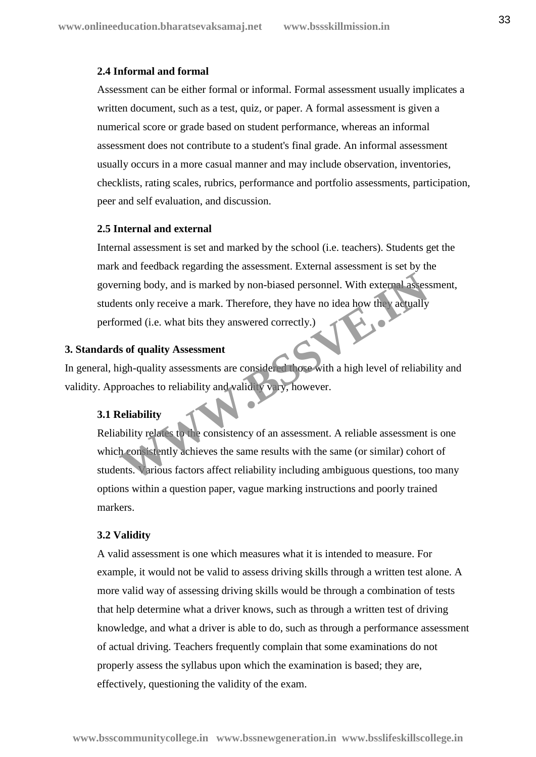### 2.4 Informal and formal

Assessment can be either formal or informal. Formal assessment usually implicates a written document, such as a test, quiz, or paper. A formal assessment is given a numerical score or grade based on student performance, whereas an informal assessment does not contribute to a student's final grade. An informal assessment usually occurs in a more casual manner and may include observation, inventories, checklists, rating scales, rubrics, performance and portfolio assessments, participation, peer and self evaluation, and discussion.

### 2.5 Internal and external

Internal assessment is set and marked by the school (i.e. teachers). Students get the mark and feedback regarding the assessment. External assessment is set by the governing body, and is marked by non-biased personnel. With external assessment, students only receive a mark. Therefore, they have no idea how they actually performed (i.e. what bits they answered correctly.)

## 3. Standards of quality Assessment

In general, high-quality assessments are considered those with a high level of reliability and validity. Approaches to reliability and validity vary, however.

### 3.1 Reliability

Reliability relates to the consistency of an assessment. A reliable assessment is one which consistently achieves the same results with the same (or similar) cohort of students. Various factors affect reliability including ambiguous questions, too many options within a question paper, vague marking instructions and poorly trained markers.

### 3.2 Validity

A valid assessment is one which measures what it is intended to measure. For example, it would not be valid to assess driving skills through a written test alone. A more valid way of assessing driving skills would be through a combination of tests that help determine what a driver knows, such as through a written test of driving knowledge, and what a driver is able to do, such as through a performance assessment of actual driving. Teachers frequently complain that some examinations do not properly assess the syllabus upon which the examination is based; they are, effectively, questioning the validity of the exam.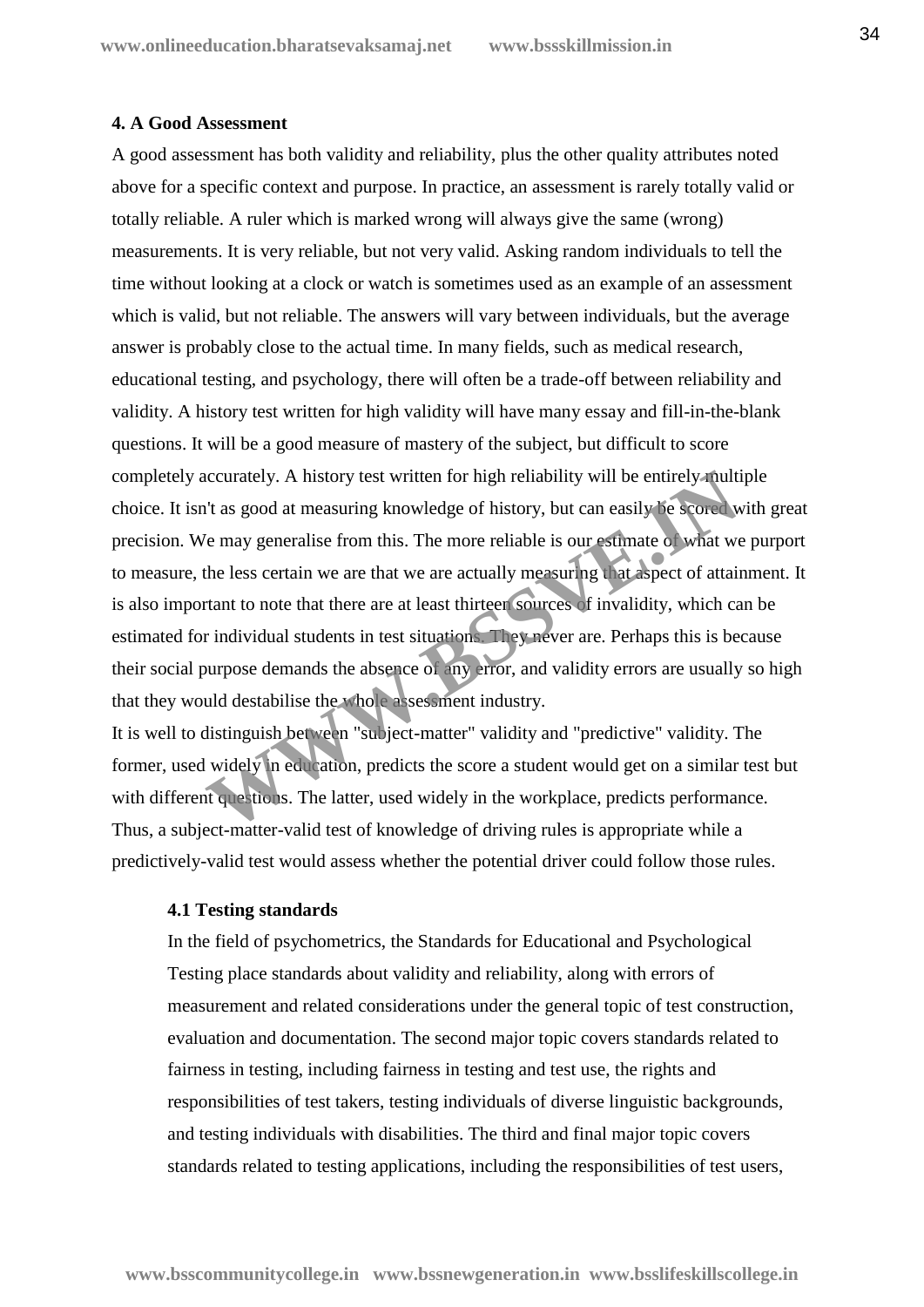#### 4. A Good Assessment

A good assessment has both validity and reliability, plus the other quality attributes noted above for a specific context and purpose. In practice, an assessment is rarely totally valid or totally reliable. A ruler which is marked wrong will always give the same (wrong) measurements. It is very reliable, but not very valid. Asking random individuals to tell the time without looking at a clock or watch is sometimes used as an example of an assessment which is valid, but not reliable. The answers will vary between individuals, but the average answer is probably close to the actual time. In many fields, such as medical research, educational testing, and psychology, there will often be a trade-off between reliability and validity. A history test written for high validity will have many essay and fill-in-the-blank questions. It will be a good measure of mastery of the subject, but difficult to score completely accurately. A history test written for high reliability will be entirely multiple choice. It isn't as good at measuring knowledge of history, but can easily be scored with great precision. We may generalise from this. The more reliable is our estimate of what we purport to measure, the less certain we are that we are actually measuring that aspect of attainment. It is also important to note that there are at least thirteen sources of invalidity, which can be estimated for individual students in test situations. They never are. Perhaps this is because their social purpose demands the absence of any error, and validity errors are usually so high that they would destabilise the whole assessment industry.

It is well to distinguish between "subject-matter" validity and "predictive" validity. The former, used widely in education, predicts the score a student would get on a similar test but with different questions. The latter, used widely in the workplace, predicts performance. Thus, a subject-matter-valid test of knowledge of driving rules is appropriate while a predictively-valid test would assess whether the potential driver could follow those rules.

##### 4.1 Testing standards

In the field of psychometrics, the Standards for Educational and Psychological Testing place standards about validity and reliability, along with errors of measurement and related considerations under the general topic of test construction, evaluation and documentation. The second major topic covers standards related to fairness in testing, including fairness in testing and test use, the rights and responsibilities of test takers, testing individuals of diverse linguistic backgrounds, and testing individuals with disabilities. The third and final major topic covers standards related to testing applications, including the responsibilities of test users,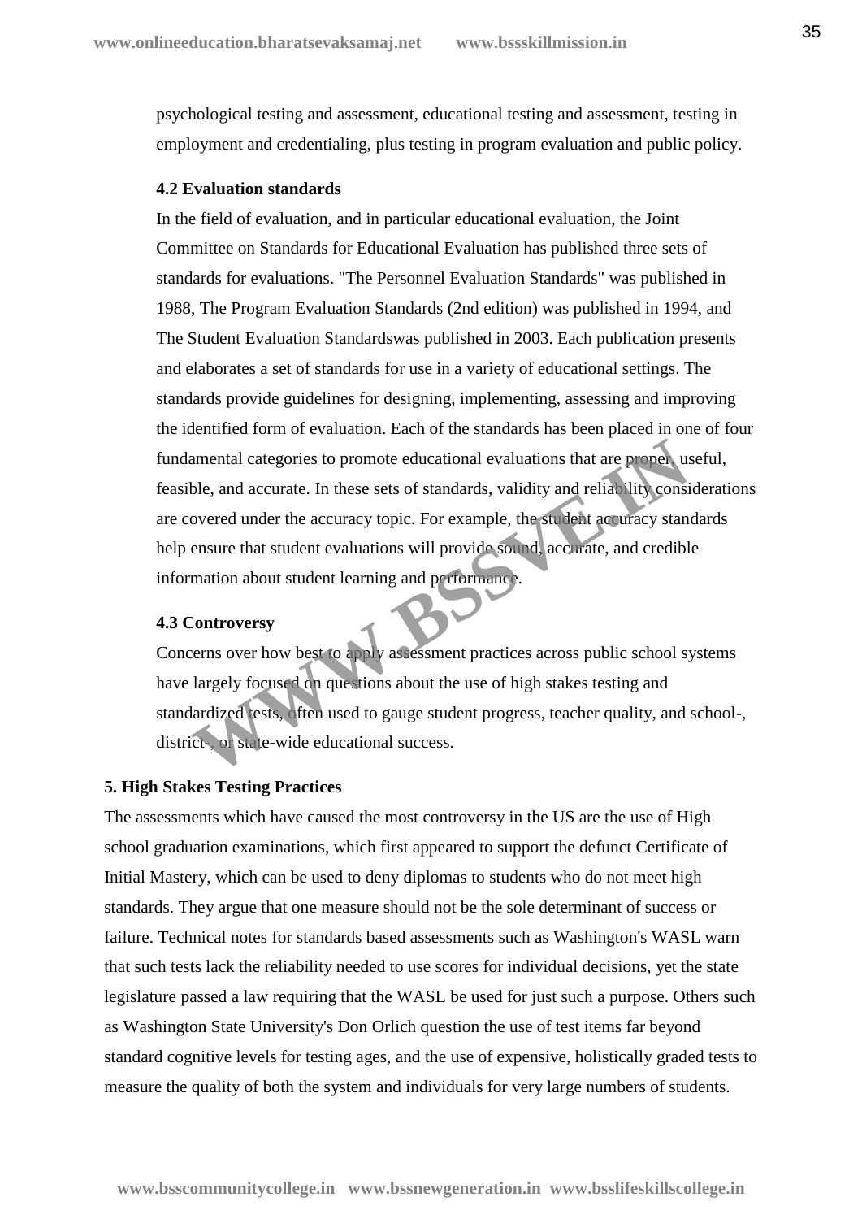psychological testing and assessment, educational testing and assessment, testing in employment and credentialing, plus testing in program evaluation and public policy.

### 4.2 Evaluation standards

In the field of evaluation, and in particular educational evaluation, the Joint Committee on Standards for Educational Evaluation has published three sets of standards for evaluations. "The Personnel Evaluation Standards" was published in 1988, The Program Evaluation Standards (2nd edition) was published in 1994, and The Student Evaluation Standardswas published in 2003. Each publication presents and elaborates a set of standards for use in a variety of educational settings. The standards provide guidelines for designing, implementing, assessing and improving the identified form of evaluation. Each of the standards has been placed in one of four fundamental categories to promote educational evaluations that are proper, useful, feasible, and accurate. In these sets of standards, validity and reliability considerations are covered under the accuracy topic. For example, the student accuracy standards help ensure that student evaluations will provide sound, accurate, and credible information about student learning and performance.

### 4.3 Controversy

Concerns over how best to apply assessment practices across public school systems have largely focused on questions about the use of high stakes testing and standardized tests, often used to gauge student progress, teacher quality, and school-, district-, or state-wide educational success.

## 5. High Stakes Testing Practices

The assessments which have caused the most controversy in the US are the use of High school graduation examinations, which first appeared to support the defunct Certificate of Initial Mastery, which can be used to deny diplomas to students who do not meet high standards. They argue that one measure should not be the sole determinant of success or failure. Technical notes for standards based assessments such as Washington's WASL warn that such tests lack the reliability needed to use scores for individual decisions, yet the state legislature passed a law requiring that the WASL be used for just such a purpose. Others such as Washington State University's Don Orlich question the use of test items far beyond standard cognitive levels for testing ages, and the use of expensive, holistically graded tests to measure the quality of both the system and individuals for very large numbers of students.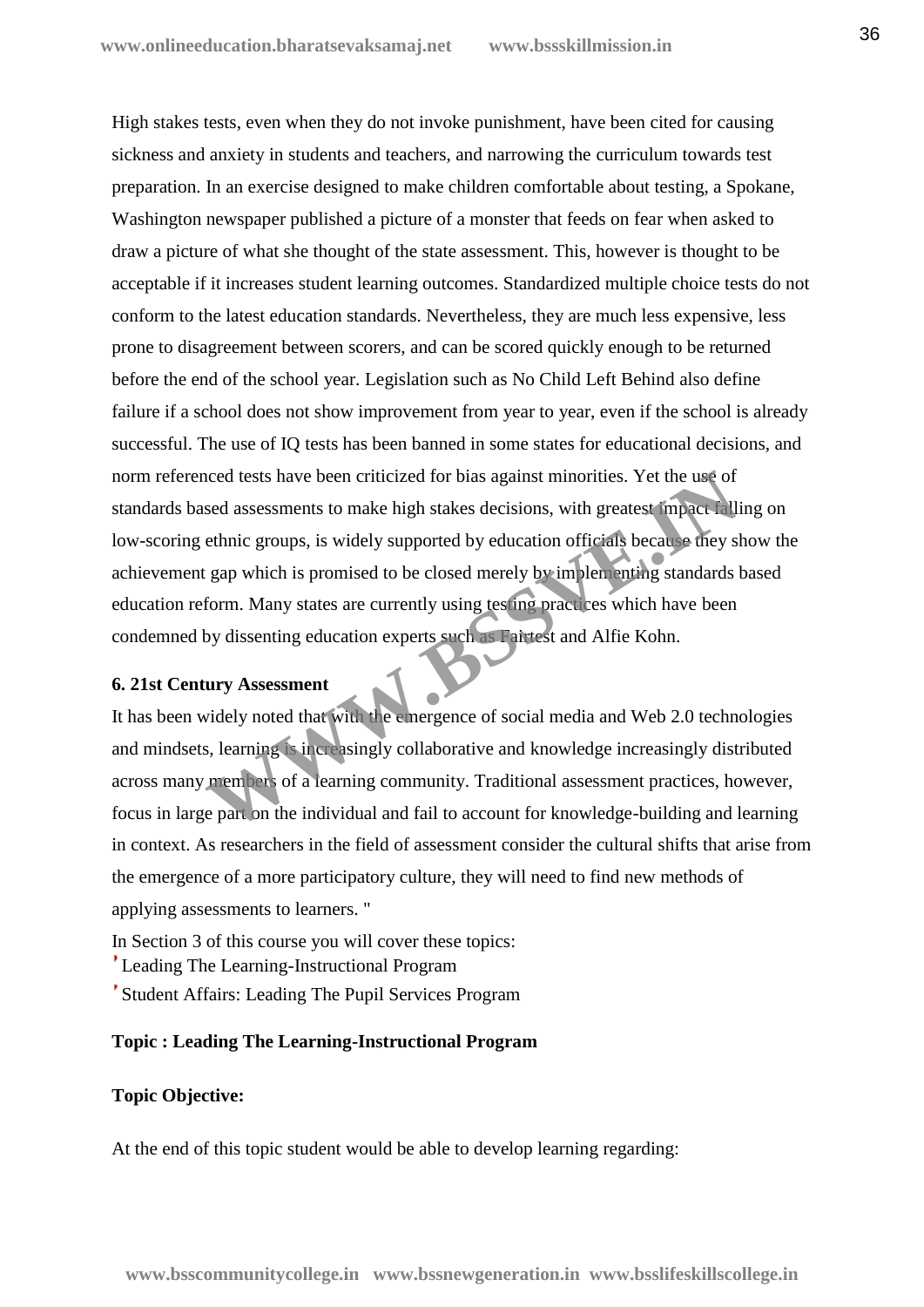High stakes tests, even when they do not invoke punishment, have been cited for causing sickness and anxiety in students and teachers, and narrowing the curriculum towards test preparation. In an exercise designed to make children comfortable about testing, a Spokane, Washington newspaper published a picture of a monster that feeds on fear when asked to draw a picture of what she thought of the state assessment. This, however is thought to be acceptable if it increases student learning outcomes. Standardized multiple choice tests do not conform to the latest education standards. Nevertheless, they are much less expensive, less prone to disagreement between scorers, and can be scored quickly enough to be returned before the end of the school year. Legislation such as No Child Left Behind also define failure if a school does not show improvement from year to year, even if the school is already successful. The use of IQ tests has been banned in some states for educational decisions, and norm referenced tests have been criticized for bias against minorities. Yet the use of standards based assessments to make high stakes decisions, with greatest impact falling on low-scoring ethnic groups, is widely supported by education officials because they show the achievement gap which is promised to be closed merely by implementing standards based education reform. Many states are currently using testing practices which have been condemned by dissenting education experts such as Fairtest and Alfie Kohn.

**6. 21st Century Assessment**

It has been widely noted that with the emergence of social media and Web 2.0 technologies and mindsets, learning is increasingly collaborative and knowledge increasingly distributed across many members of a learning community. Traditional assessment practices, however, focus in large part on the individual and fail to account for knowledge-building and learning in context. As researchers in the field of assessment consider the cultural shifts that arise from the emergence of a more participatory culture, they will need to find new methods of applying assessments to learners. "

In Section 3 of this course you will cover these topics:

- Leading The Learning-Instructional Program
- Student Affairs: Leading The Pupil Services Program

**Topic : Leading The Learning-Instructional Program**

**Topic Objective:**

At the end of this topic student would be able to develop learning regarding: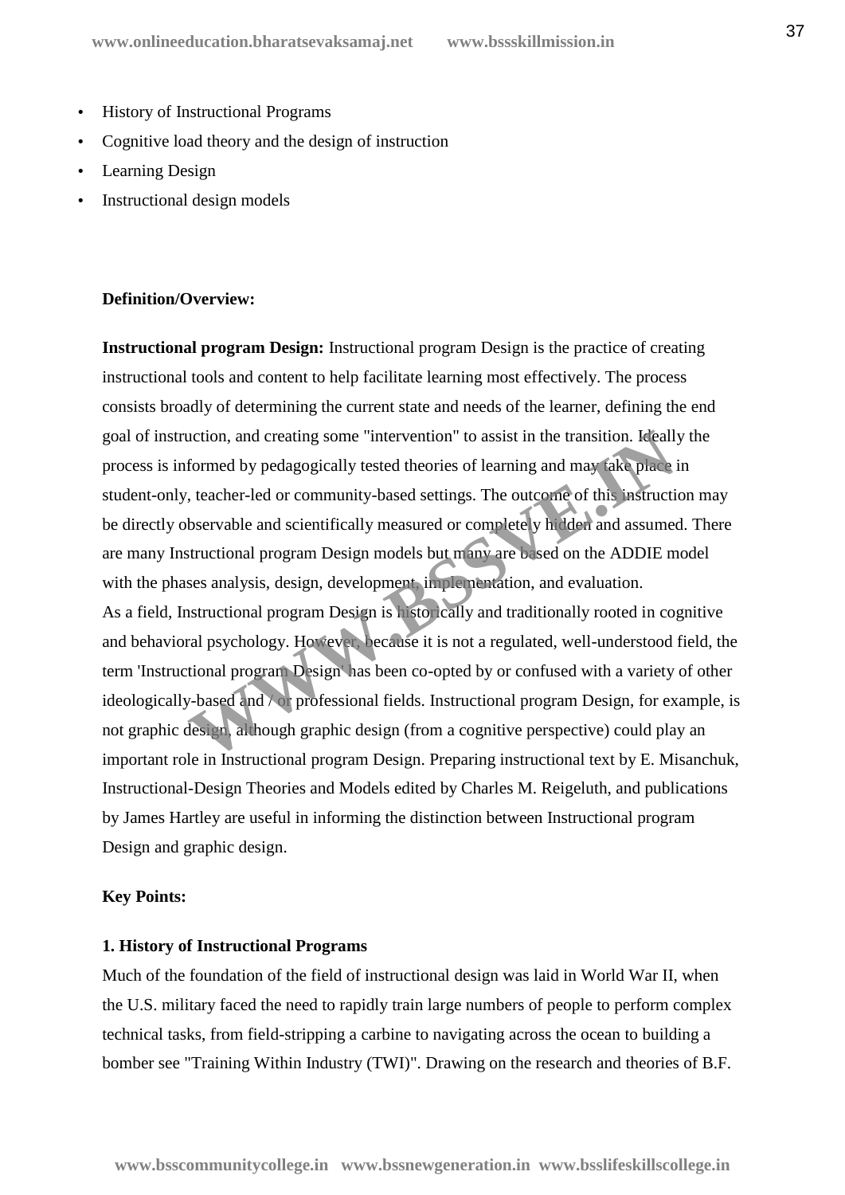- History of Instructional Programs
- Cognitive load theory and the design of instruction
- Learning Design
- Instructional design models

**Definition/Overview:**

**Instructional program Design:** Instructional program Design is the practice of creating instructional tools and content to help facilitate learning most effectively. The process consists broadly of determining the current state and needs of the learner, defining the end goal of instruction, and creating some "intervention" to assist in the transition. Ideally the process is informed by pedagogically tested theories of learning and may take place in student-only, teacher-led or community-based settings. The outcome of this instruction may be directly observable and scientifically measured or completely hidden and assumed. There are many Instructional program Design models but many are based on the ADDIE model with the phases analysis, design, development, implementation, and evaluation.
As a field, Instructional program Design is historically and traditionally rooted in cognitive and behavioral psychology. However, because it is not a regulated, well-understood field, the term 'Instructional program Design' has been co-opted by or confused with a variety of other ideologically-based and / or professional fields. Instructional program Design, for example, is not graphic design, although graphic design (from a cognitive perspective) could play an important role in Instructional program Design. Preparing instructional text by E. Misanchuk, Instructional-Design Theories and Models edited by Charles M. Reigeluth, and publications by James Hartley are useful in informing the distinction between Instructional program Design and graphic design.

**Key Points:**

**1. History of Instructional Programs**

Much of the foundation of the field of instructional design was laid in World War II, when the U.S. military faced the need to rapidly train large numbers of people to perform complex technical tasks, from field-stripping a carbine to navigating across the ocean to building a bomber see "Training Within Industry (TWI)". Drawing on the research and theories of B.F.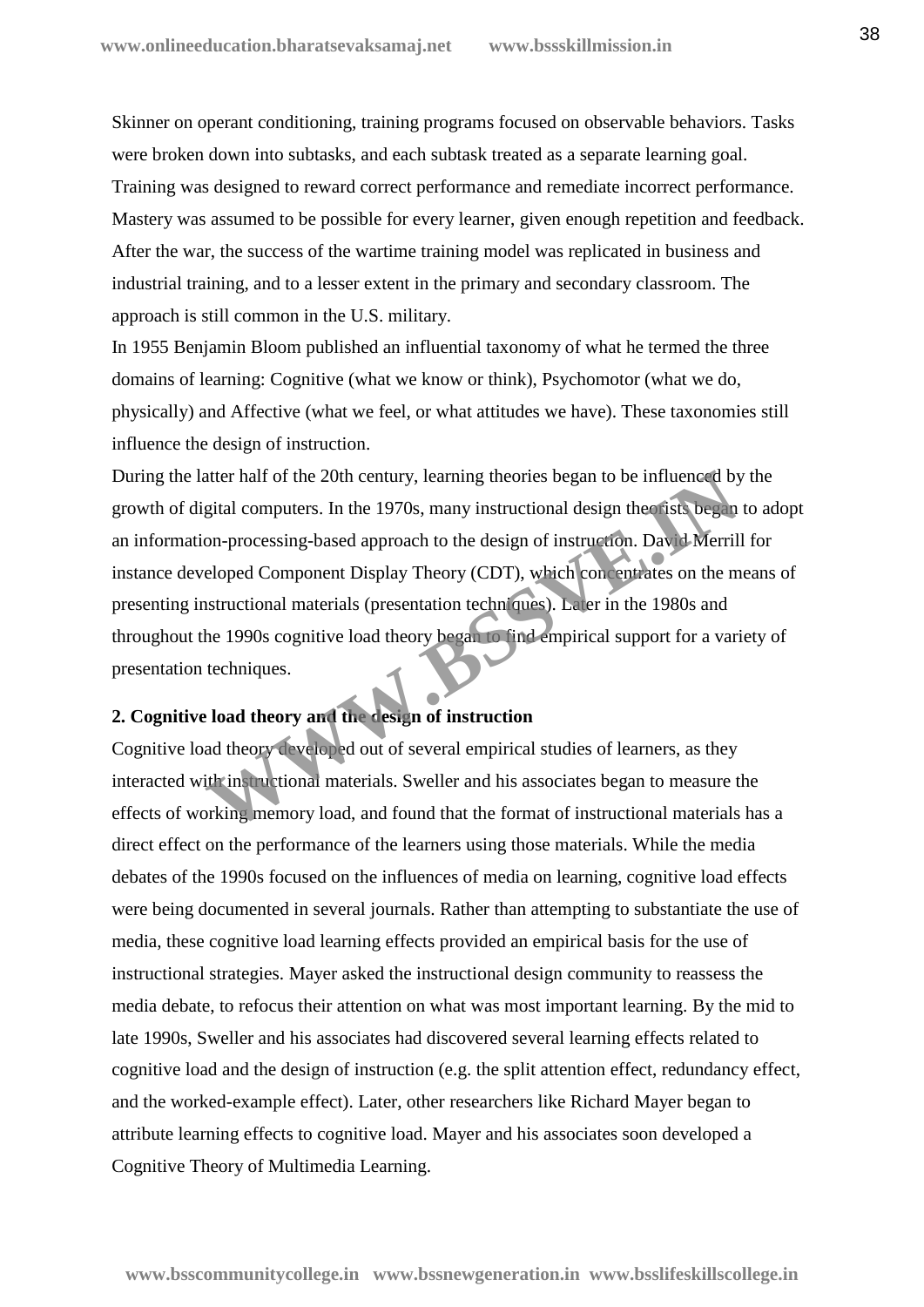Skinner on operant conditioning, training programs focused on observable behaviors. Tasks were broken down into subtasks, and each subtask treated as a separate learning goal. Training was designed to reward correct performance and remediate incorrect performance. Mastery was assumed to be possible for every learner, given enough repetition and feedback. After the war, the success of the wartime training model was replicated in business and industrial training, and to a lesser extent in the primary and secondary classroom. The approach is still common in the U.S. military.

In 1955 Benjamin Bloom published an influential taxonomy of what he termed the three domains of learning: Cognitive (what we know or think), Psychomotor (what we do, physically) and Affective (what we feel, or what attitudes we have). These taxonomies still influence the design of instruction.

During the latter half of the 20th century, learning theories began to be influenced by the growth of digital computers. In the 1970s, many instructional design theorists began to adopt an information-processing-based approach to the design of instruction. David Merrill for instance developed Component Display Theory (CDT), which concentrates on the means of presenting instructional materials (presentation techniques). Later in the 1980s and throughout the 1990s cognitive load theory began to find empirical support for a variety of presentation techniques.

**2. Cognitive load theory and the design of instruction**

Cognitive load theory developed out of several empirical studies of learners, as they interacted with instructional materials. Sweller and his associates began to measure the effects of working memory load, and found that the format of instructional materials has a direct effect on the performance of the learners using those materials. While the media debates of the 1990s focused on the influences of media on learning, cognitive load effects were being documented in several journals. Rather than attempting to substantiate the use of media, these cognitive load learning effects provided an empirical basis for the use of instructional strategies. Mayer asked the instructional design community to reassess the media debate, to refocus their attention on what was most important learning. By the mid to late 1990s, Sweller and his associates had discovered several learning effects related to cognitive load and the design of instruction (e.g. the split attention effect, redundancy effect, and the worked-example effect). Later, other researchers like Richard Mayer began to attribute learning effects to cognitive load. Mayer and his associates soon developed a Cognitive Theory of Multimedia Learning.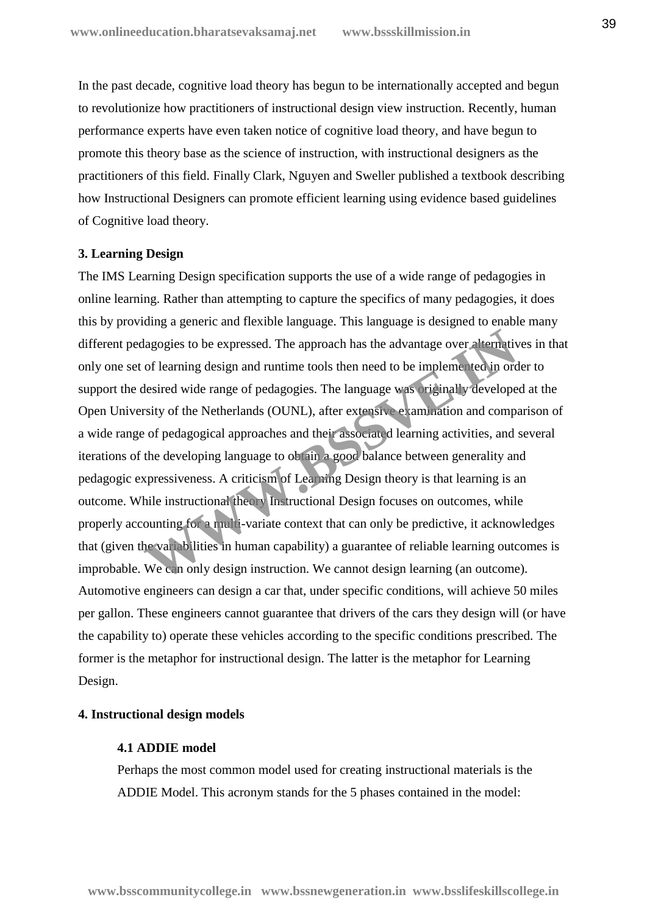In the past decade, cognitive load theory has begun to be internationally accepted and begun to revolutionize how practitioners of instructional design view instruction. Recently, human performance experts have even taken notice of cognitive load theory, and have begun to promote this theory base as the science of instruction, with instructional designers as the practitioners of this field. Finally Clark, Nguyen and Sweller published a textbook describing how Instructional Designers can promote efficient learning using evidence based guidelines of Cognitive load theory.

### 3. Learning Design

The IMS Learning Design specification supports the use of a wide range of pedagogies in online learning. Rather than attempting to capture the specifics of many pedagogies, it does this by providing a generic and flexible language. This language is designed to enable many different pedagogies to be expressed. The approach has the advantage over alternatives in that only one set of learning design and runtime tools then need to be implemented in order to support the desired wide range of pedagogies. The language was originally developed at the Open University of the Netherlands (OUNL), after extensive examination and comparison of a wide range of pedagogical approaches and their associated learning activities, and several iterations of the developing language to obtain a good balance between generality and pedagogic expressiveness. A criticism of Learning Design theory is that learning is an outcome. While instructional theory Instructional Design focuses on outcomes, while properly accounting for a multi-variate context that can only be predictive, it acknowledges that (given the variabilities in human capability) a guarantee of reliable learning outcomes is improbable. We can only design instruction. We cannot design learning (an outcome). Automotive engineers can design a car that, under specific conditions, will achieve 50 miles per gallon. These engineers cannot guarantee that drivers of the cars they design will (or have the capability to) operate these vehicles according to the specific conditions prescribed. The former is the metaphor for instructional design. The latter is the metaphor for Learning Design.

### 4. Instructional design models

#### 4.1 ADDIE model

Perhaps the most common model used for creating instructional materials is the ADDIE Model. This acronym stands for the 5 phases contained in the model: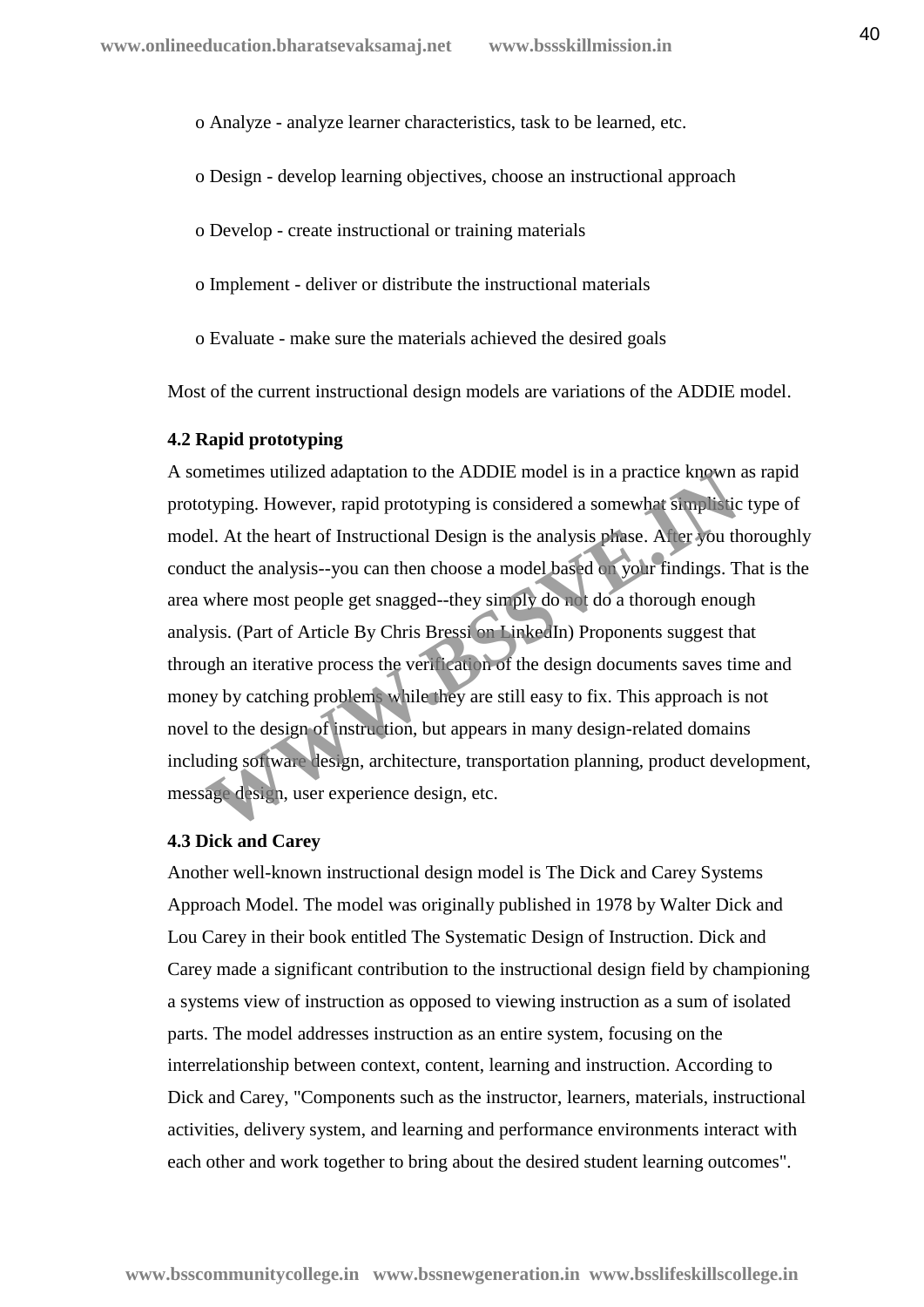- Analyze - analyze learner characteristics, task to be learned, etc.
- Design - develop learning objectives, choose an instructional approach
- Develop - create instructional or training materials
- Implement - deliver or distribute the instructional materials
- Evaluate - make sure the materials achieved the desired goals

Most of the current instructional design models are variations of the ADDIE model.

**4.2 Rapid prototyping**

A sometimes utilized adaptation to the ADDIE model is in a practice known as rapid prototyping. However, rapid prototyping is considered a somewhat simplistic type of model. At the heart of Instructional Design is the analysis phase. After you thoroughly conduct the analysis--you can then choose a model based on your findings. That is the area where most people get snagged--they simply do not do a thorough enough analysis. (Part of Article By Chris Bressi on LinkedIn) Proponents suggest that through an iterative process the verification of the design documents saves time and money by catching problems while they are still easy to fix. This approach is not novel to the design of instruction, but appears in many design-related domains including software design, architecture, transportation planning, product development, message design, user experience design, etc.

**4.3 Dick and Carey**

Another well-known instructional design model is The Dick and Carey Systems Approach Model. The model was originally published in 1978 by Walter Dick and Lou Carey in their book entitled The Systematic Design of Instruction. Dick and Carey made a significant contribution to the instructional design field by championing a systems view of instruction as opposed to viewing instruction as a sum of isolated parts. The model addresses instruction as an entire system, focusing on the interrelationship between context, content, learning and instruction. According to Dick and Carey, "Components such as the instructor, learners, materials, instructional activities, delivery system, and learning and performance environments interact with each other and work together to bring about the desired student learning outcomes".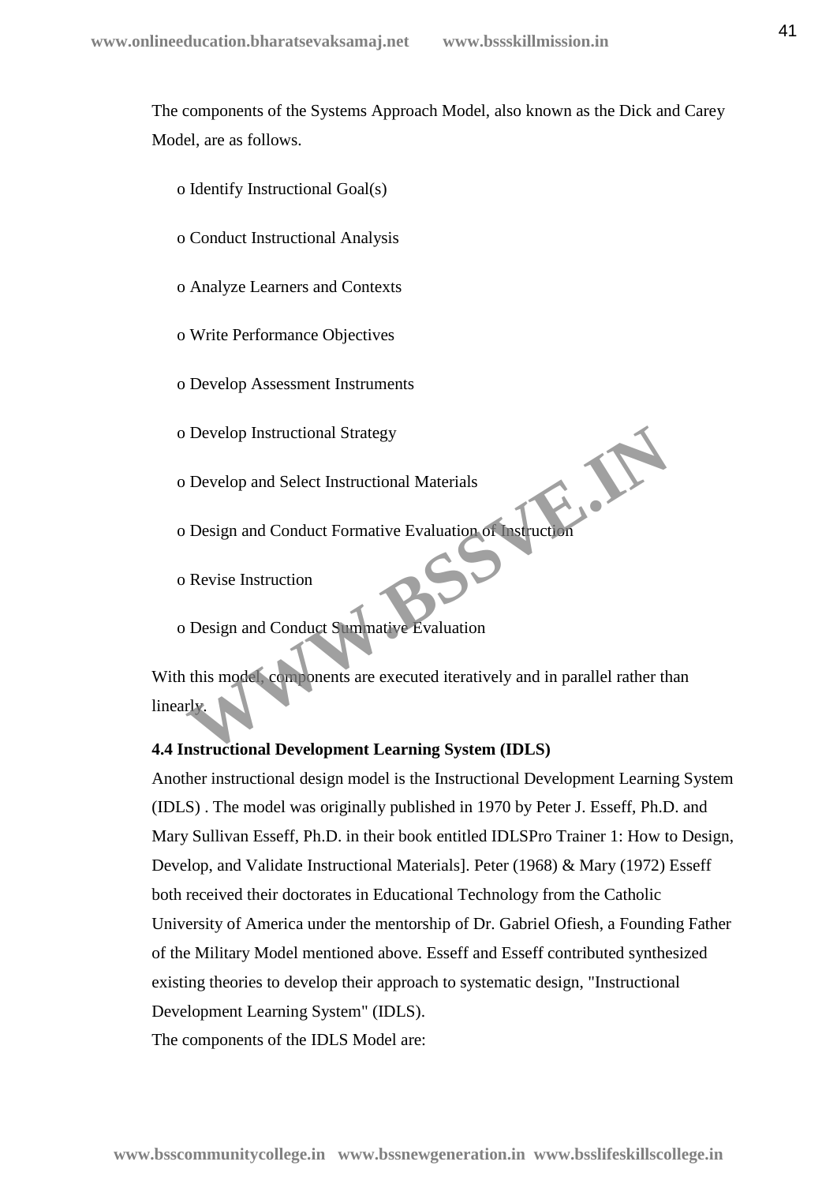The components of the Systems Approach Model, also known as the Dick and Carey Model, are as follows.

- o Identify Instructional Goal(s)
- o Conduct Instructional Analysis
- o Analyze Learners and Contexts
- o Write Performance Objectives
- o Develop Assessment Instruments
- o Develop Instructional Strategy
- o Develop and Select Instructional Materials
- o Design and Conduct Formative Evaluation of Instruction
- o Revise Instruction
- o Design and Conduct Summative Evaluation

With this model, components are executed iteratively and in parallel rather than linearly.

**4.4 Instructional Development Learning System (IDLS)**

Another instructional design model is the Instructional Development Learning System (IDLS) . The model was originally published in 1970 by Peter J. Esseff, Ph.D. and Mary Sullivan Esseff, Ph.D. in their book entitled IDLSPro Trainer 1: How to Design, Develop, and Validate Instructional Materials]. Peter (1968) & Mary (1972) Esseff both received their doctorates in Educational Technology from the Catholic University of America under the mentorship of Dr. Gabriel Ofiesh, a Founding Father of the Military Model mentioned above. Esseff and Esseff contributed synthesized existing theories to develop their approach to systematic design, "Instructional Development Learning System" (IDLS).

The components of the IDLS Model are: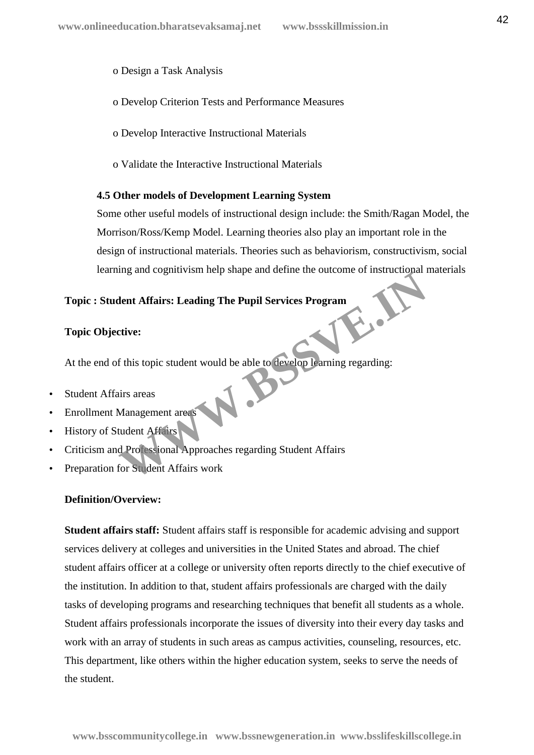- o Design a Task Analysis
- o Develop Criterion Tests and Performance Measures
- o Develop Interactive Instructional Materials
- o Validate the Interactive Instructional Materials

**4.5 Other models of Development Learning System**

Some other useful models of instructional design include: the Smith/Ragan Model, the Morrison/Ross/Kemp Model. Learning theories also play an important role in the design of instructional materials. Theories such as behaviorism, constructivism, social learning and cognitivism help shape and define the outcome of instructional materials

**Topic : Student Affairs: Leading The Pupil Services Program**

**Topic Objective:**

At the end of this topic student would be able to develop learning regarding:

- Student Affairs areas
- Enrollment Management areas
- History of Student Affairs
- Criticism and Professional Approaches regarding Student Affairs
- Preparation for Student Affairs work

**Definition/Overview:**

**Student affairs staff:** Student affairs staff is responsible for academic advising and support services delivery at colleges and universities in the United States and abroad. The chief student affairs officer at a college or university often reports directly to the chief executive of the institution. In addition to that, student affairs professionals are charged with the daily tasks of developing programs and researching techniques that benefit all students as a whole. Student affairs professionals incorporate the issues of diversity into their every day tasks and work with an array of students in such areas as campus activities, counseling, resources, etc. This department, like others within the higher education system, seeks to serve the needs of the student.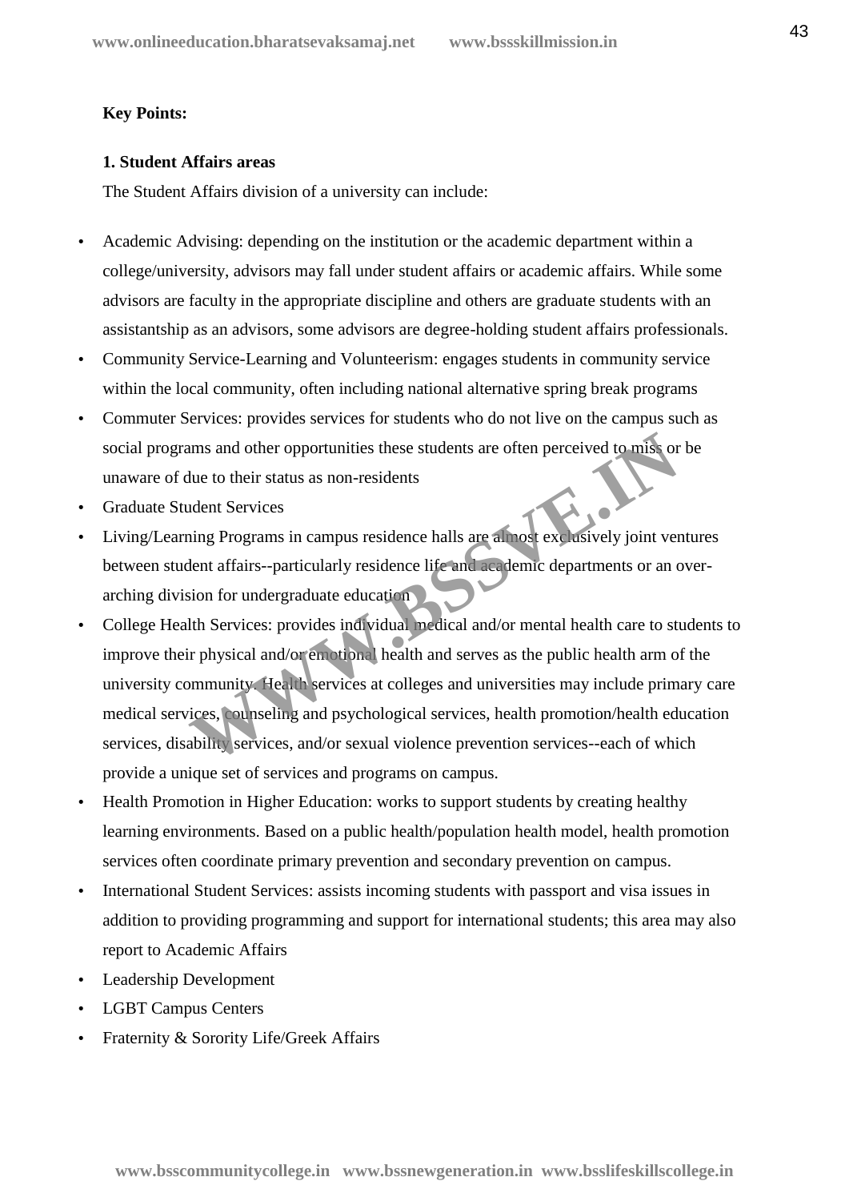**Key Points:**

**1. Student Affairs areas**

The Student Affairs division of a university can include:

- Academic Advising: depending on the institution or the academic department within a college/university, advisors may fall under student affairs or academic affairs. While some advisors are faculty in the appropriate discipline and others are graduate students with an assistantship as an advisors, some advisors are degree-holding student affairs professionals.
- Community Service-Learning and Volunteerism: engages students in community service within the local community, often including national alternative spring break programs
- Commuter Services: provides services for students who do not live on the campus such as social programs and other opportunities these students are often perceived to miss or be unaware of due to their status as non-residents
- Graduate Student Services
- Living/Learning Programs in campus residence halls are almost exclusively joint ventures between student affairs--particularly residence life and academic departments or an over-arching division for undergraduate education
- College Health Services: provides individual medical and/or mental health care to students to improve their physical and/or emotional health and serves as the public health arm of the university community. Health services at colleges and universities may include primary care medical services, counseling and psychological services, health promotion/health education services, disability services, and/or sexual violence prevention services--each of which provide a unique set of services and programs on campus.
- Health Promotion in Higher Education: works to support students by creating healthy learning environments. Based on a public health/population health model, health promotion services often coordinate primary prevention and secondary prevention on campus.
- International Student Services: assists incoming students with passport and visa issues in addition to providing programming and support for international students; this area may also report to Academic Affairs
- Leadership Development
- LGBT Campus Centers
- Fraternity & Sorority Life/Greek Affairs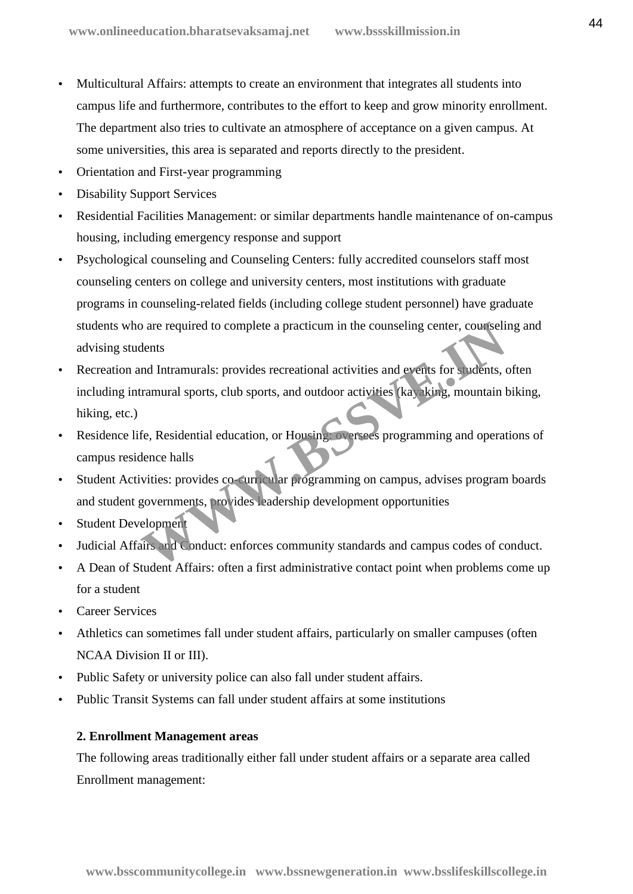- Multicultural Affairs: attempts to create an environment that integrates all students into campus life and furthermore, contributes to the effort to keep and grow minority enrollment. The department also tries to cultivate an atmosphere of acceptance on a given campus. At some universities, this area is separated and reports directly to the president.
- Orientation and First-year programming
- Disability Support Services
- Residential Facilities Management: or similar departments handle maintenance of on-campus housing, including emergency response and support
- Psychological counseling and Counseling Centers: fully accredited counselors staff most counseling centers on college and university centers, most institutions with graduate programs in counseling-related fields (including college student personnel) have graduate students who are required to complete a practicum in the counseling center, counseling and advising students
- Recreation and Intramurals: provides recreational activities and events for students, often including intramural sports, club sports, and outdoor activities (kayaking, mountain biking, hiking, etc.)
- Residence life, Residential education, or Housing: oversees programming and operations of campus residence halls
- Student Activities: provides co-curricular programming on campus, advises program boards and student governments, provides leadership development opportunities
- Student Development
- Judicial Affairs and Conduct: enforces community standards and campus codes of conduct.
- A Dean of Student Affairs: often a first administrative contact point when problems come up for a student
- Career Services
- Athletics can sometimes fall under student affairs, particularly on smaller campuses (often NCAA Division II or III).
- Public Safety or university police can also fall under student affairs.
- Public Transit Systems can fall under student affairs at some institutions

**2. Enrollment Management areas**

The following areas traditionally either fall under student affairs or a separate area called Enrollment management: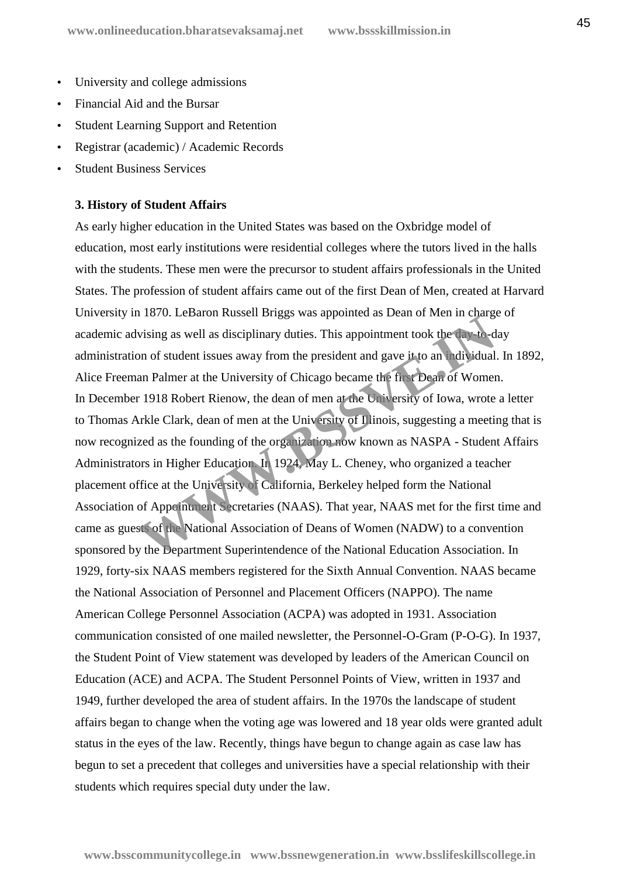- University and college admissions
- Financial Aid and the Bursar
- Student Learning Support and Retention
- Registrar (academic) / Academic Records
- Student Business Services

**3. History of Student Affairs**

As early higher education in the United States was based on the Oxbridge model of education, most early institutions were residential colleges where the tutors lived in the halls with the students. These men were the precursor to student affairs professionals in the United States. The profession of student affairs came out of the first Dean of Men, created at Harvard University in 1870. LeBaron Russell Briggs was appointed as Dean of Men in charge of academic advising as well as disciplinary duties. This appointment took the day-to-day administration of student issues away from the president and gave it to an individual. In 1892, Alice Freeman Palmer at the University of Chicago became the first Dean of Women.
In December 1918 Robert Rienow, the dean of men at the University of Iowa, wrote a letter to Thomas Arkle Clark, dean of men at the University of Illinois, suggesting a meeting that is now recognized as the founding of the organization now known as NASPA - Student Affairs Administrators in Higher Education. In 1924, May L. Cheney, who organized a teacher placement office at the University of California, Berkeley helped form the National Association of Appointment Secretaries (NAAS). That year, NAAS met for the first time and came as guests of the National Association of Deans of Women (NADW) to a convention sponsored by the Department Superintendence of the National Education Association. In 1929, forty-six NAAS members registered for the Sixth Annual Convention. NAAS became the National Association of Personnel and Placement Officers (NAPPO). The name American College Personnel Association (ACPA) was adopted in 1931. Association communication consisted of one mailed newsletter, the Personnel-O-Gram (P-O-G). In 1937, the Student Point of View statement was developed by leaders of the American Council on Education (ACE) and ACPA. The Student Personnel Points of View, written in 1937 and 1949, further developed the area of student affairs. In the 1970s the landscape of student affairs began to change when the voting age was lowered and 18 year olds were granted adult status in the eyes of the law. Recently, things have begun to change again as case law has begun to set a precedent that colleges and universities have a special relationship with their students which requires special duty under the law.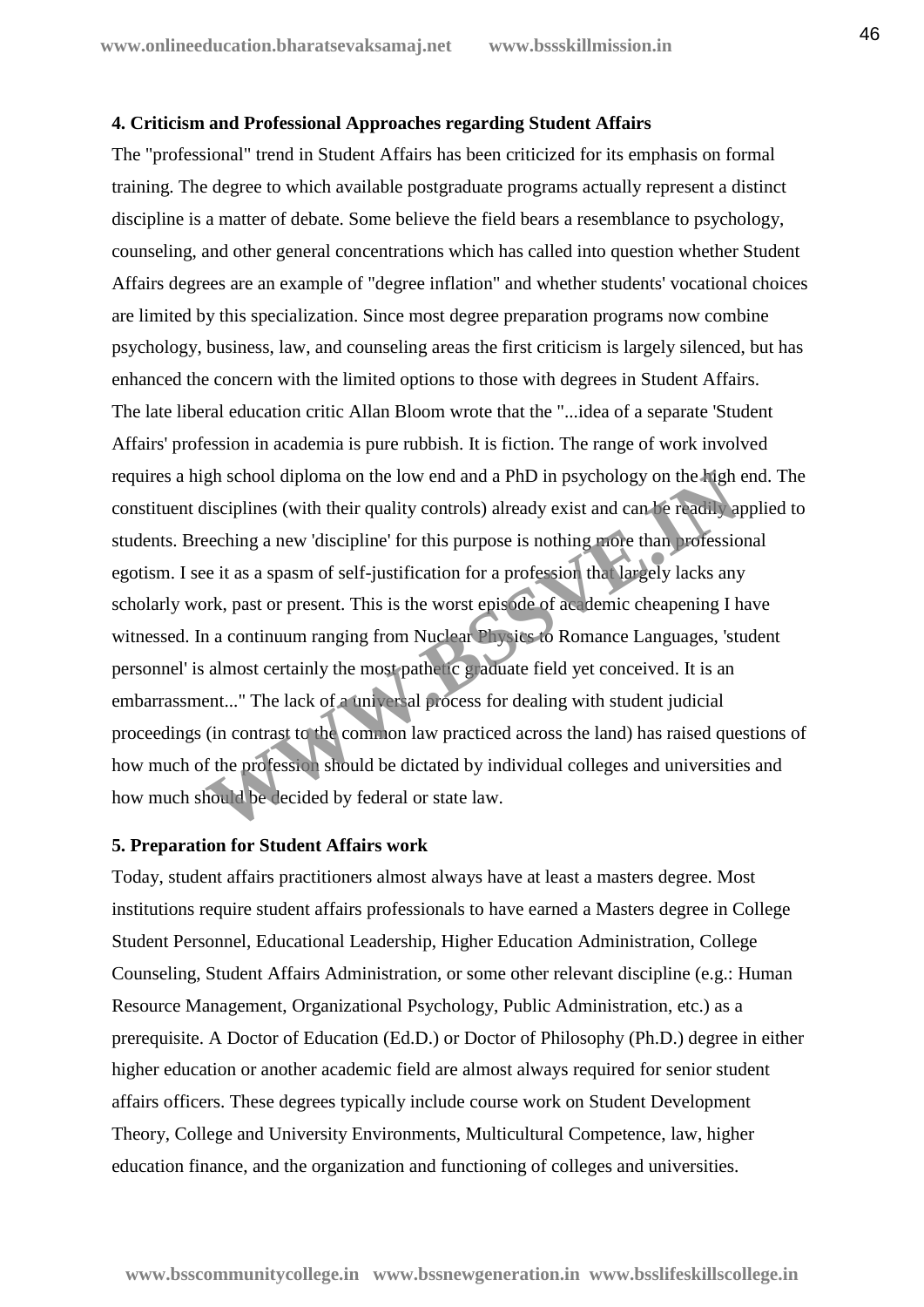### 4. Criticism and Professional Approaches regarding Student Affairs

The "professional" trend in Student Affairs has been criticized for its emphasis on formal training. The degree to which available postgraduate programs actually represent a distinct discipline is a matter of debate. Some believe the field bears a resemblance to psychology, counseling, and other general concentrations which has called into question whether Student Affairs degrees are an example of "degree inflation" and whether students' vocational choices are limited by this specialization. Since most degree preparation programs now combine psychology, business, law, and counseling areas the first criticism is largely silenced, but has enhanced the concern with the limited options to those with degrees in Student Affairs.

The late liberal education critic Allan Bloom wrote that the "...idea of a separate 'Student Affairs' profession in academia is pure rubbish. It is fiction. The range of work involved requires a high school diploma on the low end and a PhD in psychology on the high end. The constituent disciplines (with their quality controls) already exist and can be readily applied to students. Breeching a new 'discipline' for this purpose is nothing more than professional egotism. I see it as a spasm of self-justification for a profession that largely lacks any scholarly work, past or present. This is the worst episode of academic cheapening I have witnessed. In a continuum ranging from Nuclear Physics to Romance Languages, 'student personnel' is almost certainly the most pathetic graduate field yet conceived. It is an embarrassment..." The lack of a universal process for dealing with student judicial proceedings (in contrast to the common law practiced across the land) has raised questions of how much of the profession should be dictated by individual colleges and universities and how much should be decided by federal or state law.

### 5. Preparation for Student Affairs work

Today, student affairs practitioners almost always have at least a masters degree. Most institutions require student affairs professionals to have earned a Masters degree in College Student Personnel, Educational Leadership, Higher Education Administration, College Counseling, Student Affairs Administration, or some other relevant discipline (e.g.: Human Resource Management, Organizational Psychology, Public Administration, etc.) as a prerequisite. A Doctor of Education (Ed.D.) or Doctor of Philosophy (Ph.D.) degree in either higher education or another academic field are almost always required for senior student affairs officers. These degrees typically include course work on Student Development Theory, College and University Environments, Multicultural Competence, law, higher education finance, and the organization and functioning of colleges and universities.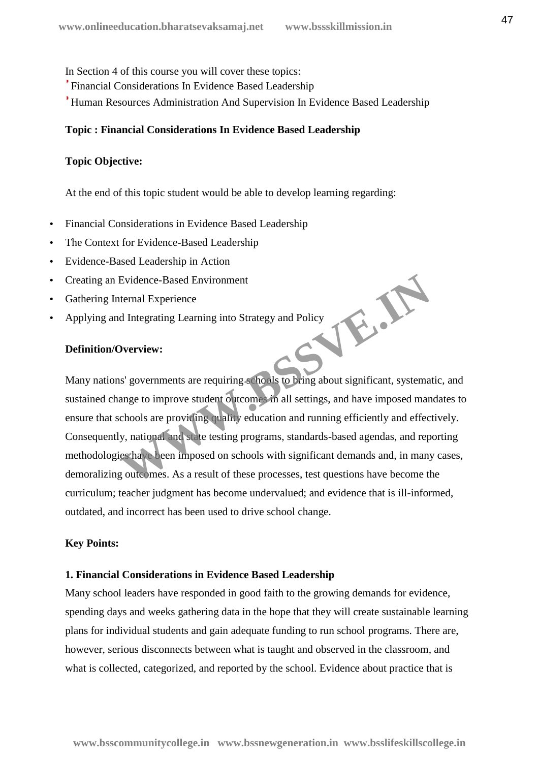In Section 4 of this course you will cover these topics:

- Financial Considerations In Evidence Based Leadership
- Human Resources Administration And Supervision In Evidence Based Leadership

**Topic : Financial Considerations In Evidence Based Leadership**

**Topic Objective:**

At the end of this topic student would be able to develop learning regarding:

- Financial Considerations in Evidence Based Leadership
- The Context for Evidence-Based Leadership
- Evidence-Based Leadership in Action
- Creating an Evidence-Based Environment
- Gathering Internal Experience
- Applying and Integrating Learning into Strategy and Policy

**Definition/Overview:**

Many nations' governments are requiring schools to bring about significant, systematic, and sustained change to improve student outcomes in all settings, and have imposed mandates to ensure that schools are providing quality education and running efficiently and effectively. Consequently, national and state testing programs, standards-based agendas, and reporting methodologies have been imposed on schools with significant demands and, in many cases, demoralizing outcomes. As a result of these processes, test questions have become the curriculum; teacher judgment has become undervalued; and evidence that is ill-informed, outdated, and incorrect has been used to drive school change.

**Key Points:**

**1. Financial Considerations in Evidence Based Leadership**

Many school leaders have responded in good faith to the growing demands for evidence, spending days and weeks gathering data in the hope that they will create sustainable learning plans for individual students and gain adequate funding to run school programs. There are, however, serious disconnects between what is taught and observed in the classroom, and what is collected, categorized, and reported by the school. Evidence about practice that is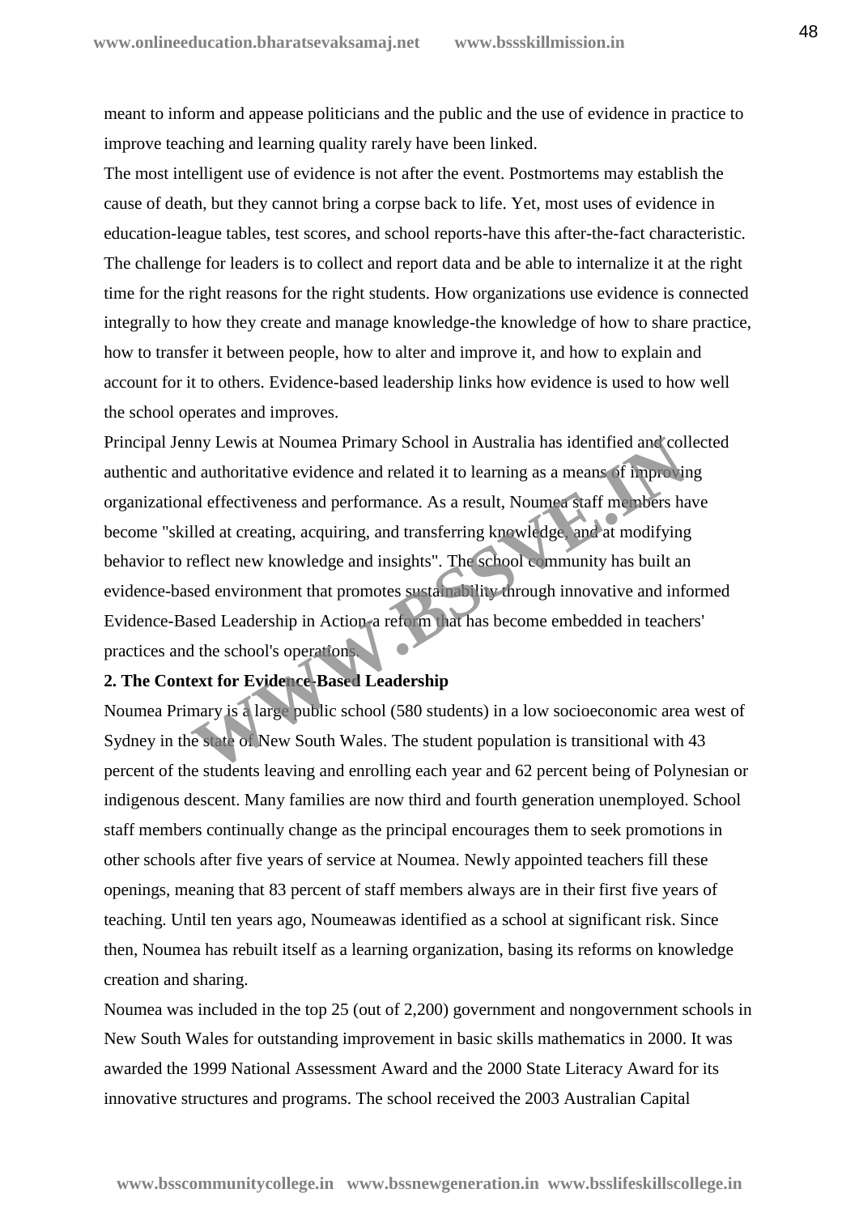meant to inform and appease politicians and the public and the use of evidence in practice to improve teaching and learning quality rarely have been linked.

The most intelligent use of evidence is not after the event. Postmortems may establish the cause of death, but they cannot bring a corpse back to life. Yet, most uses of evidence in education-league tables, test scores, and school reports-have this after-the-fact characteristic. The challenge for leaders is to collect and report data and be able to internalize it at the right time for the right reasons for the right students. How organizations use evidence is connected integrally to how they create and manage knowledge-the knowledge of how to share practice, how to transfer it between people, how to alter and improve it, and how to explain and account for it to others. Evidence-based leadership links how evidence is used to how well the school operates and improves.

Principal Jenny Lewis at Noumea Primary School in Australia has identified and collected authentic and authoritative evidence and related it to learning as a means of improving organizational effectiveness and performance. As a result, Noumea staff members have become "skilled at creating, acquiring, and transferring knowledge, and at modifying behavior to reflect new knowledge and insights". The school community has built an evidence-based environment that promotes sustainability through innovative and informed Evidence-Based Leadership in Action-a reform that has become embedded in teachers' practices and the school's operations.

**2. The Context for Evidence-Based Leadership**

Noumea Primary is a large public school (580 students) in a low socioeconomic area west of Sydney in the state of New South Wales. The student population is transitional with 43 percent of the students leaving and enrolling each year and 62 percent being of Polynesian or indigenous descent. Many families are now third and fourth generation unemployed. School staff members continually change as the principal encourages them to seek promotions in other schools after five years of service at Noumea. Newly appointed teachers fill these openings, meaning that 83 percent of staff members always are in their first five years of teaching. Until ten years ago, Noumeawas identified as a school at significant risk. Since then, Noumea has rebuilt itself as a learning organization, basing its reforms on knowledge creation and sharing.

Noumea was included in the top 25 (out of 2,200) government and nongovernment schools in New South Wales for outstanding improvement in basic skills mathematics in 2000. It was awarded the 1999 National Assessment Award and the 2000 State Literacy Award for its innovative structures and programs. The school received the 2003 Australian Capital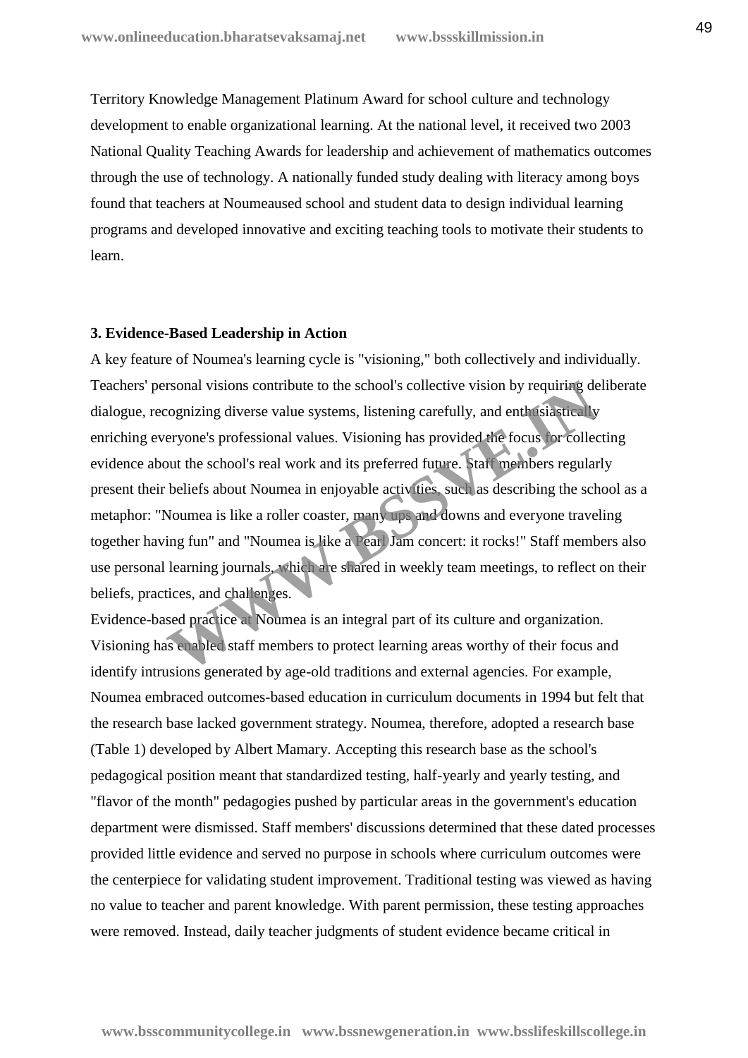Territory Knowledge Management Platinum Award for school culture and technology development to enable organizational learning. At the national level, it received two 2003 National Quality Teaching Awards for leadership and achievement of mathematics outcomes through the use of technology. A nationally funded study dealing with literacy among boys found that teachers at Noumeaused school and student data to design individual learning programs and developed innovative and exciting teaching tools to motivate their students to learn.

**3. Evidence-Based Leadership in Action**

A key feature of Noumea's learning cycle is "visioning," both collectively and individually. Teachers' personal visions contribute to the school's collective vision by requiring deliberate dialogue, recognizing diverse value systems, listening carefully, and enthusiastically enriching everyone's professional values. Visioning has provided the focus for collecting evidence about the school's real work and its preferred future. Staff members regularly present their beliefs about Noumea in enjoyable activities, such as describing the school as a metaphor: "Noumea is like a roller coaster, many ups and downs and everyone traveling together having fun" and "Noumea is like a Pearl Jam concert: it rocks!" Staff members also use personal learning journals, which are shared in weekly team meetings, to reflect on their beliefs, practices, and challenges.

Evidence-based practice at Noumea is an integral part of its culture and organization. Visioning has enabled staff members to protect learning areas worthy of their focus and identify intrusions generated by age-old traditions and external agencies. For example, Noumea embraced outcomes-based education in curriculum documents in 1994 but felt that the research base lacked government strategy. Noumea, therefore, adopted a research base (Table 1) developed by Albert Mamary. Accepting this research base as the school's pedagogical position meant that standardized testing, half-yearly and yearly testing, and "flavor of the month" pedagogies pushed by particular areas in the government's education department were dismissed. Staff members' discussions determined that these dated processes provided little evidence and served no purpose in schools where curriculum outcomes were the centerpiece for validating student improvement. Traditional testing was viewed as having no value to teacher and parent knowledge. With parent permission, these testing approaches were removed. Instead, daily teacher judgments of student evidence became critical in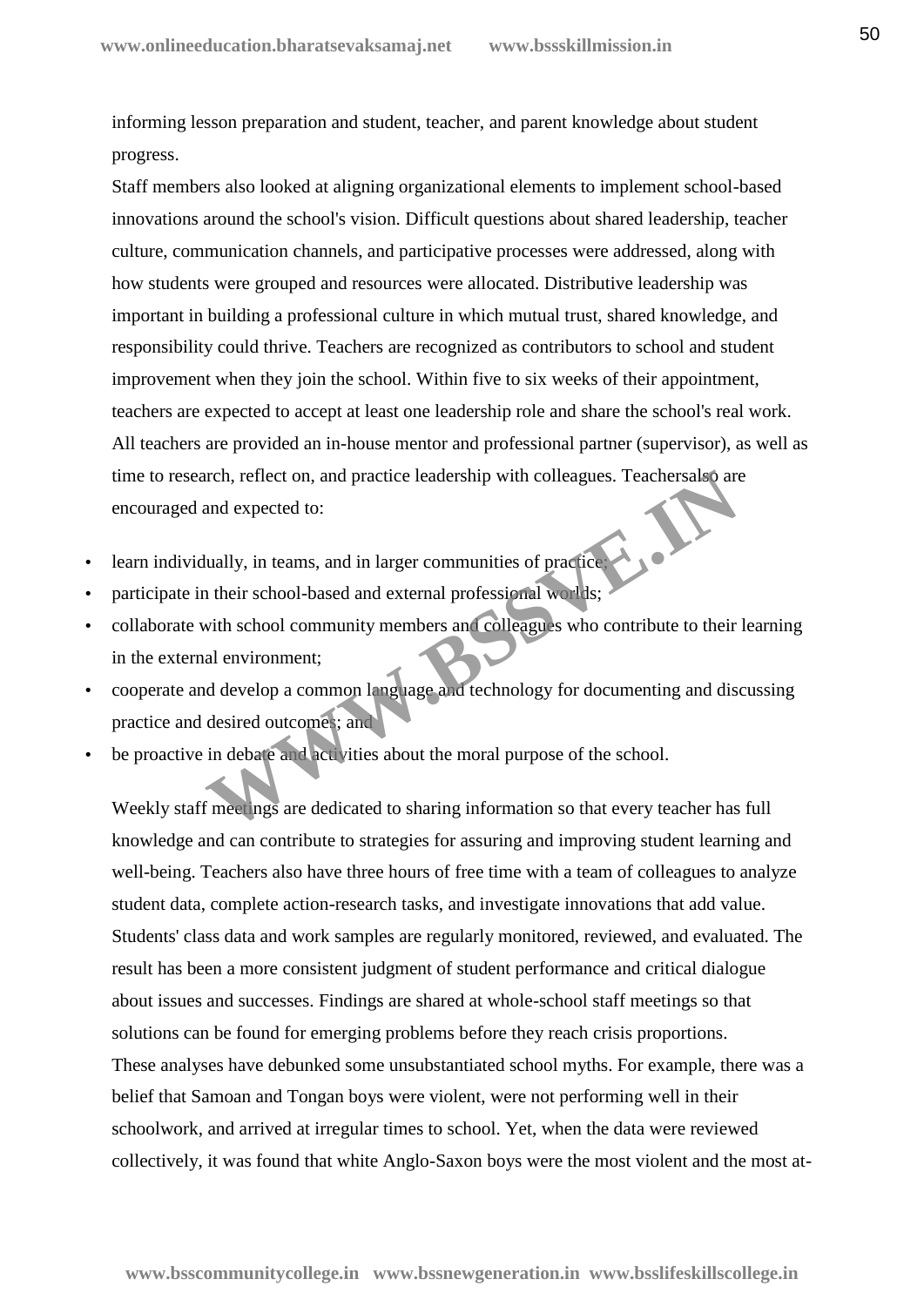informing lesson preparation and student, teacher, and parent knowledge about student progress.

Staff members also looked at aligning organizational elements to implement school-based innovations around the school's vision. Difficult questions about shared leadership, teacher culture, communication channels, and participative processes were addressed, along with how students were grouped and resources were allocated. Distributive leadership was important in building a professional culture in which mutual trust, shared knowledge, and responsibility could thrive. Teachers are recognized as contributors to school and student improvement when they join the school. Within five to six weeks of their appointment, teachers are expected to accept at least one leadership role and share the school's real work. All teachers are provided an in-house mentor and professional partner (supervisor), as well as time to research, reflect on, and practice leadership with colleagues. Teachersalso are encouraged and expected to:

- learn individually, in teams, and in larger communities of practice;
- participate in their school-based and external professional worlds;
- collaborate with school community members and colleagues who contribute to their learning in the external environment;
- cooperate and develop a common language and technology for documenting and discussing practice and desired outcomes; and
- be proactive in debate and activities about the moral purpose of the school.

Weekly staff meetings are dedicated to sharing information so that every teacher has full knowledge and can contribute to strategies for assuring and improving student learning and well-being. Teachers also have three hours of free time with a team of colleagues to analyze student data, complete action-research tasks, and investigate innovations that add value. Students' class data and work samples are regularly monitored, reviewed, and evaluated. The result has been a more consistent judgment of student performance and critical dialogue about issues and successes. Findings are shared at whole-school staff meetings so that solutions can be found for emerging problems before they reach crisis proportions.

These analyses have debunked some unsubstantiated school myths. For example, there was a belief that Samoan and Tongan boys were violent, were not performing well in their schoolwork, and arrived at irregular times to school. Yet, when the data were reviewed collectively, it was found that white Anglo-Saxon boys were the most violent and the most at-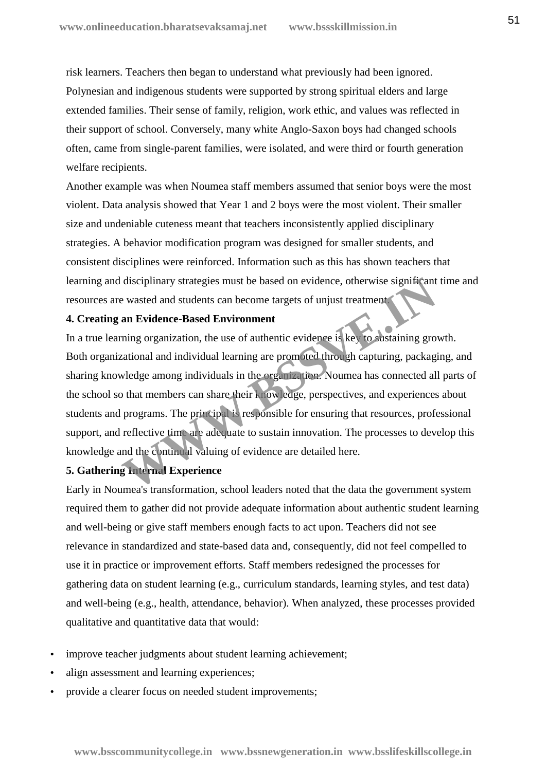risk learners. Teachers then began to understand what previously had been ignored. Polynesian and indigenous students were supported by strong spiritual elders and large extended families. Their sense of family, religion, work ethic, and values was reflected in their support of school. Conversely, many white Anglo-Saxon boys had changed schools often, came from single-parent families, were isolated, and were third or fourth generation welfare recipients.

Another example was when Noumea staff members assumed that senior boys were the most violent. Data analysis showed that Year 1 and 2 boys were the most violent. Their smaller size and undeniable cuteness meant that teachers inconsistently applied disciplinary strategies. A behavior modification program was designed for smaller students, and consistent disciplines were reinforced. Information such as this has shown teachers that learning and disciplinary strategies must be based on evidence, otherwise significant time and resources are wasted and students can become targets of unjust treatment.

**4. Creating an Evidence-Based Environment**

In a true learning organization, the use of authentic evidence is key to sustaining growth. Both organizational and individual learning are promoted through capturing, packaging, and sharing knowledge among individuals in the organization. Noumea has connected all parts of the school so that members can share their knowledge, perspectives, and experiences about students and programs. The principal is responsible for ensuring that resources, professional support, and reflective time are adequate to sustain innovation. The processes to develop this knowledge and the continual valuing of evidence are detailed here.

**5. Gathering Internal Experience**

Early in Noumea's transformation, school leaders noted that the data the government system required them to gather did not provide adequate information about authentic student learning and well-being or give staff members enough facts to act upon. Teachers did not see relevance in standardized and state-based data and, consequently, did not feel compelled to use it in practice or improvement efforts. Staff members redesigned the processes for gathering data on student learning (e.g., curriculum standards, learning styles, and test data) and well-being (e.g., health, attendance, behavior). When analyzed, these processes provided qualitative and quantitative data that would:

- improve teacher judgments about student learning achievement;
- align assessment and learning experiences;
- provide a clearer focus on needed student improvements;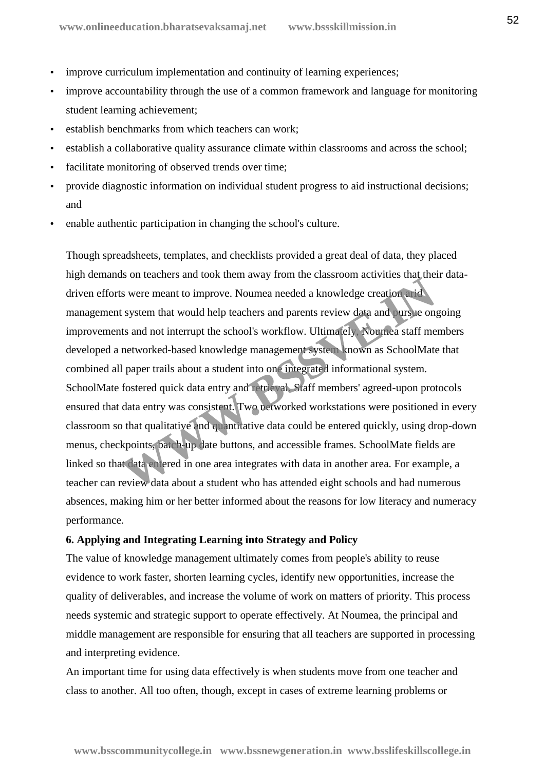- improve curriculum implementation and continuity of learning experiences;
- improve accountability through the use of a common framework and language for monitoring student learning achievement;
- establish benchmarks from which teachers can work;
- establish a collaborative quality assurance climate within classrooms and across the school;
- facilitate monitoring of observed trends over time;
- provide diagnostic information on individual student progress to aid instructional decisions; and
- enable authentic participation in changing the school's culture.

Though spreadsheets, templates, and checklists provided a great deal of data, they placed high demands on teachers and took them away from the classroom activities that their data-driven efforts were meant to improve. Noumea needed a knowledge creation and management system that would help teachers and parents review data and pursue ongoing improvements and not interrupt the school's workflow. Ultimately, Noumea staff members developed a networked-based knowledge management system known as SchoolMate that combined all paper trails about a student into one integrated informational system. SchoolMate fostered quick data entry and retrieval. Staff members' agreed-upon protocols ensured that data entry was consistent. Two networked workstations were positioned in every classroom so that qualitative and quantitative data could be entered quickly, using drop-down menus, checkpoints, batch-update buttons, and accessible frames. SchoolMate fields are linked so that data entered in one area integrates with data in another area. For example, a teacher can review data about a student who has attended eight schools and had numerous absences, making him or her better informed about the reasons for low literacy and numeracy performance.

**6. Applying and Integrating Learning into Strategy and Policy**

The value of knowledge management ultimately comes from people's ability to reuse evidence to work faster, shorten learning cycles, identify new opportunities, increase the quality of deliverables, and increase the volume of work on matters of priority. This process needs systemic and strategic support to operate effectively. At Noumea, the principal and middle management are responsible for ensuring that all teachers are supported in processing and interpreting evidence.

An important time for using data effectively is when students move from one teacher and class to another. All too often, though, except in cases of extreme learning problems or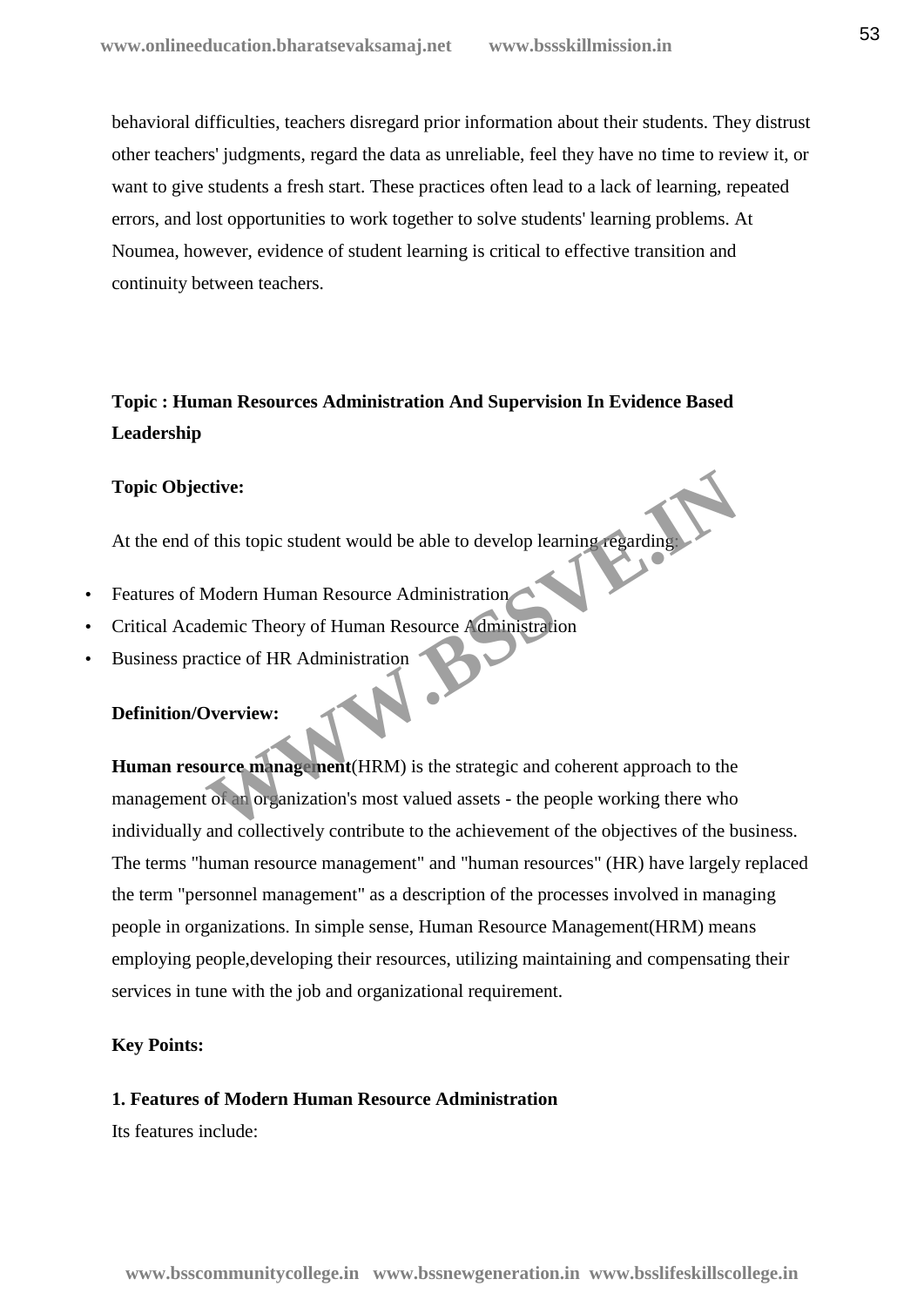behavioral difficulties, teachers disregard prior information about their students. They distrust other teachers' judgments, regard the data as unreliable, feel they have no time to review it, or want to give students a fresh start. These practices often lead to a lack of learning, repeated errors, and lost opportunities to work together to solve students' learning problems. At Noumea, however, evidence of student learning is critical to effective transition and continuity between teachers.

**Topic : Human Resources Administration And Supervision In Evidence Based Leadership**

**Topic Objective:**

At the end of this topic student would be able to develop learning regarding:

- Features of Modern Human Resource Administration
- Critical Academic Theory of Human Resource Administration
- Business practice of HR Administration

**Definition/Overview:**

**Human resource management**(HRM) is the strategic and coherent approach to the management of an organization's most valued assets - the people working there who individually and collectively contribute to the achievement of the objectives of the business. The terms "human resource management" and "human resources" (HR) have largely replaced the term "personnel management" as a description of the processes involved in managing people in organizations. In simple sense, Human Resource Management(HRM) means employing people,developing their resources, utilizing maintaining and compensating their services in tune with the job and organizational requirement.

**Key Points:**

**1. Features of Modern Human Resource Administration**

Its features include: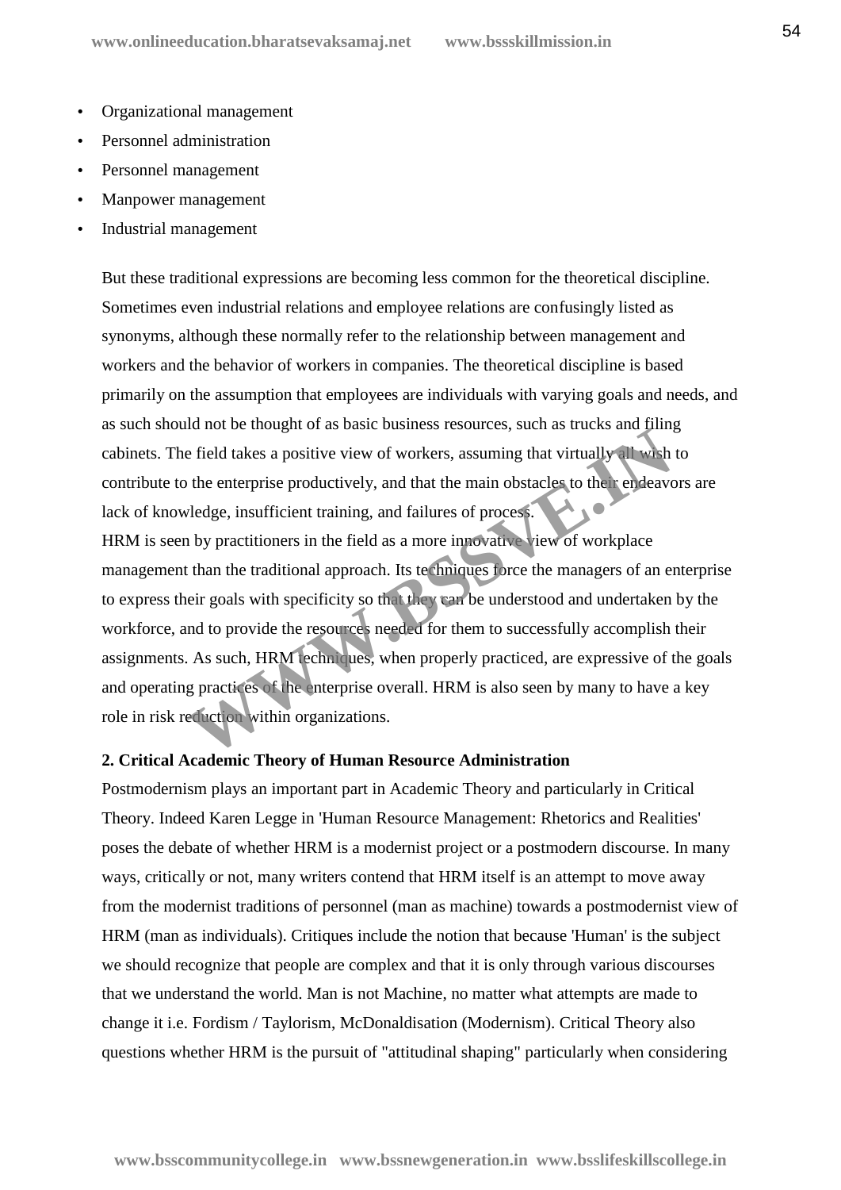- Organizational management
- Personnel administration
- Personnel management
- Manpower management
- Industrial management

But these traditional expressions are becoming less common for the theoretical discipline. Sometimes even industrial relations and employee relations are confusingly listed as synonyms, although these normally refer to the relationship between management and workers and the behavior of workers in companies. The theoretical discipline is based primarily on the assumption that employees are individuals with varying goals and needs, and as such should not be thought of as basic business resources, such as trucks and filing cabinets. The field takes a positive view of workers, assuming that virtually all wish to contribute to the enterprise productively, and that the main obstacles to their endeavors are lack of knowledge, insufficient training, and failures of process.

HRM is seen by practitioners in the field as a more innovative view of workplace management than the traditional approach. Its techniques force the managers of an enterprise to express their goals with specificity so that they can be understood and undertaken by the workforce, and to provide the resources needed for them to successfully accomplish their assignments. As such, HRM techniques, when properly practiced, are expressive of the goals and operating practices of the enterprise overall. HRM is also seen by many to have a key role in risk reduction within organizations.

**2. Critical Academic Theory of Human Resource Administration**

Postmodernism plays an important part in Academic Theory and particularly in Critical Theory. Indeed Karen Legge in 'Human Resource Management: Rhetorics and Realities' poses the debate of whether HRM is a modernist project or a postmodern discourse. In many ways, critically or not, many writers contend that HRM itself is an attempt to move away from the modernist traditions of personnel (man as machine) towards a postmodernist view of HRM (man as individuals). Critiques include the notion that because 'Human' is the subject we should recognize that people are complex and that it is only through various discourses that we understand the world. Man is not Machine, no matter what attempts are made to change it i.e. Fordism / Taylorism, McDonaldisation (Modernism). Critical Theory also questions whether HRM is the pursuit of "attitudinal shaping" particularly when considering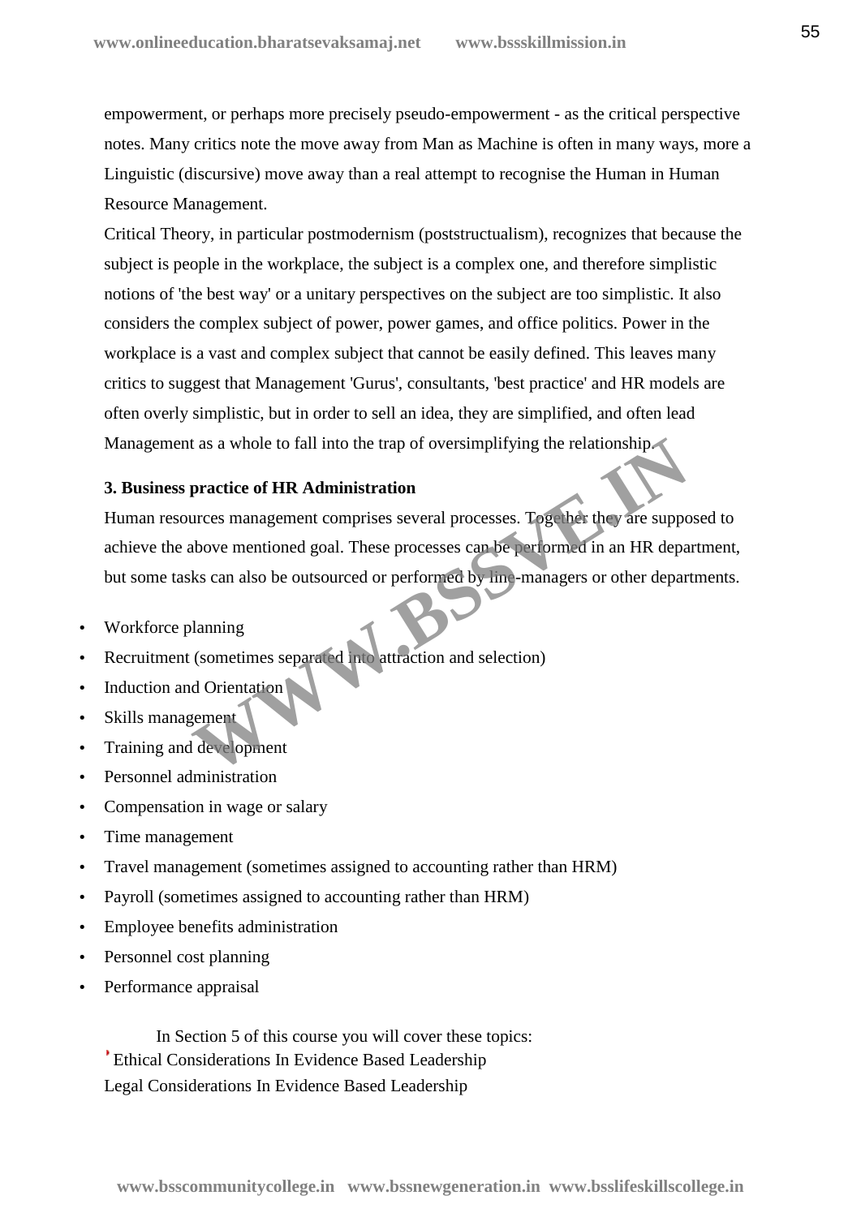empowerment, or perhaps more precisely pseudo-empowerment - as the critical perspective notes. Many critics note the move away from Man as Machine is often in many ways, more a Linguistic (discursive) move away than a real attempt to recognise the Human in Human Resource Management.

Critical Theory, in particular postmodernism (poststructualism), recognizes that because the subject is people in the workplace, the subject is a complex one, and therefore simplistic notions of 'the best way' or a unitary perspectives on the subject are too simplistic. It also considers the complex subject of power, power games, and office politics. Power in the workplace is a vast and complex subject that cannot be easily defined. This leaves many critics to suggest that Management 'Gurus', consultants, 'best practice' and HR models are often overly simplistic, but in order to sell an idea, they are simplified, and often lead Management as a whole to fall into the trap of oversimplifying the relationship.

**3. Business practice of HR Administration**

Human resources management comprises several processes. Together they are supposed to achieve the above mentioned goal. These processes can be performed in an HR department, but some tasks can also be outsourced or performed by line-managers or other departments.

- Workforce planning
- Recruitment (sometimes separated into attraction and selection)
- Induction and Orientation
- Skills management
- Training and development
- Personnel administration
- Compensation in wage or salary
- Time management
- Travel management (sometimes assigned to accounting rather than HRM)
- Payroll (sometimes assigned to accounting rather than HRM)
- Employee benefits administration
- Personnel cost planning
- Performance appraisal

In Section 5 of this course you will cover these topics:
Ethical Considerations In Evidence Based Leadership
Legal Considerations In Evidence Based Leadership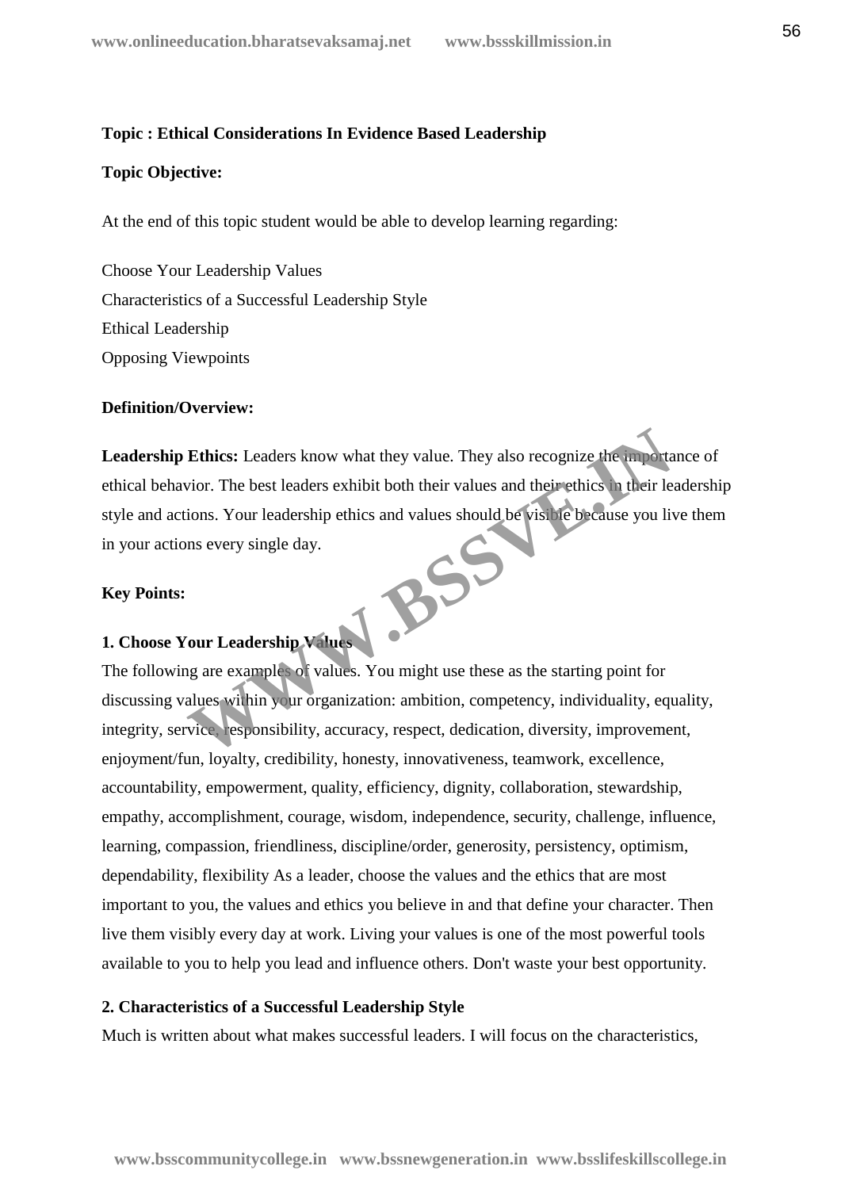**Topic : Ethical Considerations In Evidence Based Leadership**

**Topic Objective:**

At the end of this topic student would be able to develop learning regarding:

Choose Your Leadership Values
Characteristics of a Successful Leadership Style
Ethical Leadership
Opposing Viewpoints

**Definition/Overview:**

**Leadership Ethics:** Leaders know what they value. They also recognize the importance of ethical behavior. The best leaders exhibit both their values and their ethics in their leadership style and actions. Your leadership ethics and values should be visible because you live them in your actions every single day.

**Key Points:**

**1. Choose Your Leadership Values**

The following are examples of values. You might use these as the starting point for discussing values within your organization: ambition, competency, individuality, equality, integrity, service, responsibility, accuracy, respect, dedication, diversity, improvement, enjoyment/fun, loyalty, credibility, honesty, innovativeness, teamwork, excellence, accountability, empowerment, quality, efficiency, dignity, collaboration, stewardship, empathy, accomplishment, courage, wisdom, independence, security, challenge, influence, learning, compassion, friendliness, discipline/order, generosity, persistency, optimism, dependability, flexibility As a leader, choose the values and the ethics that are most important to you, the values and ethics you believe in and that define your character. Then live them visibly every day at work. Living your values is one of the most powerful tools available to you to help you lead and influence others. Don't waste your best opportunity.

**2. Characteristics of a Successful Leadership Style**

Much is written about what makes successful leaders. I will focus on the characteristics,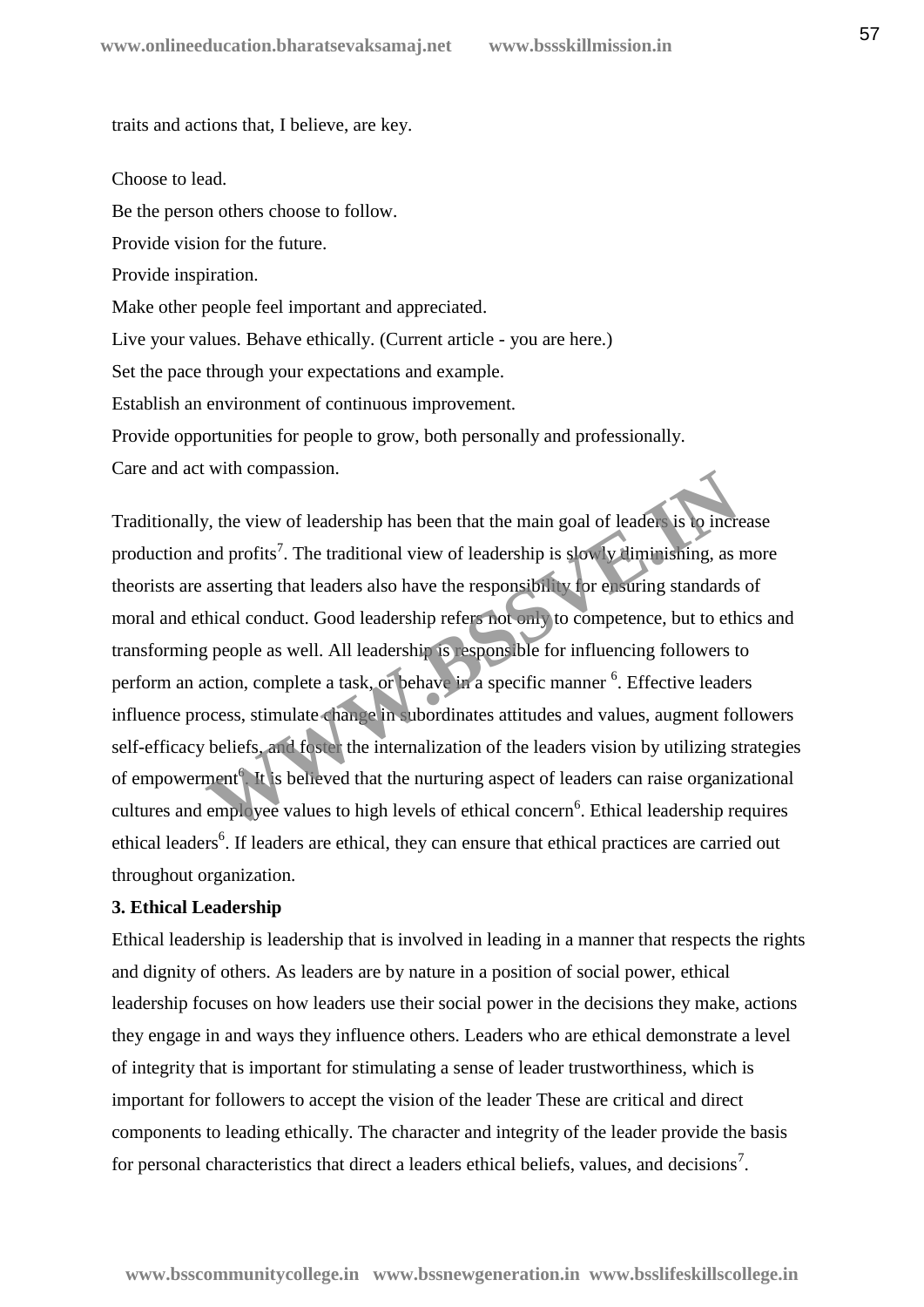traits and actions that, I believe, are key.

Choose to lead.
Be the person others choose to follow.
Provide vision for the future.
Provide inspiration.
Make other people feel important and appreciated.
Live your values. Behave ethically. (Current article - you are here.)
Set the pace through your expectations and example.
Establish an environment of continuous improvement.
Provide opportunities for people to grow, both personally and professionally.
Care and act with compassion.

Traditionally, the view of leadership has been that the main goal of leaders is to increase production and profits[7]. The traditional view of leadership is slowly diminishing, as more theorists are asserting that leaders also have the responsibility for ensuring standards of moral and ethical conduct. Good leadership refers not only to competence, but to ethics and transforming people as well. All leadership is responsible for influencing followers to perform an action, complete a task, or behave in a specific manner [6]. Effective leaders influence process, stimulate change in subordinates attitudes and values, augment followers self-efficacy beliefs, and foster the internalization of the leaders vision by utilizing strategies of empowerment[6]. It is believed that the nurturing aspect of leaders can raise organizational cultures and employee values to high levels of ethical concern[6]. Ethical leadership requires ethical leaders[6]. If leaders are ethical, they can ensure that ethical practices are carried out throughout organization.

**3. Ethical Leadership**

Ethical leadership is leadership that is involved in leading in a manner that respects the rights and dignity of others. As leaders are by nature in a position of social power, ethical leadership focuses on how leaders use their social power in the decisions they make, actions they engage in and ways they influence others. Leaders who are ethical demonstrate a level of integrity that is important for stimulating a sense of leader trustworthiness, which is important for followers to accept the vision of the leader These are critical and direct components to leading ethically. The character and integrity of the leader provide the basis for personal characteristics that direct a leaders ethical beliefs, values, and decisions[7].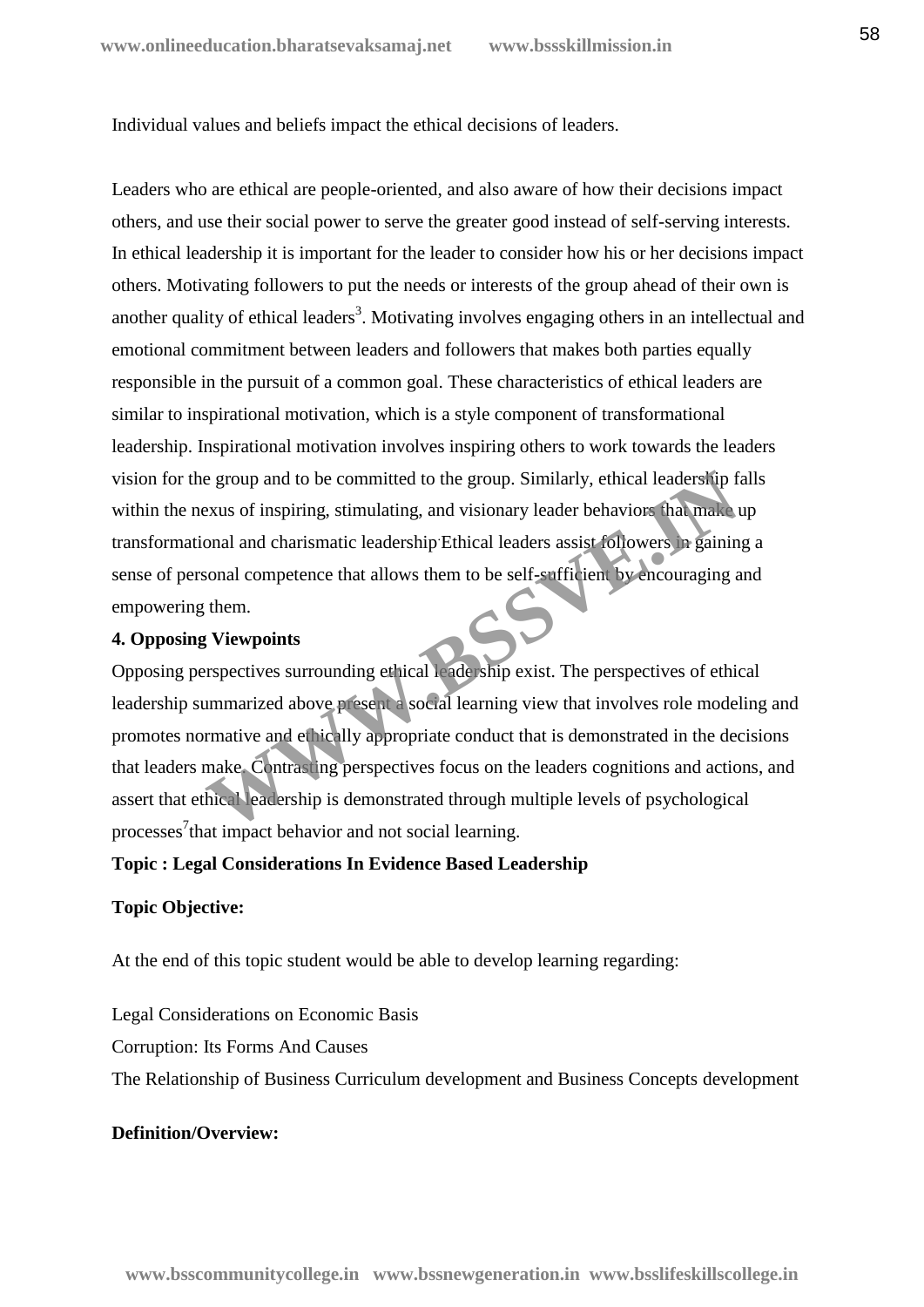Individual values and beliefs impact the ethical decisions of leaders.

Leaders who are ethical are people-oriented, and also aware of how their decisions impact others, and use their social power to serve the greater good instead of self-serving interests. In ethical leadership it is important for the leader to consider how his or her decisions impact others. Motivating followers to put the needs or interests of the group ahead of their own is another quality of ethical leaders[3]. Motivating involves engaging others in an intellectual and emotional commitment between leaders and followers that makes both parties equally responsible in the pursuit of a common goal. These characteristics of ethical leaders are similar to inspirational motivation, which is a style component of transformational leadership. Inspirational motivation involves inspiring others to work towards the leaders vision for the group and to be committed to the group. Similarly, ethical leadership falls within the nexus of inspiring, stimulating, and visionary leader behaviors that make up transformational and charismatic leadership. Ethical leaders assist followers in gaining a sense of personal competence that allows them to be self-sufficient by encouraging and empowering them.

**4. Opposing Viewpoints**

Opposing perspectives surrounding ethical leadership exist. The perspectives of ethical leadership summarized above present a social learning view that involves role modeling and promotes normative and ethically appropriate conduct that is demonstrated in the decisions that leaders make. Contrasting perspectives focus on the leaders cognitions and actions, and assert that ethical leadership is demonstrated through multiple levels of psychological processes[7] that impact behavior and not social learning.

**Topic : Legal Considerations In Evidence Based Leadership**

**Topic Objective:**

At the end of this topic student would be able to develop learning regarding:

Legal Considerations on Economic Basis

Corruption: Its Forms And Causes

The Relationship of Business Curriculum development and Business Concepts development

**Definition/Overview:**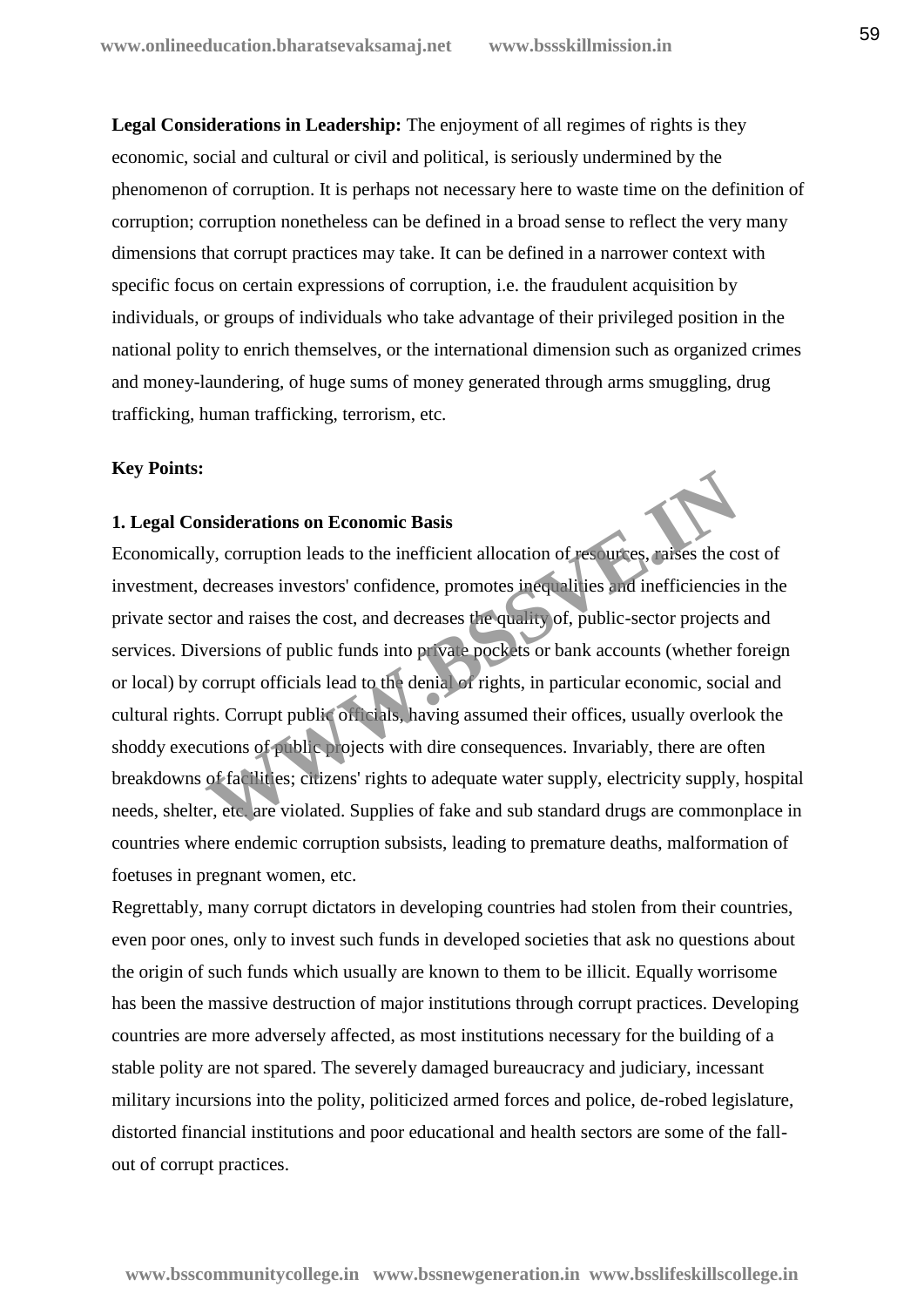**Legal Considerations in Leadership:** The enjoyment of all regimes of rights is they economic, social and cultural or civil and political, is seriously undermined by the phenomenon of corruption. It is perhaps not necessary here to waste time on the definition of corruption; corruption nonetheless can be defined in a broad sense to reflect the very many dimensions that corrupt practices may take. It can be defined in a narrower context with specific focus on certain expressions of corruption, i.e. the fraudulent acquisition by individuals, or groups of individuals who take advantage of their privileged position in the national polity to enrich themselves, or the international dimension such as organized crimes and money-laundering, of huge sums of money generated through arms smuggling, drug trafficking, human trafficking, terrorism, etc.

**Key Points:**

**1. Legal Considerations on Economic Basis**

Economically, corruption leads to the inefficient allocation of resources, raises the cost of investment, decreases investors' confidence, promotes inequalities and inefficiencies in the private sector and raises the cost, and decreases the quality of, public-sector projects and services. Diversions of public funds into private pockets or bank accounts (whether foreign or local) by corrupt officials lead to the denial of rights, in particular economic, social and cultural rights. Corrupt public officials, having assumed their offices, usually overlook the shoddy executions of public projects with dire consequences. Invariably, there are often breakdowns of facilities; citizens' rights to adequate water supply, electricity supply, hospital needs, shelter, etc. are violated. Supplies of fake and sub standard drugs are commonplace in countries where endemic corruption subsists, leading to premature deaths, malformation of foetuses in pregnant women, etc.

Regrettably, many corrupt dictators in developing countries had stolen from their countries, even poor ones, only to invest such funds in developed societies that ask no questions about the origin of such funds which usually are known to them to be illicit. Equally worrisome has been the massive destruction of major institutions through corrupt practices. Developing countries are more adversely affected, as most institutions necessary for the building of a stable polity are not spared. The severely damaged bureaucracy and judiciary, incessant military incursions into the polity, politicized armed forces and police, de-robed legislature, distorted financial institutions and poor educational and health sectors are some of the fall-out of corrupt practices.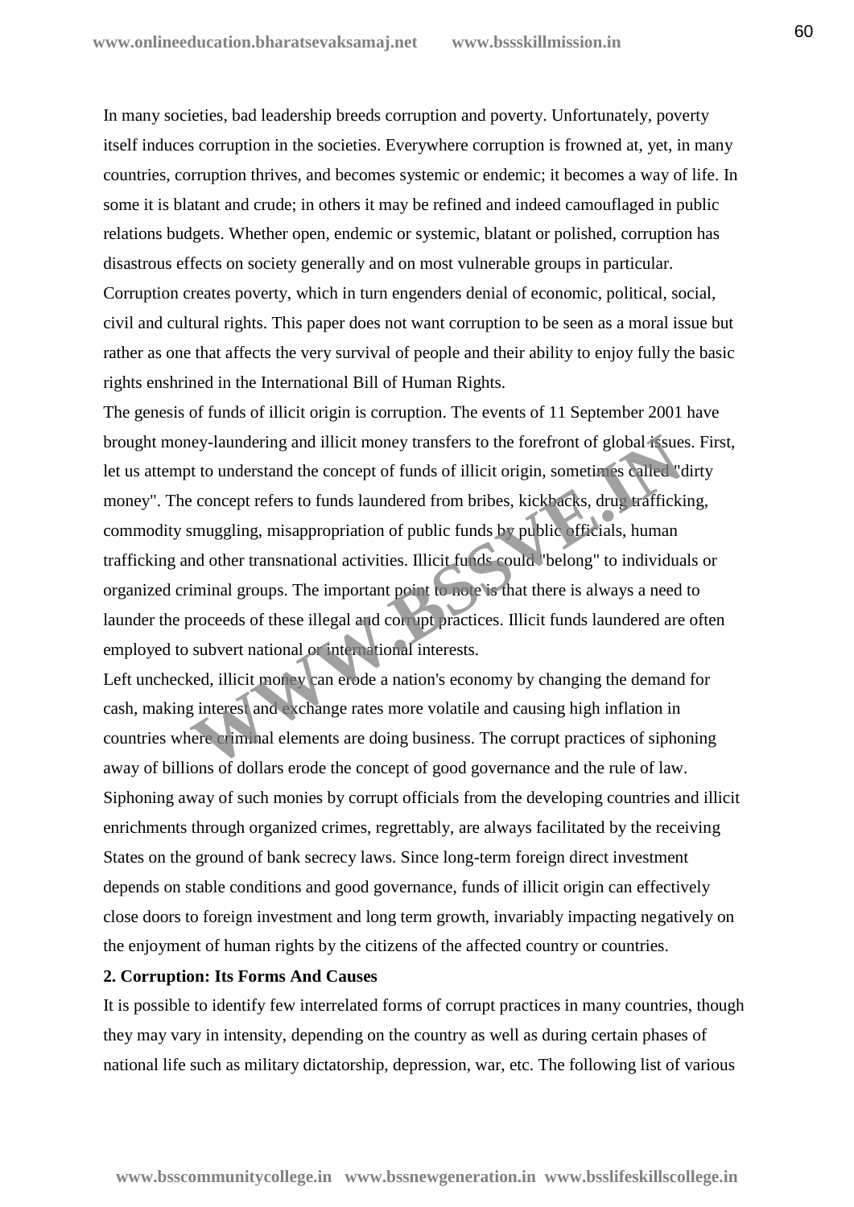In many societies, bad leadership breeds corruption and poverty. Unfortunately, poverty itself induces corruption in the societies. Everywhere corruption is frowned at, yet, in many countries, corruption thrives, and becomes systemic or endemic; it becomes a way of life. In some it is blatant and crude; in others it may be refined and indeed camouflaged in public relations budgets. Whether open, endemic or systemic, blatant or polished, corruption has disastrous effects on society generally and on most vulnerable groups in particular. Corruption creates poverty, which in turn engenders denial of economic, political, social, civil and cultural rights. This paper does not want corruption to be seen as a moral issue but rather as one that affects the very survival of people and their ability to enjoy fully the basic rights enshrined in the International Bill of Human Rights.

The genesis of funds of illicit origin is corruption. The events of 11 September 2001 have brought money-laundering and illicit money transfers to the forefront of global issues. First, let us attempt to understand the concept of funds of illicit origin, sometimes called "dirty money". The concept refers to funds laundered from bribes, kickbacks, drug trafficking, commodity smuggling, misappropriation of public funds by public officials, human trafficking and other transnational activities. Illicit funds could "belong" to individuals or organized criminal groups. The important point to note is that there is always a need to launder the proceeds of these illegal and corrupt practices. Illicit funds laundered are often employed to subvert national or international interests.

Left unchecked, illicit money can erode a nation's economy by changing the demand for cash, making interest and exchange rates more volatile and causing high inflation in countries where criminal elements are doing business. The corrupt practices of siphoning away of billions of dollars erode the concept of good governance and the rule of law. Siphoning away of such monies by corrupt officials from the developing countries and illicit enrichments through organized crimes, regrettably, are always facilitated by the receiving States on the ground of bank secrecy laws. Since long-term foreign direct investment depends on stable conditions and good governance, funds of illicit origin can effectively close doors to foreign investment and long term growth, invariably impacting negatively on the enjoyment of human rights by the citizens of the affected country or countries.

**2. Corruption: Its Forms And Causes**

It is possible to identify few interrelated forms of corrupt practices in many countries, though they may vary in intensity, depending on the country as well as during certain phases of national life such as military dictatorship, depression, war, etc. The following list of various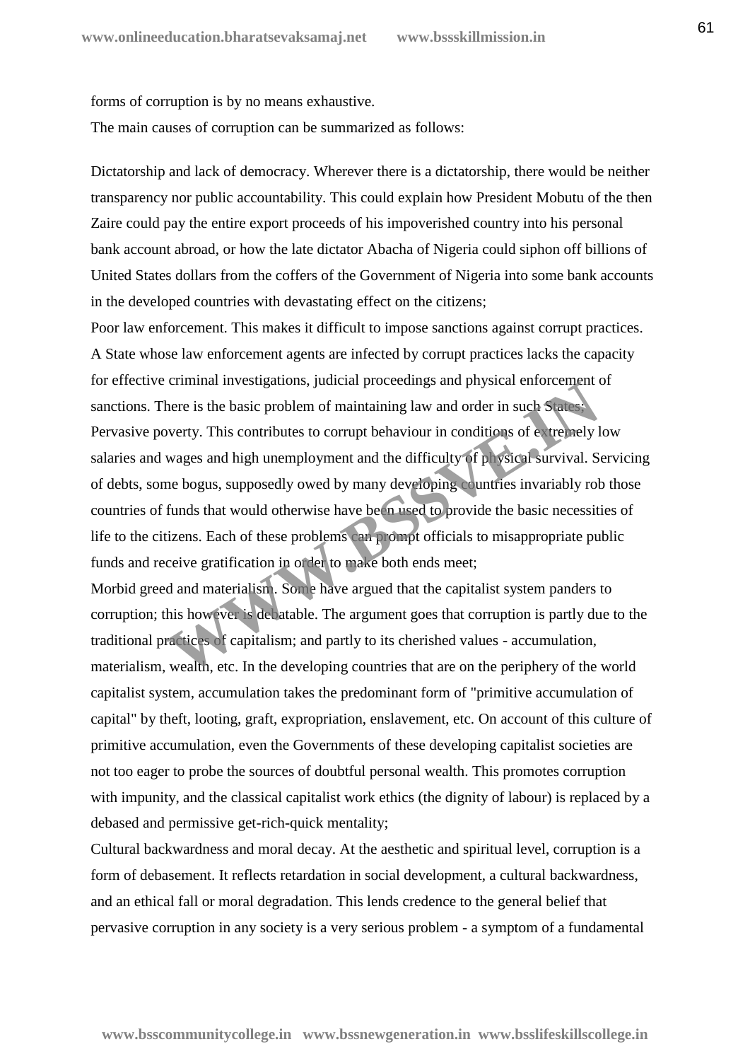forms of corruption is by no means exhaustive.

The main causes of corruption can be summarized as follows:

Dictatorship and lack of democracy. Wherever there is a dictatorship, there would be neither transparency nor public accountability. This could explain how President Mobutu of the then Zaire could pay the entire export proceeds of his impoverished country into his personal bank account abroad, or how the late dictator Abacha of Nigeria could siphon off billions of United States dollars from the coffers of the Government of Nigeria into some bank accounts in the developed countries with devastating effect on the citizens;

Poor law enforcement. This makes it difficult to impose sanctions against corrupt practices. A State whose law enforcement agents are infected by corrupt practices lacks the capacity for effective criminal investigations, judicial proceedings and physical enforcement of sanctions. There is the basic problem of maintaining law and order in such States;

Pervasive poverty. This contributes to corrupt behaviour in conditions of extremely low salaries and wages and high unemployment and the difficulty of physical survival. Servicing of debts, some bogus, supposedly owed by many developing countries invariably rob those countries of funds that would otherwise have been used to provide the basic necessities of life to the citizens. Each of these problems can prompt officials to misappropriate public funds and receive gratification in order to make both ends meet;

Morbid greed and materialism. Some have argued that the capitalist system panders to corruption; this however is debatable. The argument goes that corruption is partly due to the traditional practices of capitalism; and partly to its cherished values - accumulation, materialism, wealth, etc. In the developing countries that are on the periphery of the world capitalist system, accumulation takes the predominant form of "primitive accumulation of capital" by theft, looting, graft, expropriation, enslavement, etc. On account of this culture of primitive accumulation, even the Governments of these developing capitalist societies are not too eager to probe the sources of doubtful personal wealth. This promotes corruption with impunity, and the classical capitalist work ethics (the dignity of labour) is replaced by a debased and permissive get-rich-quick mentality;

Cultural backwardness and moral decay. At the aesthetic and spiritual level, corruption is a form of debasement. It reflects retardation in social development, a cultural backwardness, and an ethical fall or moral degradation. This lends credence to the general belief that pervasive corruption in any society is a very serious problem - a symptom of a fundamental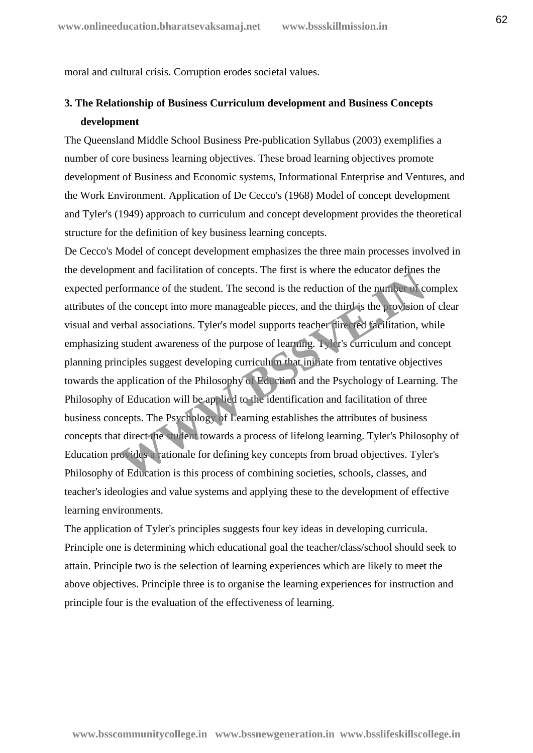moral and cultural crisis. Corruption erodes societal values.

**3. The Relationship of Business Curriculum development and Business Concepts development**

The Queensland Middle School Business Pre-publication Syllabus (2003) exemplifies a number of core business learning objectives. These broad learning objectives promote development of Business and Economic systems, Informational Enterprise and Ventures, and the Work Environment. Application of De Cecco's (1968) Model of concept development and Tyler's (1949) approach to curriculum and concept development provides the theoretical structure for the definition of key business learning concepts.

De Cecco's Model of concept development emphasizes the three main processes involved in the development and facilitation of concepts. The first is where the educator defines the expected performance of the student. The second is the reduction of the number of complex attributes of the concept into more manageable pieces, and the third is the provision of clear visual and verbal associations. Tyler's model supports teacher directed facilitation, while emphasizing student awareness of the purpose of learning. Tyler's curriculum and concept planning principles suggest developing curriculum that initiate from tentative objectives towards the application of the Philosophy of Eduction and the Psychology of Learning. The Philosophy of Education will be applied to the identification and facilitation of three business concepts. The Psychology of Learning establishes the attributes of business concepts that direct the student towards a process of lifelong learning. Tyler's Philosophy of Education provides a rationale for defining key concepts from broad objectives. Tyler's Philosophy of Education is this process of combining societies, schools, classes, and teacher's ideologies and value systems and applying these to the development of effective learning environments.

The application of Tyler's principles suggests four key ideas in developing curricula. Principle one is determining which educational goal the teacher/class/school should seek to attain. Principle two is the selection of learning experiences which are likely to meet the above objectives. Principle three is to organise the learning experiences for instruction and principle four is the evaluation of the effectiveness of learning.